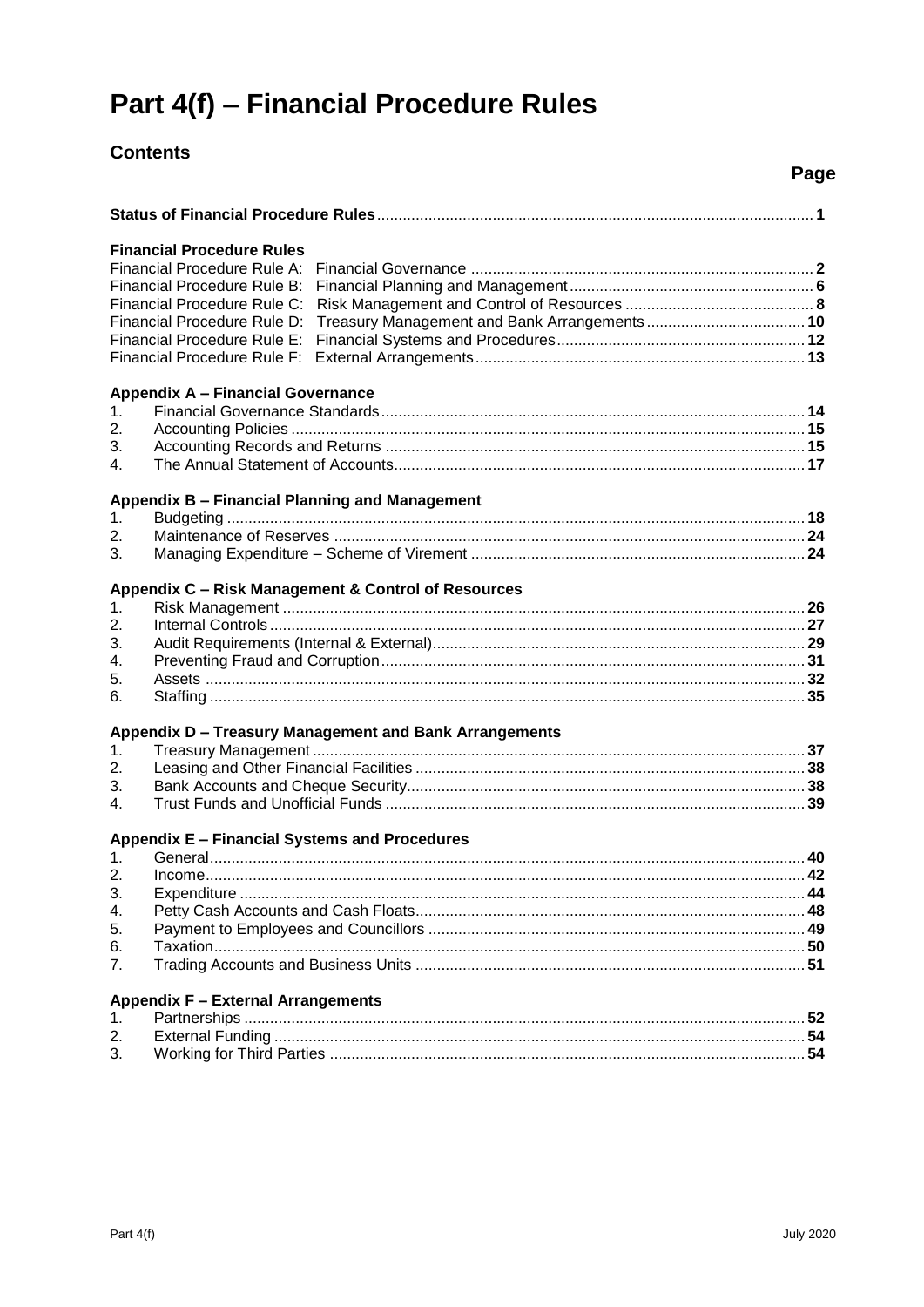# Part 4(f) – Financial Procedure Rules

## Contents

| | Page |
|---|---|
| **Status of Financial Procedure Rules** | **1** |
| | |
| **Financial Procedure Rules** | |
| Financial Procedure Rule A: Financial Governance | **2** |
| Financial Procedure Rule B: Financial Planning and Management | **6** |
| Financial Procedure Rule C: Risk Management and Control of Resources | **8** |
| Financial Procedure Rule D: Treasury Management and Bank Arrangements | **10** |
| Financial Procedure Rule E: Financial Systems and Procedures | **12** |
| Financial Procedure Rule F: External Arrangements | **13** |
| | |
| **Appendix A – Financial Governance** | |
| 1. Financial Governance Standards | **14** |
| 2. Accounting Policies | **15** |
| 3. Accounting Records and Returns | **15** |
| 4. The Annual Statement of Accounts | **17** |
| | |
| **Appendix B – Financial Planning and Management** | |
| 1. Budgeting | **18** |
| 2. Maintenance of Reserves | **24** |
| 3. Managing Expenditure – Scheme of Virement | **24** |
| | |
| **Appendix C – Risk Management & Control of Resources** | |
| 1. Risk Management | **26** |
| 2. Internal Controls | **27** |
| 3. Audit Requirements (Internal & External) | **29** |
| 4. Preventing Fraud and Corruption | **31** |
| 5. Assets | **32** |
| 6. Staffing | **35** |
| | |
| **Appendix D – Treasury Management and Bank Arrangements** | |
| 1. Treasury Management | **37** |
| 2. Leasing and Other Financial Facilities | **38** |
| 3. Bank Accounts and Cheque Security | **38** |
| 4. Trust Funds and Unofficial Funds | **39** |
| | |
| **Appendix E – Financial Systems and Procedures** | |
| 1. General | **40** |
| 2. Income | **42** |
| 3. Expenditure | **44** |
| 4. Petty Cash Accounts and Cash Floats | **48** |
| 5. Payment to Employees and Councillors | **49** |
| 6. Taxation | **50** |
| 7. Trading Accounts and Business Units | **51** |
| | |
| **Appendix F – External Arrangements** | |
| 1. Partnerships | **52** |
| 2. External Funding | **54** |
| 3. Working for Third Parties | **54** |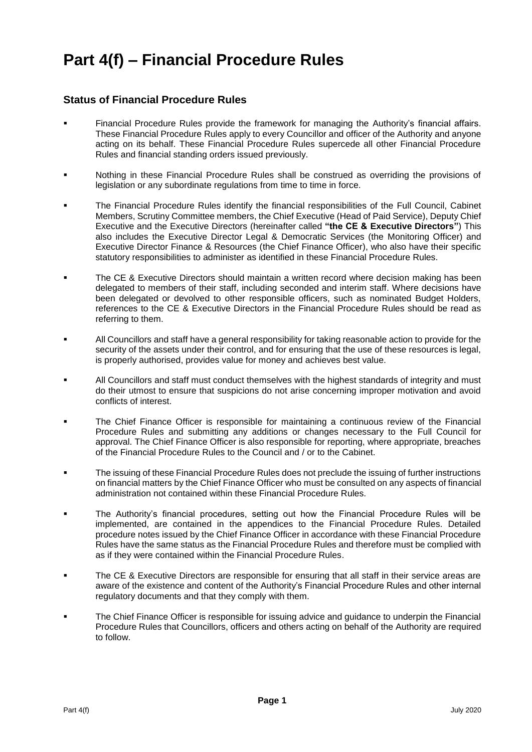# Part 4(f) – Financial Procedure Rules

## Status of Financial Procedure Rules

- Financial Procedure Rules provide the framework for managing the Authority's financial affairs. These Financial Procedure Rules apply to every Councillor and officer of the Authority and anyone acting on its behalf. These Financial Procedure Rules supercede all other Financial Procedure Rules and financial standing orders issued previously.
- Nothing in these Financial Procedure Rules shall be construed as overriding the provisions of legislation or any subordinate regulations from time to time in force.
- The Financial Procedure Rules identify the financial responsibilities of the Full Council, Cabinet Members, Scrutiny Committee members, the Chief Executive (Head of Paid Service), Deputy Chief Executive and the Executive Directors (hereinafter called **"the CE & Executive Directors"**) This also includes the Executive Director Legal & Democratic Services (the Monitoring Officer) and Executive Director Finance & Resources (the Chief Finance Officer), who also have their specific statutory responsibilities to administer as identified in these Financial Procedure Rules.
- The CE & Executive Directors should maintain a written record where decision making has been delegated to members of their staff, including seconded and interim staff. Where decisions have been delegated or devolved to other responsible officers, such as nominated Budget Holders, references to the CE & Executive Directors in the Financial Procedure Rules should be read as referring to them.
- All Councillors and staff have a general responsibility for taking reasonable action to provide for the security of the assets under their control, and for ensuring that the use of these resources is legal, is properly authorised, provides value for money and achieves best value.
- All Councillors and staff must conduct themselves with the highest standards of integrity and must do their utmost to ensure that suspicions do not arise concerning improper motivation and avoid conflicts of interest.
- The Chief Finance Officer is responsible for maintaining a continuous review of the Financial Procedure Rules and submitting any additions or changes necessary to the Full Council for approval. The Chief Finance Officer is also responsible for reporting, where appropriate, breaches of the Financial Procedure Rules to the Council and / or to the Cabinet.
- The issuing of these Financial Procedure Rules does not preclude the issuing of further instructions on financial matters by the Chief Finance Officer who must be consulted on any aspects of financial administration not contained within these Financial Procedure Rules.
- The Authority's financial procedures, setting out how the Financial Procedure Rules will be implemented, are contained in the appendices to the Financial Procedure Rules. Detailed procedure notes issued by the Chief Finance Officer in accordance with these Financial Procedure Rules have the same status as the Financial Procedure Rules and therefore must be complied with as if they were contained within the Financial Procedure Rules.
- The CE & Executive Directors are responsible for ensuring that all staff in their service areas are aware of the existence and content of the Authority's Financial Procedure Rules and other internal regulatory documents and that they comply with them.
- The Chief Finance Officer is responsible for issuing advice and guidance to underpin the Financial Procedure Rules that Councillors, officers and others acting on behalf of the Authority are required to follow.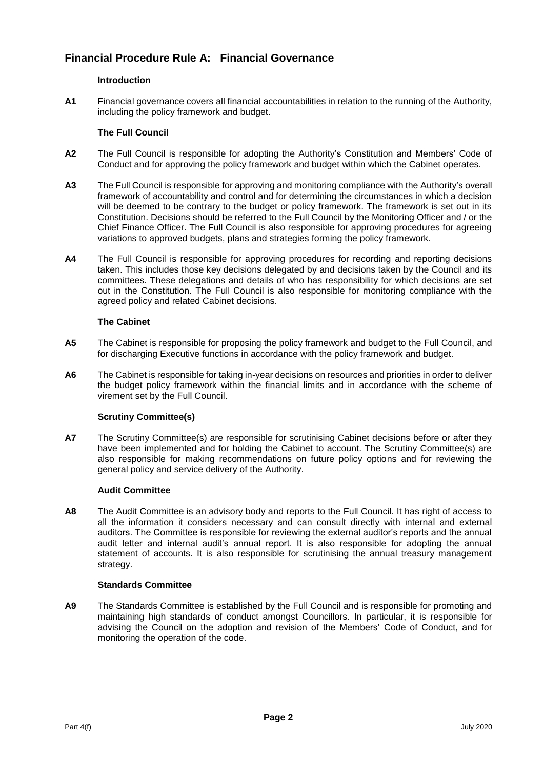## Financial Procedure Rule A: Financial Governance

### Introduction

**A1** Financial governance covers all financial accountabilities in relation to the running of the Authority, including the policy framework and budget.

### The Full Council

**A2** The Full Council is responsible for adopting the Authority's Constitution and Members' Code of Conduct and for approving the policy framework and budget within which the Cabinet operates.

**A3** The Full Council is responsible for approving and monitoring compliance with the Authority's overall framework of accountability and control and for determining the circumstances in which a decision will be deemed to be contrary to the budget or policy framework. The framework is set out in its Constitution. Decisions should be referred to the Full Council by the Monitoring Officer and / or the Chief Finance Officer. The Full Council is also responsible for approving procedures for agreeing variations to approved budgets, plans and strategies forming the policy framework.

**A4** The Full Council is responsible for approving procedures for recording and reporting decisions taken. This includes those key decisions delegated by and decisions taken by the Council and its committees. These delegations and details of who has responsibility for which decisions are set out in the Constitution. The Full Council is also responsible for monitoring compliance with the agreed policy and related Cabinet decisions.

### The Cabinet

**A5** The Cabinet is responsible for proposing the policy framework and budget to the Full Council, and for discharging Executive functions in accordance with the policy framework and budget.

**A6** The Cabinet is responsible for taking in-year decisions on resources and priorities in order to deliver the budget policy framework within the financial limits and in accordance with the scheme of virement set by the Full Council.

### Scrutiny Committee(s)

**A7** The Scrutiny Committee(s) are responsible for scrutinising Cabinet decisions before or after they have been implemented and for holding the Cabinet to account. The Scrutiny Committee(s) are also responsible for making recommendations on future policy options and for reviewing the general policy and service delivery of the Authority.

### Audit Committee

**A8** The Audit Committee is an advisory body and reports to the Full Council. It has right of access to all the information it considers necessary and can consult directly with internal and external auditors. The Committee is responsible for reviewing the external auditor's reports and the annual audit letter and internal audit's annual report. It is also responsible for adopting the annual statement of accounts. It is also responsible for scrutinising the annual treasury management strategy.

### Standards Committee

**A9** The Standards Committee is established by the Full Council and is responsible for promoting and maintaining high standards of conduct amongst Councillors. In particular, it is responsible for advising the Council on the adoption and revision of the Members' Code of Conduct, and for monitoring the operation of the code.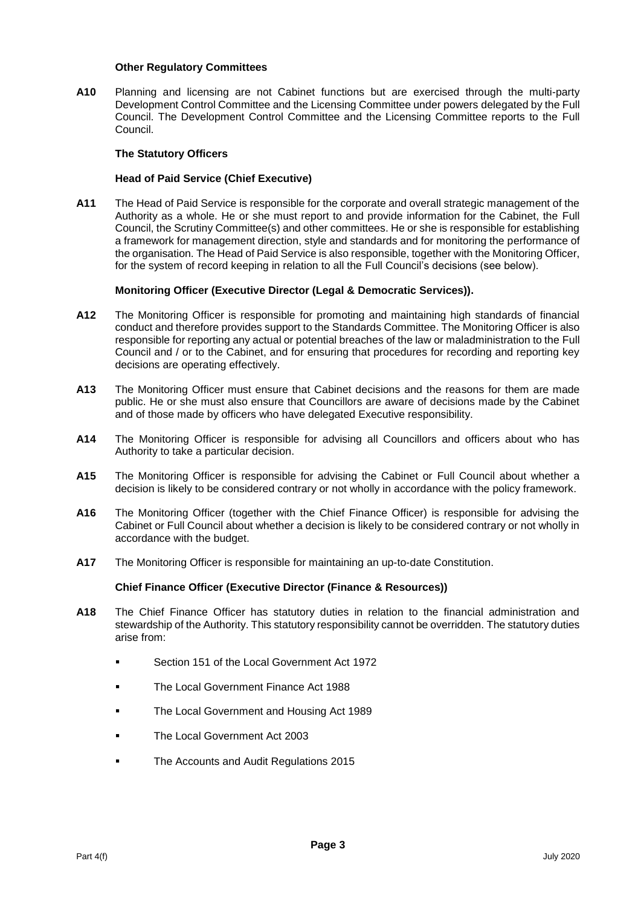### Other Regulatory Committees

**A10** Planning and licensing are not Cabinet functions but are exercised through the multi-party Development Control Committee and the Licensing Committee under powers delegated by the Full Council. The Development Control Committee and the Licensing Committee reports to the Full Council.

### The Statutory Officers

### Head of Paid Service (Chief Executive)

**A11** The Head of Paid Service is responsible for the corporate and overall strategic management of the Authority as a whole. He or she must report to and provide information for the Cabinet, the Full Council, the Scrutiny Committee(s) and other committees. He or she is responsible for establishing a framework for management direction, style and standards and for monitoring the performance of the organisation. The Head of Paid Service is also responsible, together with the Monitoring Officer, for the system of record keeping in relation to all the Full Council's decisions (see below).

### Monitoring Officer (Executive Director (Legal & Democratic Services)).

**A12** The Monitoring Officer is responsible for promoting and maintaining high standards of financial conduct and therefore provides support to the Standards Committee. The Monitoring Officer is also responsible for reporting any actual or potential breaches of the law or maladministration to the Full Council and / or to the Cabinet, and for ensuring that procedures for recording and reporting key decisions are operating effectively.

**A13** The Monitoring Officer must ensure that Cabinet decisions and the reasons for them are made public. He or she must also ensure that Councillors are aware of decisions made by the Cabinet and of those made by officers who have delegated Executive responsibility.

**A14** The Monitoring Officer is responsible for advising all Councillors and officers about who has Authority to take a particular decision.

**A15** The Monitoring Officer is responsible for advising the Cabinet or Full Council about whether a decision is likely to be considered contrary or not wholly in accordance with the policy framework.

**A16** The Monitoring Officer (together with the Chief Finance Officer) is responsible for advising the Cabinet or Full Council about whether a decision is likely to be considered contrary or not wholly in accordance with the budget.

**A17** The Monitoring Officer is responsible for maintaining an up-to-date Constitution.

### Chief Finance Officer (Executive Director (Finance & Resources))

**A18** The Chief Finance Officer has statutory duties in relation to the financial administration and stewardship of the Authority. This statutory responsibility cannot be overridden. The statutory duties arise from:

- Section 151 of the Local Government Act 1972
- The Local Government Finance Act 1988
- The Local Government and Housing Act 1989
- The Local Government Act 2003
- The Accounts and Audit Regulations 2015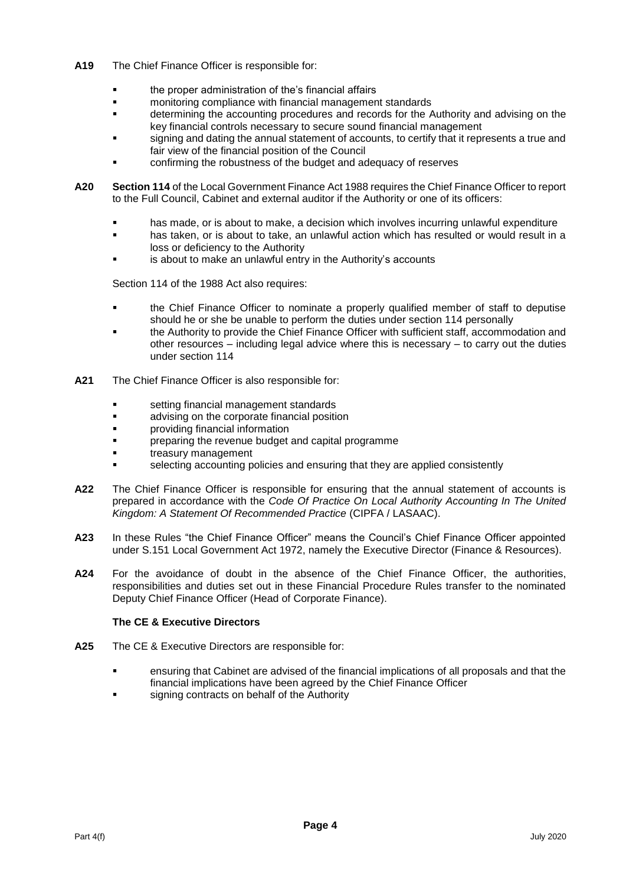**A19** The Chief Finance Officer is responsible for:

- the proper administration of the's financial affairs
- monitoring compliance with financial management standards
- determining the accounting procedures and records for the Authority and advising on the key financial controls necessary to secure sound financial management
- signing and dating the annual statement of accounts, to certify that it represents a true and fair view of the financial position of the Council
- confirming the robustness of the budget and adequacy of reserves

**A20** **Section 114** of the Local Government Finance Act 1988 requires the Chief Finance Officer to report to the Full Council, Cabinet and external auditor if the Authority or one of its officers:

- has made, or is about to make, a decision which involves incurring unlawful expenditure
- has taken, or is about to take, an unlawful action which has resulted or would result in a loss or deficiency to the Authority
- is about to make an unlawful entry in the Authority's accounts

Section 114 of the 1988 Act also requires:

- the Chief Finance Officer to nominate a properly qualified member of staff to deputise should he or she be unable to perform the duties under section 114 personally
- the Authority to provide the Chief Finance Officer with sufficient staff, accommodation and other resources – including legal advice where this is necessary – to carry out the duties under section 114

**A21** The Chief Finance Officer is also responsible for:

- setting financial management standards
- advising on the corporate financial position
- providing financial information
- preparing the revenue budget and capital programme
- treasury management
- selecting accounting policies and ensuring that they are applied consistently

**A22** The Chief Finance Officer is responsible for ensuring that the annual statement of accounts is prepared in accordance with the *Code Of Practice On Local Authority Accounting In The United Kingdom: A Statement Of Recommended Practice* (CIPFA / LASAAC).

**A23** In these Rules "the Chief Finance Officer" means the Council's Chief Finance Officer appointed under S.151 Local Government Act 1972, namely the Executive Director (Finance & Resources).

**A24** For the avoidance of doubt in the absence of the Chief Finance Officer, the authorities, responsibilities and duties set out in these Financial Procedure Rules transfer to the nominated Deputy Chief Finance Officer (Head of Corporate Finance).

**The CE & Executive Directors**

**A25** The CE & Executive Directors are responsible for:

- ensuring that Cabinet are advised of the financial implications of all proposals and that the financial implications have been agreed by the Chief Finance Officer
- signing contracts on behalf of the Authority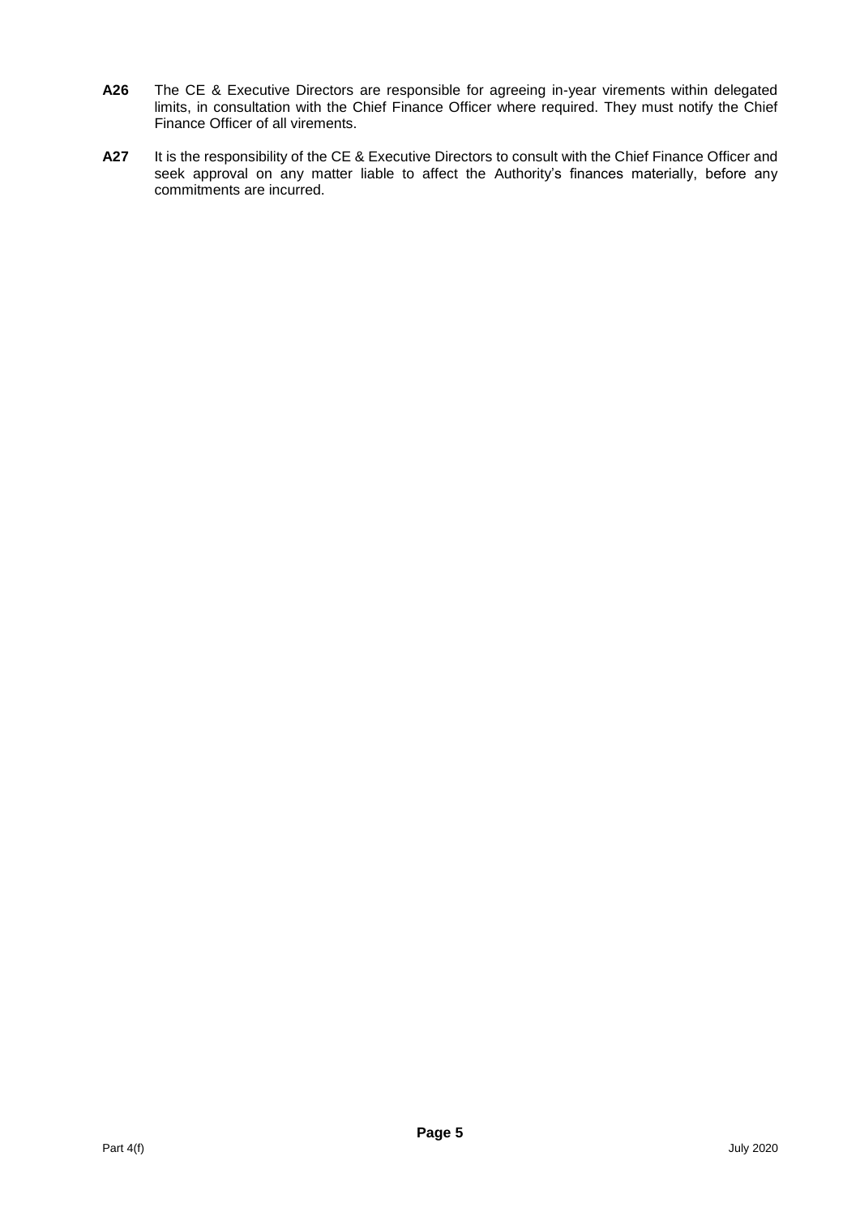**A26** The CE & Executive Directors are responsible for agreeing in-year virements within delegated limits, in consultation with the Chief Finance Officer where required. They must notify the Chief Finance Officer of all virements.

**A27** It is the responsibility of the CE & Executive Directors to consult with the Chief Finance Officer and seek approval on any matter liable to affect the Authority's finances materially, before any commitments are incurred.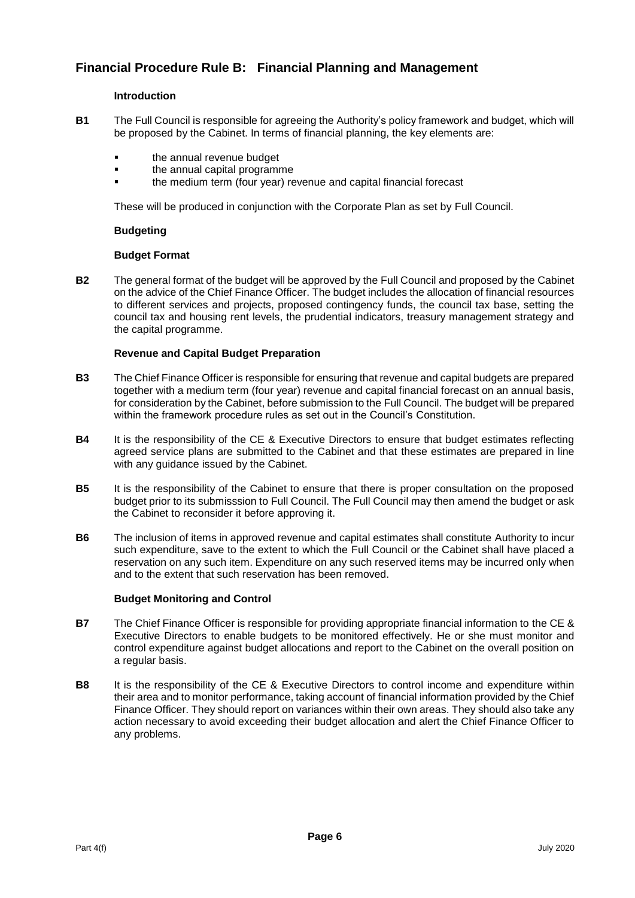## Financial Procedure Rule B: Financial Planning and Management

### Introduction

**B1** The Full Council is responsible for agreeing the Authority's policy framework and budget, which will be proposed by the Cabinet. In terms of financial planning, the key elements are:

- the annual revenue budget
- the annual capital programme
- the medium term (four year) revenue and capital financial forecast

These will be produced in conjunction with the Corporate Plan as set by Full Council.

### Budgeting

#### Budget Format

**B2** The general format of the budget will be approved by the Full Council and proposed by the Cabinet on the advice of the Chief Finance Officer. The budget includes the allocation of financial resources to different services and projects, proposed contingency funds, the council tax base, setting the council tax and housing rent levels, the prudential indicators, treasury management strategy and the capital programme.

#### Revenue and Capital Budget Preparation

**B3** The Chief Finance Officer is responsible for ensuring that revenue and capital budgets are prepared together with a medium term (four year) revenue and capital financial forecast on an annual basis, for consideration by the Cabinet, before submission to the Full Council. The budget will be prepared within the framework procedure rules as set out in the Council's Constitution.

**B4** It is the responsibility of the CE & Executive Directors to ensure that budget estimates reflecting agreed service plans are submitted to the Cabinet and that these estimates are prepared in line with any guidance issued by the Cabinet.

**B5** It is the responsibility of the Cabinet to ensure that there is proper consultation on the proposed budget prior to its submisssion to Full Council. The Full Council may then amend the budget or ask the Cabinet to reconsider it before approving it.

**B6** The inclusion of items in approved revenue and capital estimates shall constitute Authority to incur such expenditure, save to the extent to which the Full Council or the Cabinet shall have placed a reservation on any such item. Expenditure on any such reserved items may be incurred only when and to the extent that such reservation has been removed.

#### Budget Monitoring and Control

**B7** The Chief Finance Officer is responsible for providing appropriate financial information to the CE & Executive Directors to enable budgets to be monitored effectively. He or she must monitor and control expenditure against budget allocations and report to the Cabinet on the overall position on a regular basis.

**B8** It is the responsibility of the CE & Executive Directors to control income and expenditure within their area and to monitor performance, taking account of financial information provided by the Chief Finance Officer. They should report on variances within their own areas. They should also take any action necessary to avoid exceeding their budget allocation and alert the Chief Finance Officer to any problems.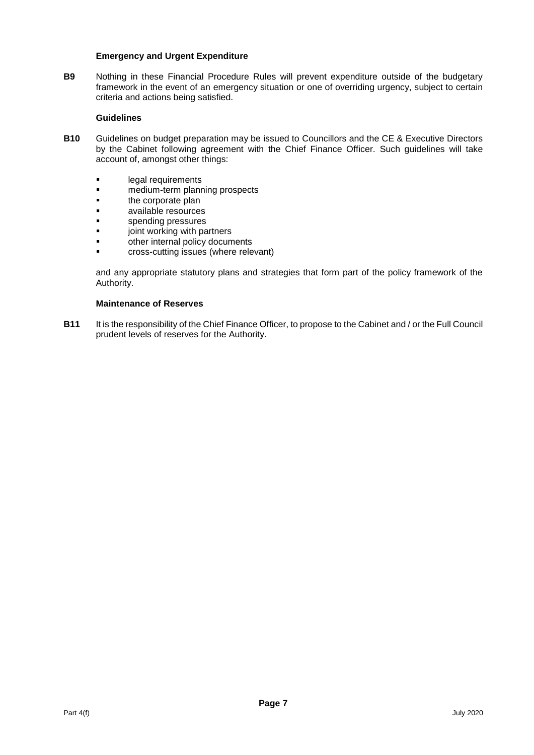### Emergency and Urgent Expenditure

**B9** Nothing in these Financial Procedure Rules will prevent expenditure outside of the budgetary framework in the event of an emergency situation or one of overriding urgency, subject to certain criteria and actions being satisfied.

### Guidelines

**B10** Guidelines on budget preparation may be issued to Councillors and the CE & Executive Directors by the Cabinet following agreement with the Chief Finance Officer. Such guidelines will take account of, amongst other things:

- legal requirements
- medium-term planning prospects
- the corporate plan
- available resources
- spending pressures
- joint working with partners
- other internal policy documents
- cross-cutting issues (where relevant)

and any appropriate statutory plans and strategies that form part of the policy framework of the Authority.

### Maintenance of Reserves

**B11** It is the responsibility of the Chief Finance Officer, to propose to the Cabinet and / or the Full Council prudent levels of reserves for the Authority.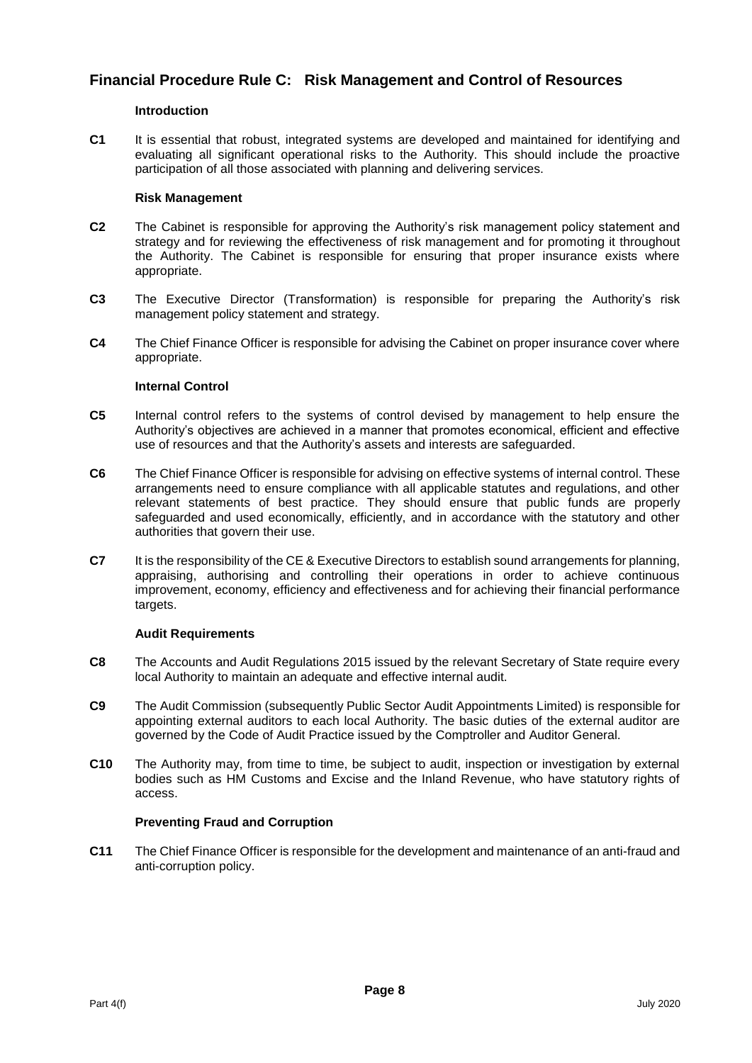## Financial Procedure Rule C: Risk Management and Control of Resources

### Introduction

**C1** It is essential that robust, integrated systems are developed and maintained for identifying and evaluating all significant operational risks to the Authority. This should include the proactive participation of all those associated with planning and delivering services.

### Risk Management

**C2** The Cabinet is responsible for approving the Authority's risk management policy statement and strategy and for reviewing the effectiveness of risk management and for promoting it throughout the Authority. The Cabinet is responsible for ensuring that proper insurance exists where appropriate.

**C3** The Executive Director (Transformation) is responsible for preparing the Authority's risk management policy statement and strategy.

**C4** The Chief Finance Officer is responsible for advising the Cabinet on proper insurance cover where appropriate.

### Internal Control

**C5** Internal control refers to the systems of control devised by management to help ensure the Authority's objectives are achieved in a manner that promotes economical, efficient and effective use of resources and that the Authority's assets and interests are safeguarded.

**C6** The Chief Finance Officer is responsible for advising on effective systems of internal control. These arrangements need to ensure compliance with all applicable statutes and regulations, and other relevant statements of best practice. They should ensure that public funds are properly safeguarded and used economically, efficiently, and in accordance with the statutory and other authorities that govern their use.

**C7** It is the responsibility of the CE & Executive Directors to establish sound arrangements for planning, appraising, authorising and controlling their operations in order to achieve continuous improvement, economy, efficiency and effectiveness and for achieving their financial performance targets.

### Audit Requirements

**C8** The Accounts and Audit Regulations 2015 issued by the relevant Secretary of State require every local Authority to maintain an adequate and effective internal audit.

**C9** The Audit Commission (subsequently Public Sector Audit Appointments Limited) is responsible for appointing external auditors to each local Authority. The basic duties of the external auditor are governed by the Code of Audit Practice issued by the Comptroller and Auditor General.

**C10** The Authority may, from time to time, be subject to audit, inspection or investigation by external bodies such as HM Customs and Excise and the Inland Revenue, who have statutory rights of access.

### Preventing Fraud and Corruption

**C11** The Chief Finance Officer is responsible for the development and maintenance of an anti-fraud and anti-corruption policy.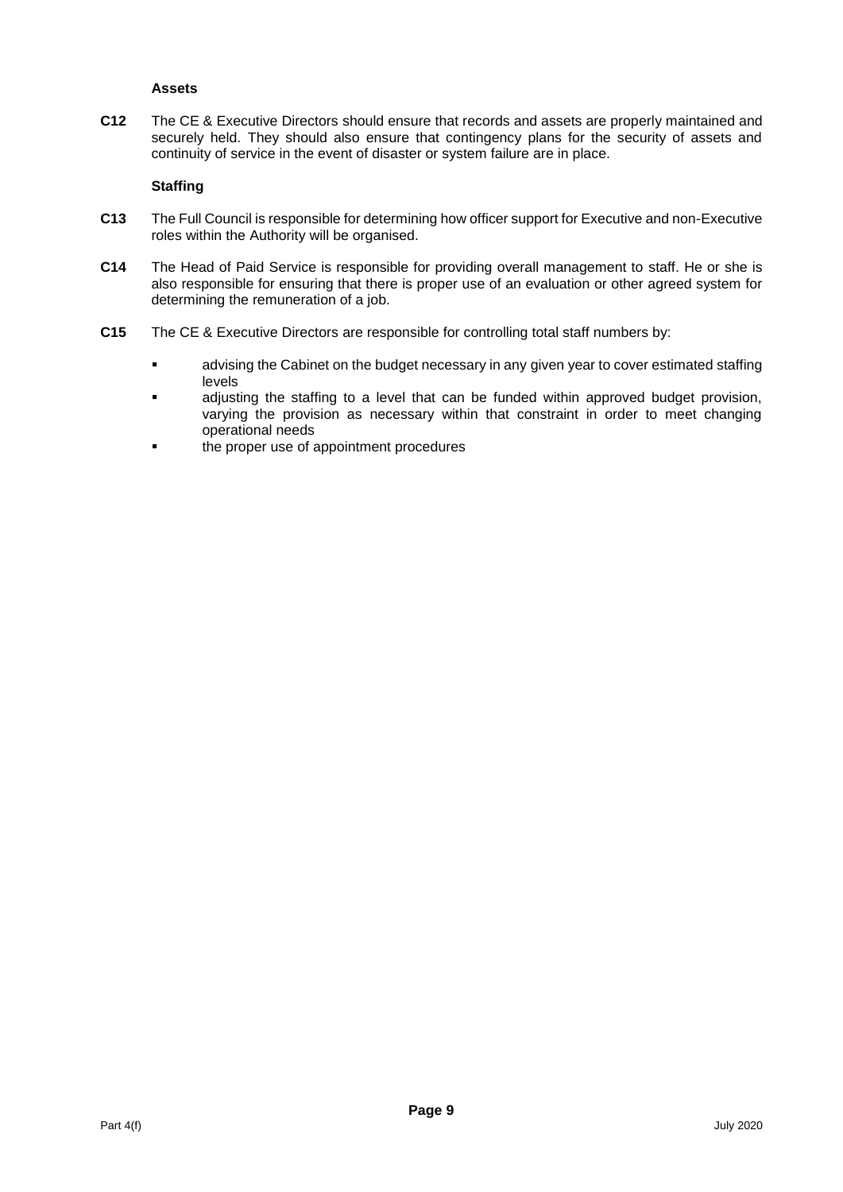**Assets**

**C12** The CE & Executive Directors should ensure that records and assets are properly maintained and securely held. They should also ensure that contingency plans for the security of assets and continuity of service in the event of disaster or system failure are in place.

**Staffing**

**C13** The Full Council is responsible for determining how officer support for Executive and non-Executive roles within the Authority will be organised.

**C14** The Head of Paid Service is responsible for providing overall management to staff. He or she is also responsible for ensuring that there is proper use of an evaluation or other agreed system for determining the remuneration of a job.

**C15** The CE & Executive Directors are responsible for controlling total staff numbers by:

- advising the Cabinet on the budget necessary in any given year to cover estimated staffing levels
- adjusting the staffing to a level that can be funded within approved budget provision, varying the provision as necessary within that constraint in order to meet changing operational needs
- the proper use of appointment procedures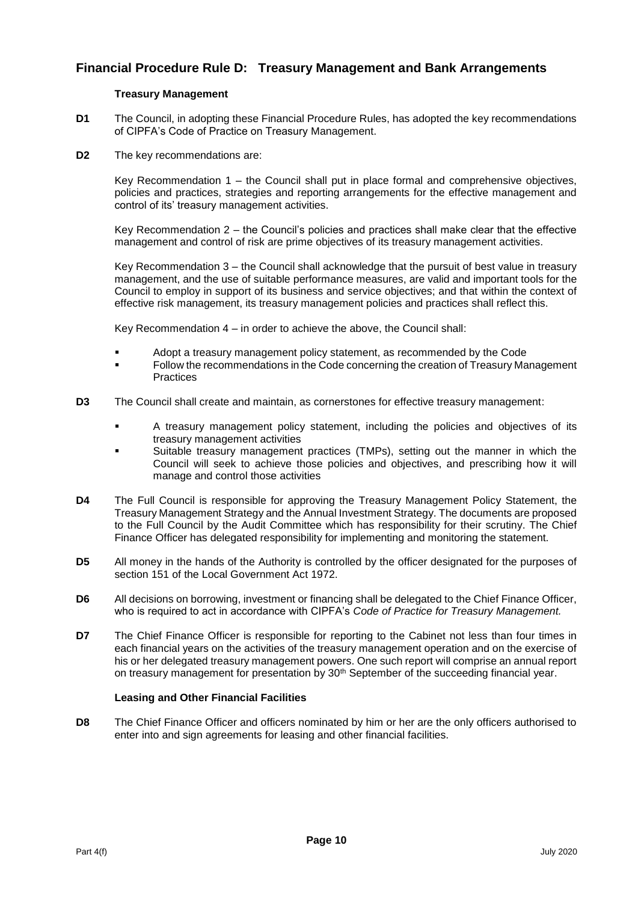## Financial Procedure Rule D: Treasury Management and Bank Arrangements

**Treasury Management**

**D1** The Council, in adopting these Financial Procedure Rules, has adopted the key recommendations of CIPFA's Code of Practice on Treasury Management.

**D2** The key recommendations are:

Key Recommendation 1 – the Council shall put in place formal and comprehensive objectives, policies and practices, strategies and reporting arrangements for the effective management and control of its' treasury management activities.

Key Recommendation 2 – the Council's policies and practices shall make clear that the effective management and control of risk are prime objectives of its treasury management activities.

Key Recommendation 3 – the Council shall acknowledge that the pursuit of best value in treasury management, and the use of suitable performance measures, are valid and important tools for the Council to employ in support of its business and service objectives; and that within the context of effective risk management, its treasury management policies and practices shall reflect this.

Key Recommendation 4 – in order to achieve the above, the Council shall:

- Adopt a treasury management policy statement, as recommended by the Code
- Follow the recommendations in the Code concerning the creation of Treasury Management Practices

**D3** The Council shall create and maintain, as cornerstones for effective treasury management:

- A treasury management policy statement, including the policies and objectives of its treasury management activities
- Suitable treasury management practices (TMPs), setting out the manner in which the Council will seek to achieve those policies and objectives, and prescribing how it will manage and control those activities

**D4** The Full Council is responsible for approving the Treasury Management Policy Statement, the Treasury Management Strategy and the Annual Investment Strategy. The documents are proposed to the Full Council by the Audit Committee which has responsibility for their scrutiny. The Chief Finance Officer has delegated responsibility for implementing and monitoring the statement.

**D5** All money in the hands of the Authority is controlled by the officer designated for the purposes of section 151 of the Local Government Act 1972.

**D6** All decisions on borrowing, investment or financing shall be delegated to the Chief Finance Officer, who is required to act in accordance with CIPFA's *Code of Practice for Treasury Management.*

**D7** The Chief Finance Officer is responsible for reporting to the Cabinet not less than four times in each financial years on the activities of the treasury management operation and on the exercise of his or her delegated treasury management powers. One such report will comprise an annual report on treasury management for presentation by 30th September of the succeeding financial year.

**Leasing and Other Financial Facilities**

**D8** The Chief Finance Officer and officers nominated by him or her are the only officers authorised to enter into and sign agreements for leasing and other financial facilities.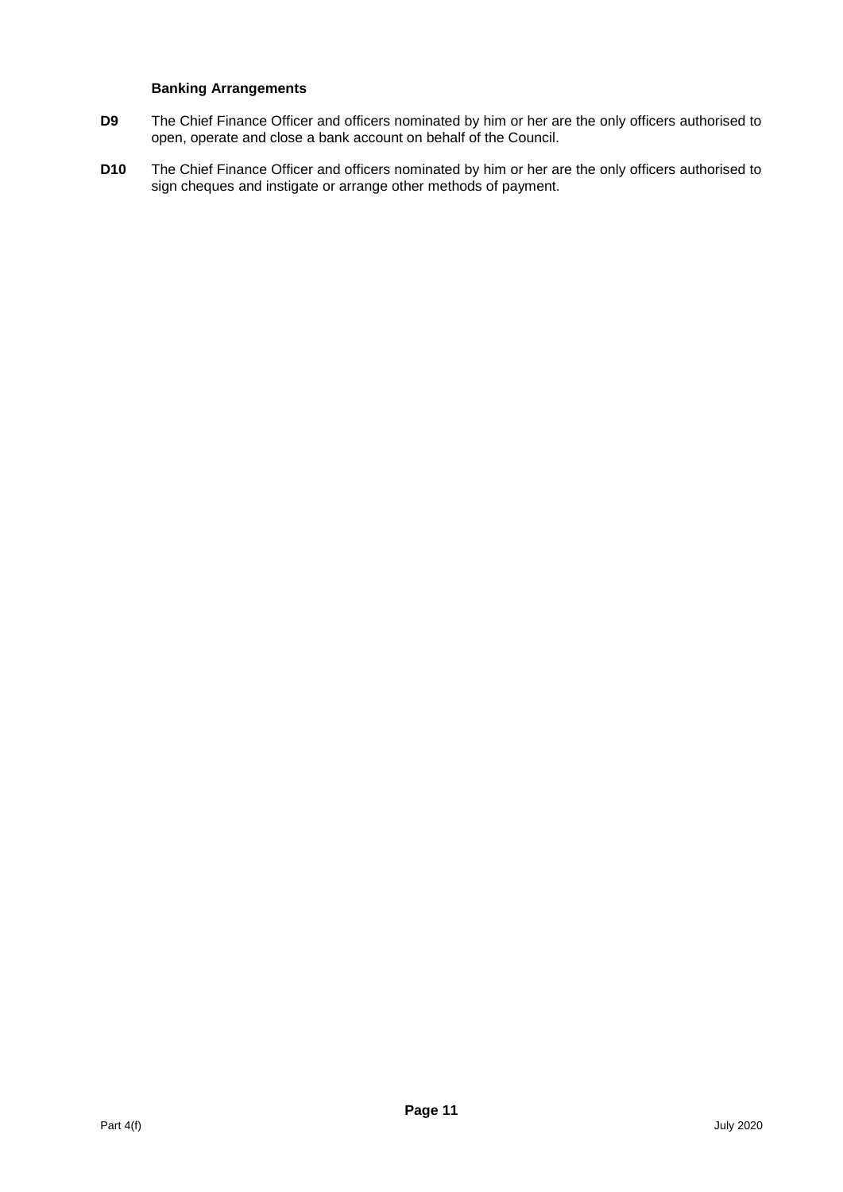### Banking Arrangements

**D9** The Chief Finance Officer and officers nominated by him or her are the only officers authorised to open, operate and close a bank account on behalf of the Council.

**D10** The Chief Finance Officer and officers nominated by him or her are the only officers authorised to sign cheques and instigate or arrange other methods of payment.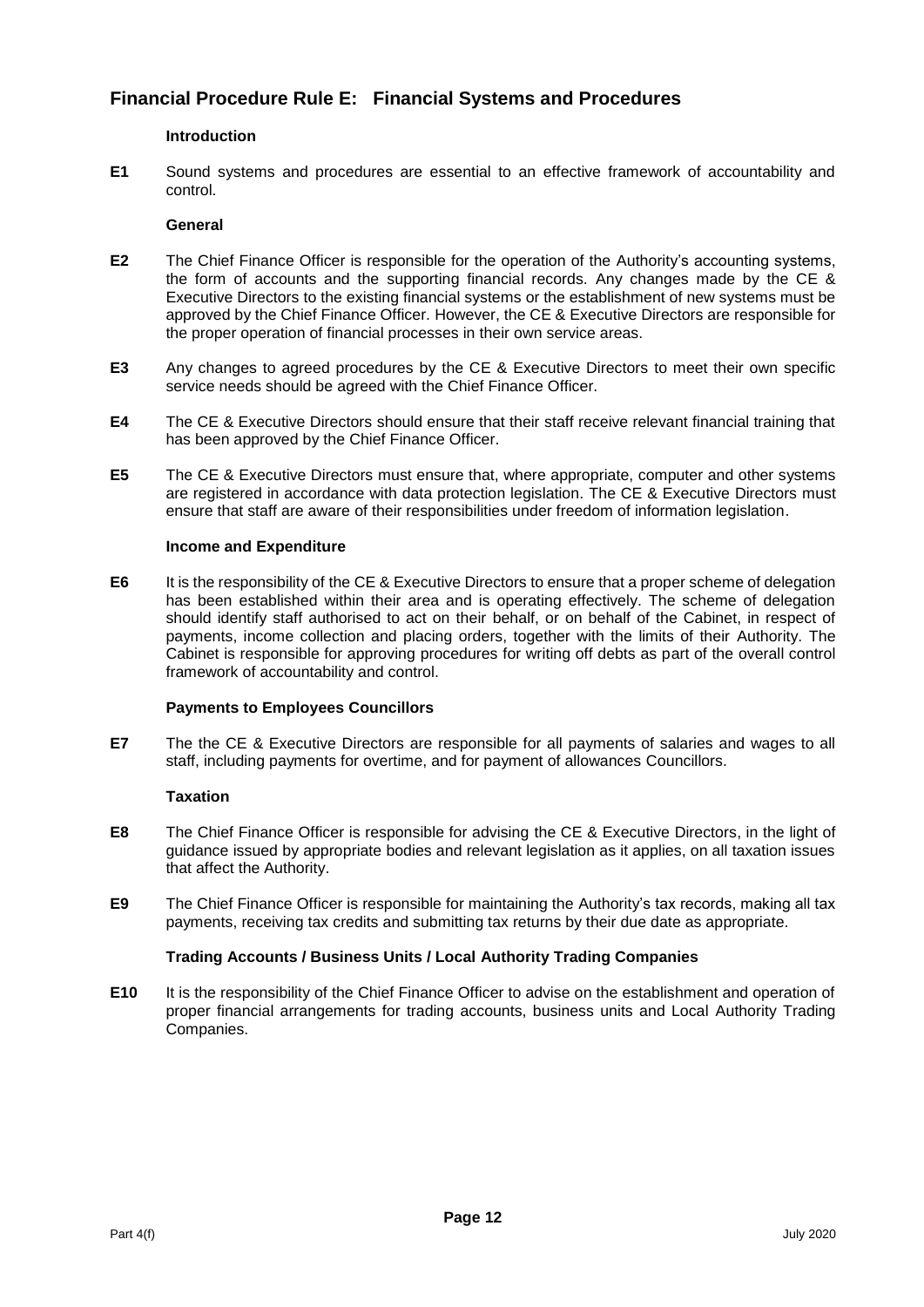## Financial Procedure Rule E: Financial Systems and Procedures

### Introduction

**E1** Sound systems and procedures are essential to an effective framework of accountability and control.

### General

**E2** The Chief Finance Officer is responsible for the operation of the Authority's accounting systems, the form of accounts and the supporting financial records. Any changes made by the CE & Executive Directors to the existing financial systems or the establishment of new systems must be approved by the Chief Finance Officer. However, the CE & Executive Directors are responsible for the proper operation of financial processes in their own service areas.

**E3** Any changes to agreed procedures by the CE & Executive Directors to meet their own specific service needs should be agreed with the Chief Finance Officer.

**E4** The CE & Executive Directors should ensure that their staff receive relevant financial training that has been approved by the Chief Finance Officer.

**E5** The CE & Executive Directors must ensure that, where appropriate, computer and other systems are registered in accordance with data protection legislation. The CE & Executive Directors must ensure that staff are aware of their responsibilities under freedom of information legislation.

### Income and Expenditure

**E6** It is the responsibility of the CE & Executive Directors to ensure that a proper scheme of delegation has been established within their area and is operating effectively. The scheme of delegation should identify staff authorised to act on their behalf, or on behalf of the Cabinet, in respect of payments, income collection and placing orders, together with the limits of their Authority. The Cabinet is responsible for approving procedures for writing off debts as part of the overall control framework of accountability and control.

### Payments to Employees Councillors

**E7** The the CE & Executive Directors are responsible for all payments of salaries and wages to all staff, including payments for overtime, and for payment of allowances Councillors.

### Taxation

**E8** The Chief Finance Officer is responsible for advising the CE & Executive Directors, in the light of guidance issued by appropriate bodies and relevant legislation as it applies, on all taxation issues that affect the Authority.

**E9** The Chief Finance Officer is responsible for maintaining the Authority's tax records, making all tax payments, receiving tax credits and submitting tax returns by their due date as appropriate.

### Trading Accounts / Business Units / Local Authority Trading Companies

**E10** It is the responsibility of the Chief Finance Officer to advise on the establishment and operation of proper financial arrangements for trading accounts, business units and Local Authority Trading Companies.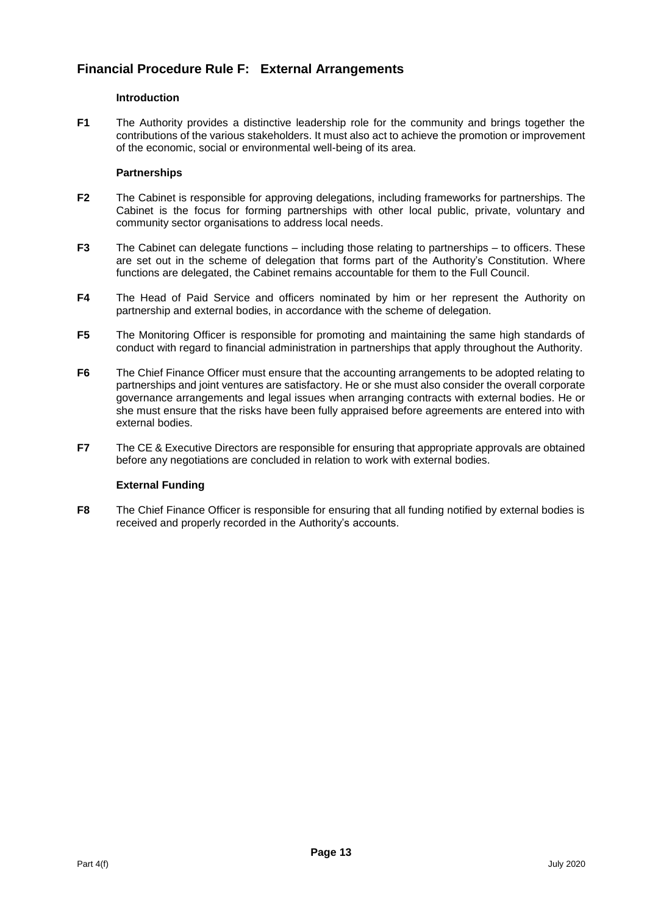## Financial Procedure Rule F: External Arrangements

### Introduction

**F1** The Authority provides a distinctive leadership role for the community and brings together the contributions of the various stakeholders. It must also act to achieve the promotion or improvement of the economic, social or environmental well-being of its area.

### Partnerships

**F2** The Cabinet is responsible for approving delegations, including frameworks for partnerships. The Cabinet is the focus for forming partnerships with other local public, private, voluntary and community sector organisations to address local needs.

**F3** The Cabinet can delegate functions – including those relating to partnerships – to officers. These are set out in the scheme of delegation that forms part of the Authority's Constitution. Where functions are delegated, the Cabinet remains accountable for them to the Full Council.

**F4** The Head of Paid Service and officers nominated by him or her represent the Authority on partnership and external bodies, in accordance with the scheme of delegation.

**F5** The Monitoring Officer is responsible for promoting and maintaining the same high standards of conduct with regard to financial administration in partnerships that apply throughout the Authority.

**F6** The Chief Finance Officer must ensure that the accounting arrangements to be adopted relating to partnerships and joint ventures are satisfactory. He or she must also consider the overall corporate governance arrangements and legal issues when arranging contracts with external bodies. He or she must ensure that the risks have been fully appraised before agreements are entered into with external bodies.

**F7** The CE & Executive Directors are responsible for ensuring that appropriate approvals are obtained before any negotiations are concluded in relation to work with external bodies.

### External Funding

**F8** The Chief Finance Officer is responsible for ensuring that all funding notified by external bodies is received and properly recorded in the Authority's accounts.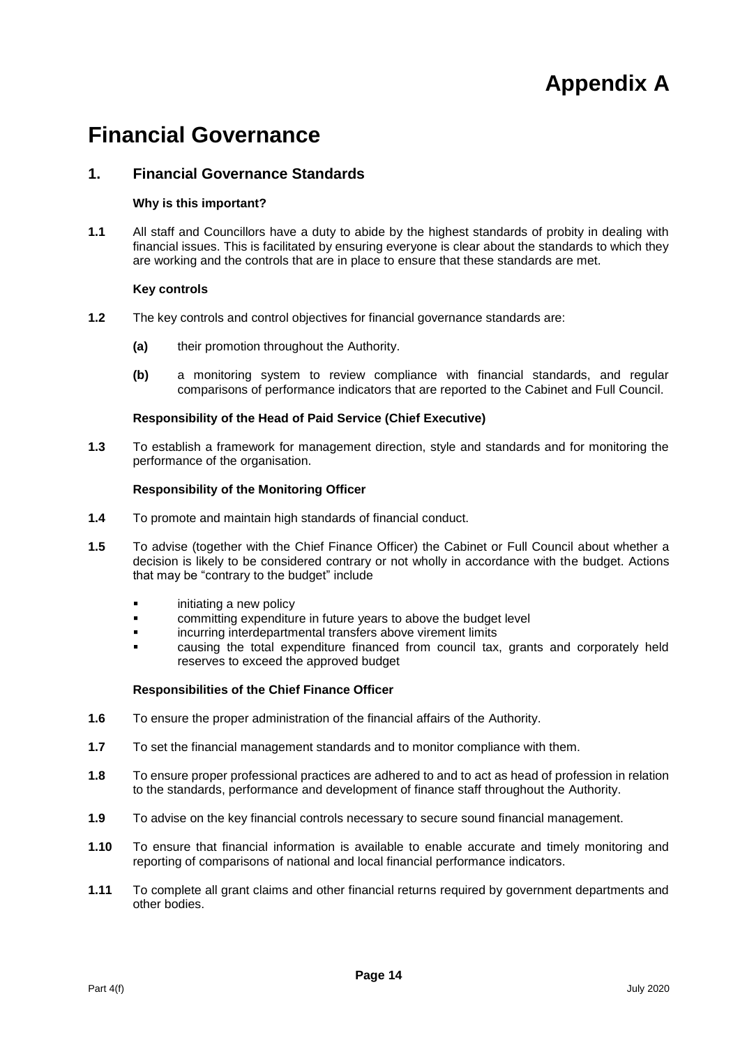# Appendix A

# Financial Governance

## 1. Financial Governance Standards

**Why is this important?**

**1.1** All staff and Councillors have a duty to abide by the highest standards of probity in dealing with financial issues. This is facilitated by ensuring everyone is clear about the standards to which they are working and the controls that are in place to ensure that these standards are met.

**Key controls**

**1.2** The key controls and control objectives for financial governance standards are:

- **(a)** their promotion throughout the Authority.
- **(b)** a monitoring system to review compliance with financial standards, and regular comparisons of performance indicators that are reported to the Cabinet and Full Council.

**Responsibility of the Head of Paid Service (Chief Executive)**

**1.3** To establish a framework for management direction, style and standards and for monitoring the performance of the organisation.

**Responsibility of the Monitoring Officer**

**1.4** To promote and maintain high standards of financial conduct.

**1.5** To advise (together with the Chief Finance Officer) the Cabinet or Full Council about whether a decision is likely to be considered contrary or not wholly in accordance with the budget. Actions that may be "contrary to the budget" include

- initiating a new policy
- committing expenditure in future years to above the budget level
- incurring interdepartmental transfers above virement limits
- causing the total expenditure financed from council tax, grants and corporately held reserves to exceed the approved budget

**Responsibilities of the Chief Finance Officer**

**1.6** To ensure the proper administration of the financial affairs of the Authority.

**1.7** To set the financial management standards and to monitor compliance with them.

**1.8** To ensure proper professional practices are adhered to and to act as head of profession in relation to the standards, performance and development of finance staff throughout the Authority.

**1.9** To advise on the key financial controls necessary to secure sound financial management.

**1.10** To ensure that financial information is available to enable accurate and timely monitoring and reporting of comparisons of national and local financial performance indicators.

**1.11** To complete all grant claims and other financial returns required by government departments and other bodies.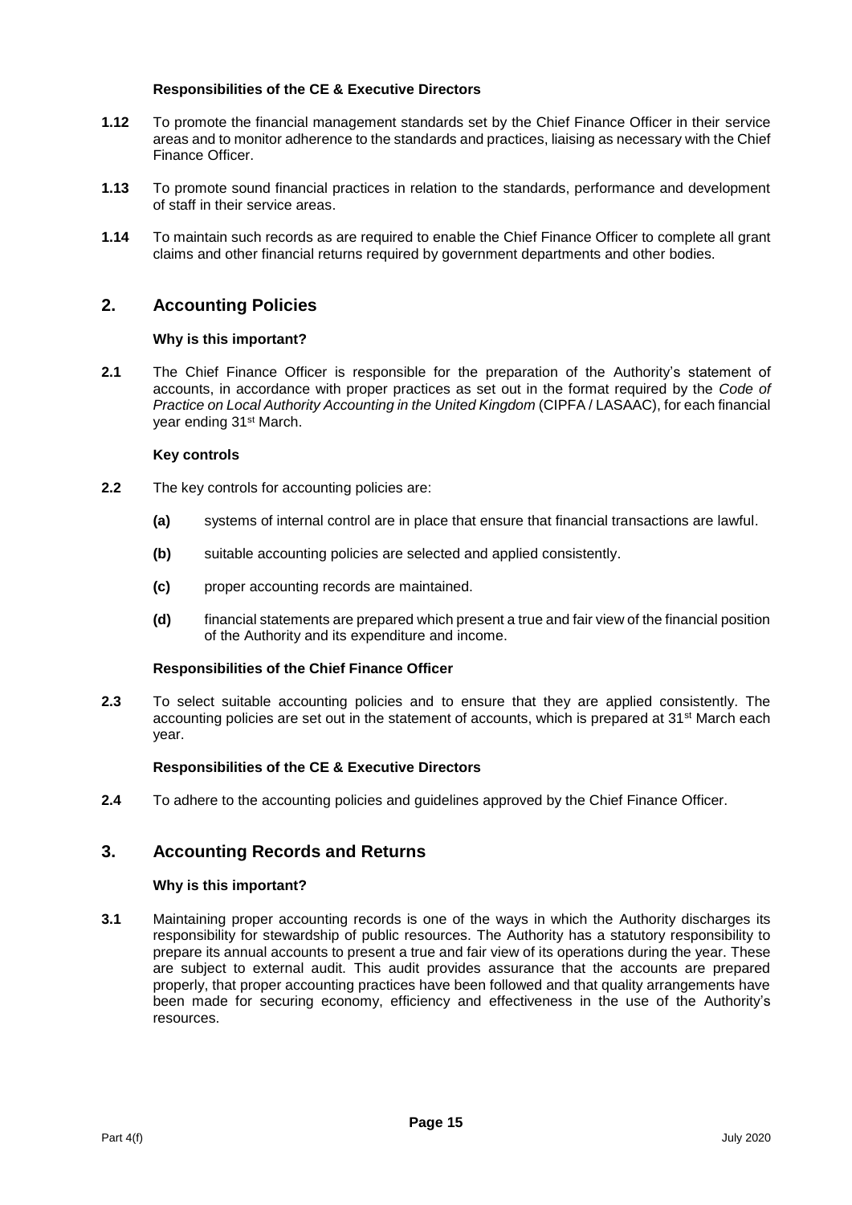#### Responsibilities of the CE & Executive Directors

**1.12** To promote the financial management standards set by the Chief Finance Officer in their service areas and to monitor adherence to the standards and practices, liaising as necessary with the Chief Finance Officer.

**1.13** To promote sound financial practices in relation to the standards, performance and development of staff in their service areas.

**1.14** To maintain such records as are required to enable the Chief Finance Officer to complete all grant claims and other financial returns required by government departments and other bodies.

## 2. Accounting Policies

#### Why is this important?

**2.1** The Chief Finance Officer is responsible for the preparation of the Authority's statement of accounts, in accordance with proper practices as set out in the format required by the *Code of Practice on Local Authority Accounting in the United Kingdom* (CIPFA / LASAAC), for each financial year ending 31st March.

#### Key controls

**2.2** The key controls for accounting policies are:

- **(a)** systems of internal control are in place that ensure that financial transactions are lawful.
- **(b)** suitable accounting policies are selected and applied consistently.
- **(c)** proper accounting records are maintained.
- **(d)** financial statements are prepared which present a true and fair view of the financial position of the Authority and its expenditure and income.

#### Responsibilities of the Chief Finance Officer

**2.3** To select suitable accounting policies and to ensure that they are applied consistently. The accounting policies are set out in the statement of accounts, which is prepared at 31st March each year.

#### Responsibilities of the CE & Executive Directors

**2.4** To adhere to the accounting policies and guidelines approved by the Chief Finance Officer.

## 3. Accounting Records and Returns

#### Why is this important?

**3.1** Maintaining proper accounting records is one of the ways in which the Authority discharges its responsibility for stewardship of public resources. The Authority has a statutory responsibility to prepare its annual accounts to present a true and fair view of its operations during the year. These are subject to external audit. This audit provides assurance that the accounts are prepared properly, that proper accounting practices have been followed and that quality arrangements have been made for securing economy, efficiency and effectiveness in the use of the Authority's resources.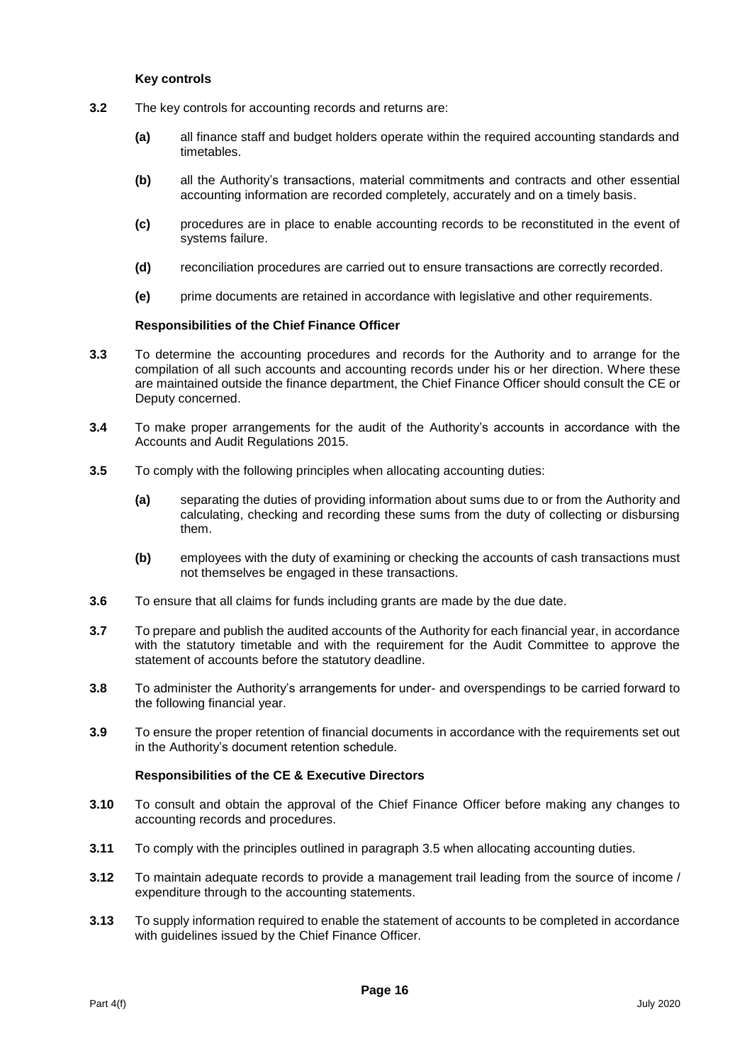**Key controls**

**3.2** The key controls for accounting records and returns are:

**(a)** all finance staff and budget holders operate within the required accounting standards and timetables.

**(b)** all the Authority's transactions, material commitments and contracts and other essential accounting information are recorded completely, accurately and on a timely basis.

**(c)** procedures are in place to enable accounting records to be reconstituted in the event of systems failure.

**(d)** reconciliation procedures are carried out to ensure transactions are correctly recorded.

**(e)** prime documents are retained in accordance with legislative and other requirements.

**Responsibilities of the Chief Finance Officer**

**3.3** To determine the accounting procedures and records for the Authority and to arrange for the compilation of all such accounts and accounting records under his or her direction. Where these are maintained outside the finance department, the Chief Finance Officer should consult the CE or Deputy concerned.

**3.4** To make proper arrangements for the audit of the Authority's accounts in accordance with the Accounts and Audit Regulations 2015.

**3.5** To comply with the following principles when allocating accounting duties:

**(a)** separating the duties of providing information about sums due to or from the Authority and calculating, checking and recording these sums from the duty of collecting or disbursing them.

**(b)** employees with the duty of examining or checking the accounts of cash transactions must not themselves be engaged in these transactions.

**3.6** To ensure that all claims for funds including grants are made by the due date.

**3.7** To prepare and publish the audited accounts of the Authority for each financial year, in accordance with the statutory timetable and with the requirement for the Audit Committee to approve the statement of accounts before the statutory deadline.

**3.8** To administer the Authority's arrangements for under- and overspendings to be carried forward to the following financial year.

**3.9** To ensure the proper retention of financial documents in accordance with the requirements set out in the Authority's document retention schedule.

**Responsibilities of the CE & Executive Directors**

**3.10** To consult and obtain the approval of the Chief Finance Officer before making any changes to accounting records and procedures.

**3.11** To comply with the principles outlined in paragraph 3.5 when allocating accounting duties.

**3.12** To maintain adequate records to provide a management trail leading from the source of income / expenditure through to the accounting statements.

**3.13** To supply information required to enable the statement of accounts to be completed in accordance with guidelines issued by the Chief Finance Officer.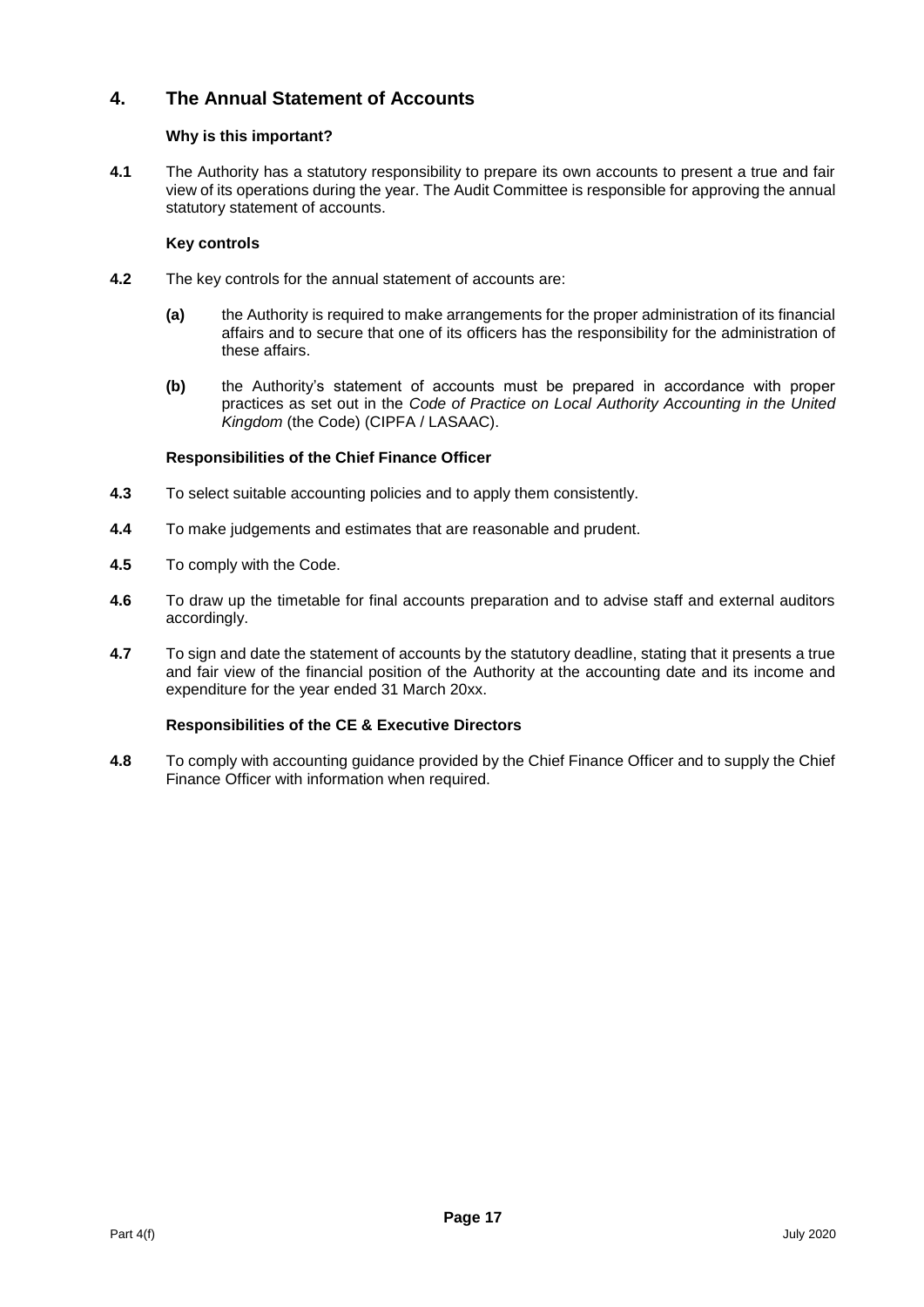## 4. The Annual Statement of Accounts

**Why is this important?**

**4.1** The Authority has a statutory responsibility to prepare its own accounts to present a true and fair view of its operations during the year. The Audit Committee is responsible for approving the annual statutory statement of accounts.

**Key controls**

**4.2** The key controls for the annual statement of accounts are:

- **(a)** the Authority is required to make arrangements for the proper administration of its financial affairs and to secure that one of its officers has the responsibility for the administration of these affairs.
- **(b)** the Authority's statement of accounts must be prepared in accordance with proper practices as set out in the *Code of Practice on Local Authority Accounting in the United Kingdom* (the Code) (CIPFA / LASAAC).

**Responsibilities of the Chief Finance Officer**

**4.3** To select suitable accounting policies and to apply them consistently.

**4.4** To make judgements and estimates that are reasonable and prudent.

**4.5** To comply with the Code.

**4.6** To draw up the timetable for final accounts preparation and to advise staff and external auditors accordingly.

**4.7** To sign and date the statement of accounts by the statutory deadline, stating that it presents a true and fair view of the financial position of the Authority at the accounting date and its income and expenditure for the year ended 31 March 20xx.

**Responsibilities of the CE & Executive Directors**

**4.8** To comply with accounting guidance provided by the Chief Finance Officer and to supply the Chief Finance Officer with information when required.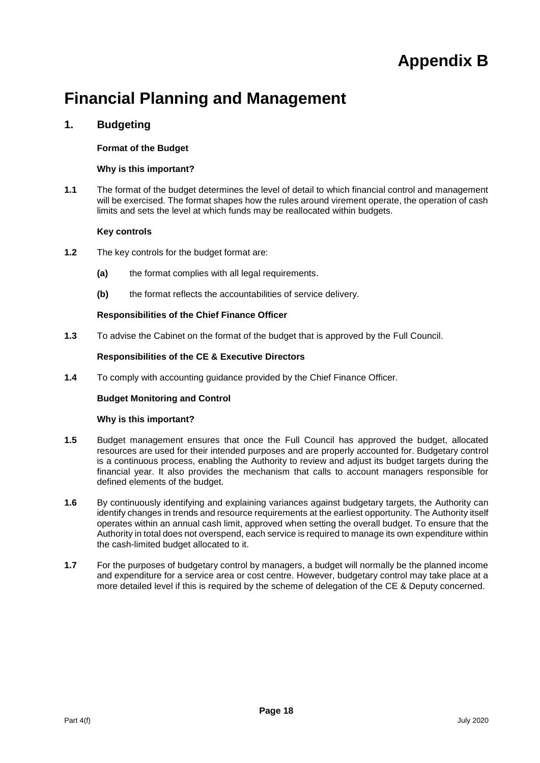# Appendix B

# Financial Planning and Management

## 1. Budgeting

**Format of the Budget**

**Why is this important?**

**1.1** The format of the budget determines the level of detail to which financial control and management will be exercised. The format shapes how the rules around virement operate, the operation of cash limits and sets the level at which funds may be reallocated within budgets.

**Key controls**

**1.2** The key controls for the budget format are:

**(a)** the format complies with all legal requirements.

**(b)** the format reflects the accountabilities of service delivery.

**Responsibilities of the Chief Finance Officer**

**1.3** To advise the Cabinet on the format of the budget that is approved by the Full Council.

**Responsibilities of the CE & Executive Directors**

**1.4** To comply with accounting guidance provided by the Chief Finance Officer.

**Budget Monitoring and Control**

**Why is this important?**

**1.5** Budget management ensures that once the Full Council has approved the budget, allocated resources are used for their intended purposes and are properly accounted for. Budgetary control is a continuous process, enabling the Authority to review and adjust its budget targets during the financial year. It also provides the mechanism that calls to account managers responsible for defined elements of the budget.

**1.6** By continuously identifying and explaining variances against budgetary targets, the Authority can identify changes in trends and resource requirements at the earliest opportunity. The Authority itself operates within an annual cash limit, approved when setting the overall budget. To ensure that the Authority in total does not overspend, each service is required to manage its own expenditure within the cash-limited budget allocated to it.

**1.7** For the purposes of budgetary control by managers, a budget will normally be the planned income and expenditure for a service area or cost centre. However, budgetary control may take place at a more detailed level if this is required by the scheme of delegation of the CE & Deputy concerned.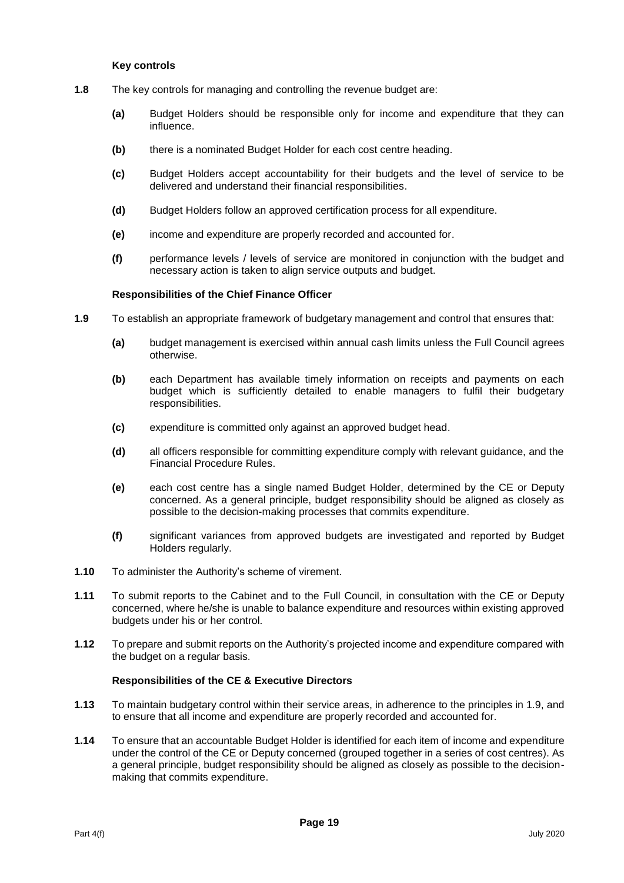**Key controls**

**1.8** The key controls for managing and controlling the revenue budget are:

- **(a)** Budget Holders should be responsible only for income and expenditure that they can influence.
- **(b)** there is a nominated Budget Holder for each cost centre heading.
- **(c)** Budget Holders accept accountability for their budgets and the level of service to be delivered and understand their financial responsibilities.
- **(d)** Budget Holders follow an approved certification process for all expenditure.
- **(e)** income and expenditure are properly recorded and accounted for.
- **(f)** performance levels / levels of service are monitored in conjunction with the budget and necessary action is taken to align service outputs and budget.

**Responsibilities of the Chief Finance Officer**

**1.9** To establish an appropriate framework of budgetary management and control that ensures that:

- **(a)** budget management is exercised within annual cash limits unless the Full Council agrees otherwise.
- **(b)** each Department has available timely information on receipts and payments on each budget which is sufficiently detailed to enable managers to fulfil their budgetary responsibilities.
- **(c)** expenditure is committed only against an approved budget head.
- **(d)** all officers responsible for committing expenditure comply with relevant guidance, and the Financial Procedure Rules.
- **(e)** each cost centre has a single named Budget Holder, determined by the CE or Deputy concerned. As a general principle, budget responsibility should be aligned as closely as possible to the decision-making processes that commits expenditure.
- **(f)** significant variances from approved budgets are investigated and reported by Budget Holders regularly.

**1.10** To administer the Authority's scheme of virement.

**1.11** To submit reports to the Cabinet and to the Full Council, in consultation with the CE or Deputy concerned, where he/she is unable to balance expenditure and resources within existing approved budgets under his or her control.

**1.12** To prepare and submit reports on the Authority's projected income and expenditure compared with the budget on a regular basis.

**Responsibilities of the CE & Executive Directors**

**1.13** To maintain budgetary control within their service areas, in adherence to the principles in 1.9, and to ensure that all income and expenditure are properly recorded and accounted for.

**1.14** To ensure that an accountable Budget Holder is identified for each item of income and expenditure under the control of the CE or Deputy concerned (grouped together in a series of cost centres). As a general principle, budget responsibility should be aligned as closely as possible to the decision-making that commits expenditure.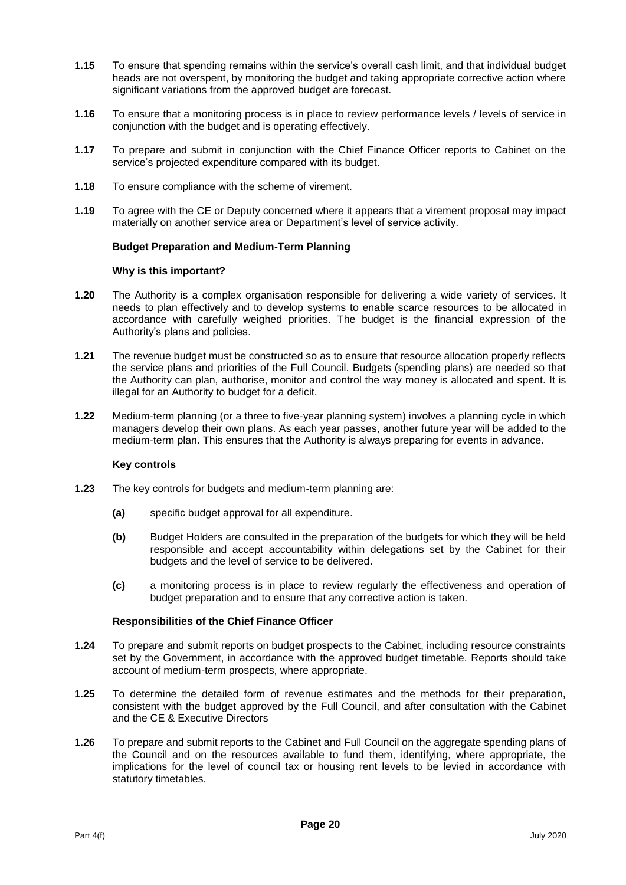**1.15** To ensure that spending remains within the service's overall cash limit, and that individual budget heads are not overspent, by monitoring the budget and taking appropriate corrective action where significant variations from the approved budget are forecast.

**1.16** To ensure that a monitoring process is in place to review performance levels / levels of service in conjunction with the budget and is operating effectively.

**1.17** To prepare and submit in conjunction with the Chief Finance Officer reports to Cabinet on the service's projected expenditure compared with its budget.

**1.18** To ensure compliance with the scheme of virement.

**1.19** To agree with the CE or Deputy concerned where it appears that a virement proposal may impact materially on another service area or Department's level of service activity.

**Budget Preparation and Medium-Term Planning**

**Why is this important?**

**1.20** The Authority is a complex organisation responsible for delivering a wide variety of services. It needs to plan effectively and to develop systems to enable scarce resources to be allocated in accordance with carefully weighed priorities. The budget is the financial expression of the Authority's plans and policies.

**1.21** The revenue budget must be constructed so as to ensure that resource allocation properly reflects the service plans and priorities of the Full Council. Budgets (spending plans) are needed so that the Authority can plan, authorise, monitor and control the way money is allocated and spent. It is illegal for an Authority to budget for a deficit.

**1.22** Medium-term planning (or a three to five-year planning system) involves a planning cycle in which managers develop their own plans. As each year passes, another future year will be added to the medium-term plan. This ensures that the Authority is always preparing for events in advance.

**Key controls**

**1.23** The key controls for budgets and medium-term planning are:

**(a)** specific budget approval for all expenditure.

**(b)** Budget Holders are consulted in the preparation of the budgets for which they will be held responsible and accept accountability within delegations set by the Cabinet for their budgets and the level of service to be delivered.

**(c)** a monitoring process is in place to review regularly the effectiveness and operation of budget preparation and to ensure that any corrective action is taken.

**Responsibilities of the Chief Finance Officer**

**1.24** To prepare and submit reports on budget prospects to the Cabinet, including resource constraints set by the Government, in accordance with the approved budget timetable. Reports should take account of medium-term prospects, where appropriate.

**1.25** To determine the detailed form of revenue estimates and the methods for their preparation, consistent with the budget approved by the Full Council, and after consultation with the Cabinet and the CE & Executive Directors

**1.26** To prepare and submit reports to the Cabinet and Full Council on the aggregate spending plans of the Council and on the resources available to fund them, identifying, where appropriate, the implications for the level of council tax or housing rent levels to be levied in accordance with statutory timetables.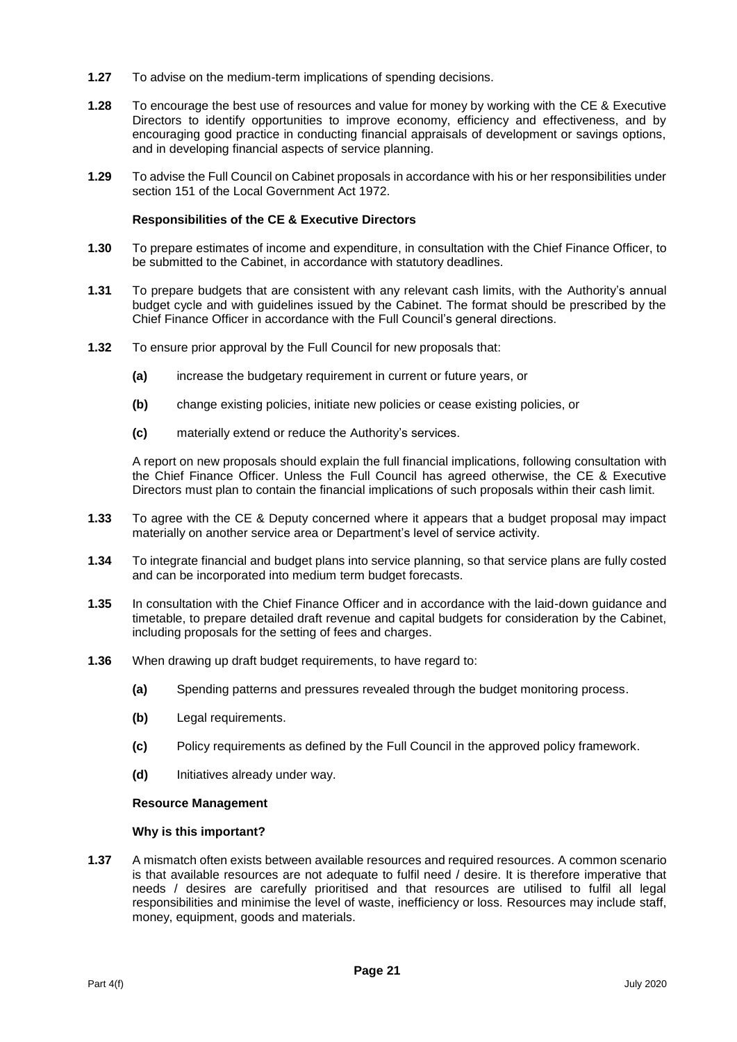**1.27** To advise on the medium-term implications of spending decisions.

**1.28** To encourage the best use of resources and value for money by working with the CE & Executive Directors to identify opportunities to improve economy, efficiency and effectiveness, and by encouraging good practice in conducting financial appraisals of development or savings options, and in developing financial aspects of service planning.

**1.29** To advise the Full Council on Cabinet proposals in accordance with his or her responsibilities under section 151 of the Local Government Act 1972.

**Responsibilities of the CE & Executive Directors**

**1.30** To prepare estimates of income and expenditure, in consultation with the Chief Finance Officer, to be submitted to the Cabinet, in accordance with statutory deadlines.

**1.31** To prepare budgets that are consistent with any relevant cash limits, with the Authority's annual budget cycle and with guidelines issued by the Cabinet. The format should be prescribed by the Chief Finance Officer in accordance with the Full Council's general directions.

**1.32** To ensure prior approval by the Full Council for new proposals that:

**(a)** increase the budgetary requirement in current or future years, or

**(b)** change existing policies, initiate new policies or cease existing policies, or

**(c)** materially extend or reduce the Authority's services.

A report on new proposals should explain the full financial implications, following consultation with the Chief Finance Officer. Unless the Full Council has agreed otherwise, the CE & Executive Directors must plan to contain the financial implications of such proposals within their cash limit.

**1.33** To agree with the CE & Deputy concerned where it appears that a budget proposal may impact materially on another service area or Department's level of service activity.

**1.34** To integrate financial and budget plans into service planning, so that service plans are fully costed and can be incorporated into medium term budget forecasts.

**1.35** In consultation with the Chief Finance Officer and in accordance with the laid-down guidance and timetable, to prepare detailed draft revenue and capital budgets for consideration by the Cabinet, including proposals for the setting of fees and charges.

**1.36** When drawing up draft budget requirements, to have regard to:

**(a)** Spending patterns and pressures revealed through the budget monitoring process.

**(b)** Legal requirements.

**(c)** Policy requirements as defined by the Full Council in the approved policy framework.

**(d)** Initiatives already under way.

**Resource Management**

**Why is this important?**

**1.37** A mismatch often exists between available resources and required resources. A common scenario is that available resources are not adequate to fulfil need / desire. It is therefore imperative that needs / desires are carefully prioritised and that resources are utilised to fulfil all legal responsibilities and minimise the level of waste, inefficiency or loss. Resources may include staff, money, equipment, goods and materials.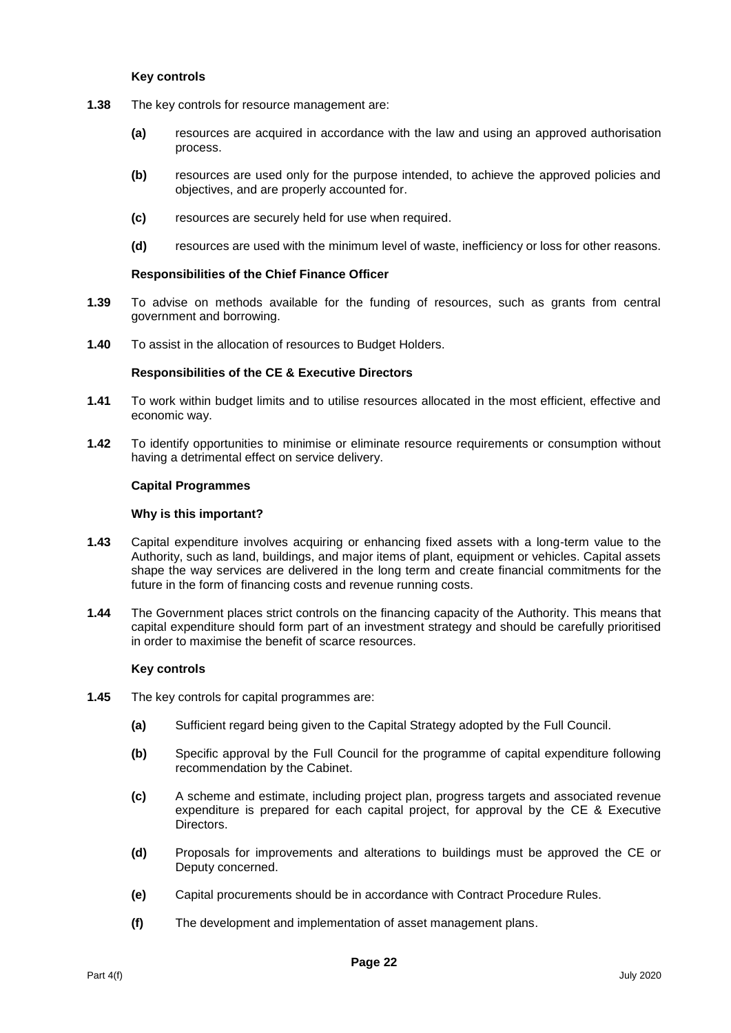**Key controls**

**1.38** The key controls for resource management are:

- **(a)** resources are acquired in accordance with the law and using an approved authorisation process.
- **(b)** resources are used only for the purpose intended, to achieve the approved policies and objectives, and are properly accounted for.
- **(c)** resources are securely held for use when required.
- **(d)** resources are used with the minimum level of waste, inefficiency or loss for other reasons.

**Responsibilities of the Chief Finance Officer**

**1.39** To advise on methods available for the funding of resources, such as grants from central government and borrowing.

**1.40** To assist in the allocation of resources to Budget Holders.

**Responsibilities of the CE & Executive Directors**

**1.41** To work within budget limits and to utilise resources allocated in the most efficient, effective and economic way.

**1.42** To identify opportunities to minimise or eliminate resource requirements or consumption without having a detrimental effect on service delivery.

**Capital Programmes**

**Why is this important?**

**1.43** Capital expenditure involves acquiring or enhancing fixed assets with a long-term value to the Authority, such as land, buildings, and major items of plant, equipment or vehicles. Capital assets shape the way services are delivered in the long term and create financial commitments for the future in the form of financing costs and revenue running costs.

**1.44** The Government places strict controls on the financing capacity of the Authority. This means that capital expenditure should form part of an investment strategy and should be carefully prioritised in order to maximise the benefit of scarce resources.

**Key controls**

**1.45** The key controls for capital programmes are:

- **(a)** Sufficient regard being given to the Capital Strategy adopted by the Full Council.
- **(b)** Specific approval by the Full Council for the programme of capital expenditure following recommendation by the Cabinet.
- **(c)** A scheme and estimate, including project plan, progress targets and associated revenue expenditure is prepared for each capital project, for approval by the CE & Executive Directors.
- **(d)** Proposals for improvements and alterations to buildings must be approved the CE or Deputy concerned.
- **(e)** Capital procurements should be in accordance with Contract Procedure Rules.
- **(f)** The development and implementation of asset management plans.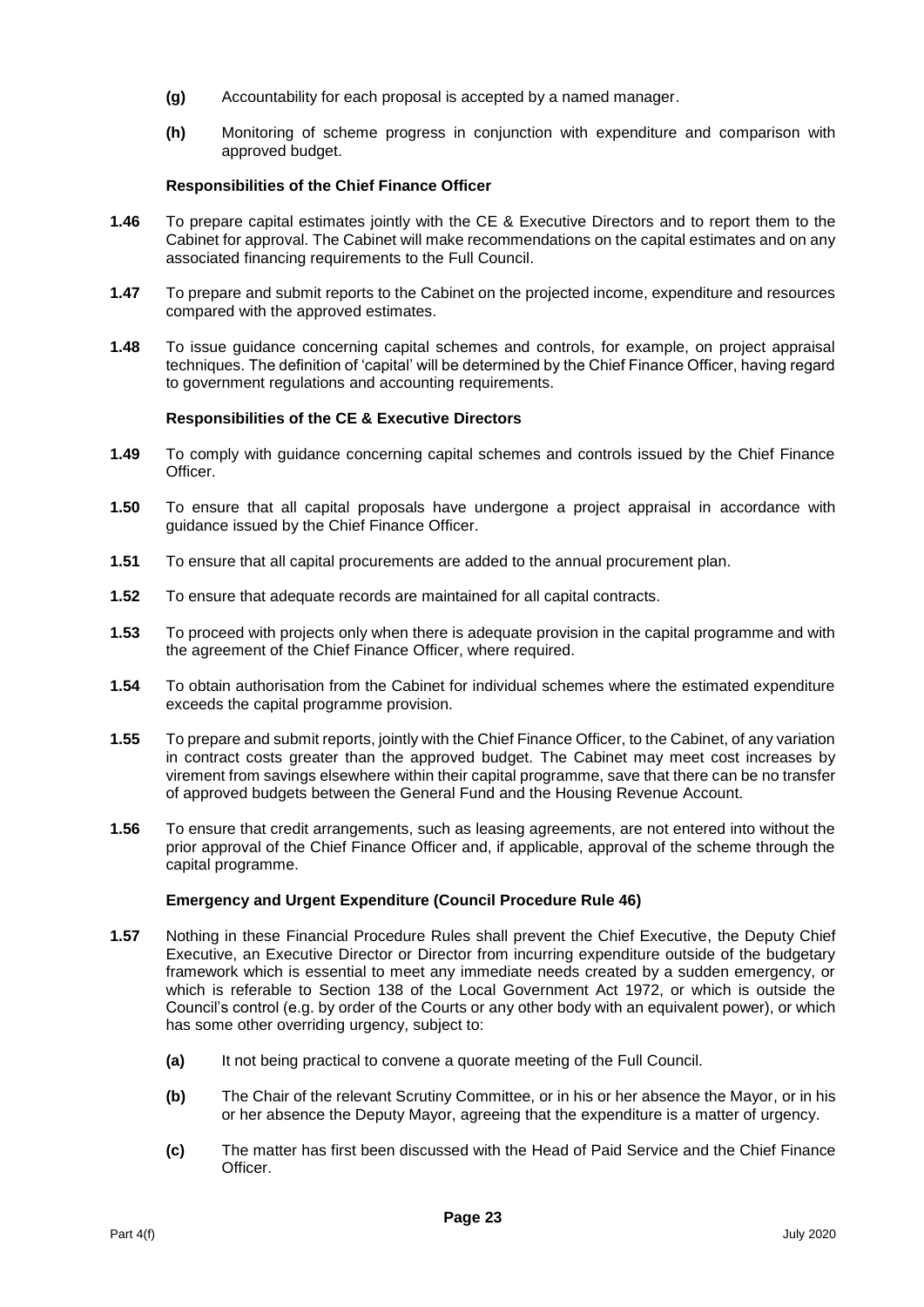- **(g)** Accountability for each proposal is accepted by a named manager.
- **(h)** Monitoring of scheme progress in conjunction with expenditure and comparison with approved budget.

**Responsibilities of the Chief Finance Officer**

**1.46** To prepare capital estimates jointly with the CE & Executive Directors and to report them to the Cabinet for approval. The Cabinet will make recommendations on the capital estimates and on any associated financing requirements to the Full Council.

**1.47** To prepare and submit reports to the Cabinet on the projected income, expenditure and resources compared with the approved estimates.

**1.48** To issue guidance concerning capital schemes and controls, for example, on project appraisal techniques. The definition of 'capital' will be determined by the Chief Finance Officer, having regard to government regulations and accounting requirements.

**Responsibilities of the CE & Executive Directors**

**1.49** To comply with guidance concerning capital schemes and controls issued by the Chief Finance Officer.

**1.50** To ensure that all capital proposals have undergone a project appraisal in accordance with guidance issued by the Chief Finance Officer.

**1.51** To ensure that all capital procurements are added to the annual procurement plan.

**1.52** To ensure that adequate records are maintained for all capital contracts.

**1.53** To proceed with projects only when there is adequate provision in the capital programme and with the agreement of the Chief Finance Officer, where required.

**1.54** To obtain authorisation from the Cabinet for individual schemes where the estimated expenditure exceeds the capital programme provision.

**1.55** To prepare and submit reports, jointly with the Chief Finance Officer, to the Cabinet, of any variation in contract costs greater than the approved budget. The Cabinet may meet cost increases by virement from savings elsewhere within their capital programme, save that there can be no transfer of approved budgets between the General Fund and the Housing Revenue Account.

**1.56** To ensure that credit arrangements, such as leasing agreements, are not entered into without the prior approval of the Chief Finance Officer and, if applicable, approval of the scheme through the capital programme.

**Emergency and Urgent Expenditure (Council Procedure Rule 46)**

**1.57** Nothing in these Financial Procedure Rules shall prevent the Chief Executive, the Deputy Chief Executive, an Executive Director or Director from incurring expenditure outside of the budgetary framework which is essential to meet any immediate needs created by a sudden emergency, or which is referable to Section 138 of the Local Government Act 1972, or which is outside the Council's control (e.g. by order of the Courts or any other body with an equivalent power), or which has some other overriding urgency, subject to:

- **(a)** It not being practical to convene a quorate meeting of the Full Council.
- **(b)** The Chair of the relevant Scrutiny Committee, or in his or her absence the Mayor, or in his or her absence the Deputy Mayor, agreeing that the expenditure is a matter of urgency.
- **(c)** The matter has first been discussed with the Head of Paid Service and the Chief Finance Officer.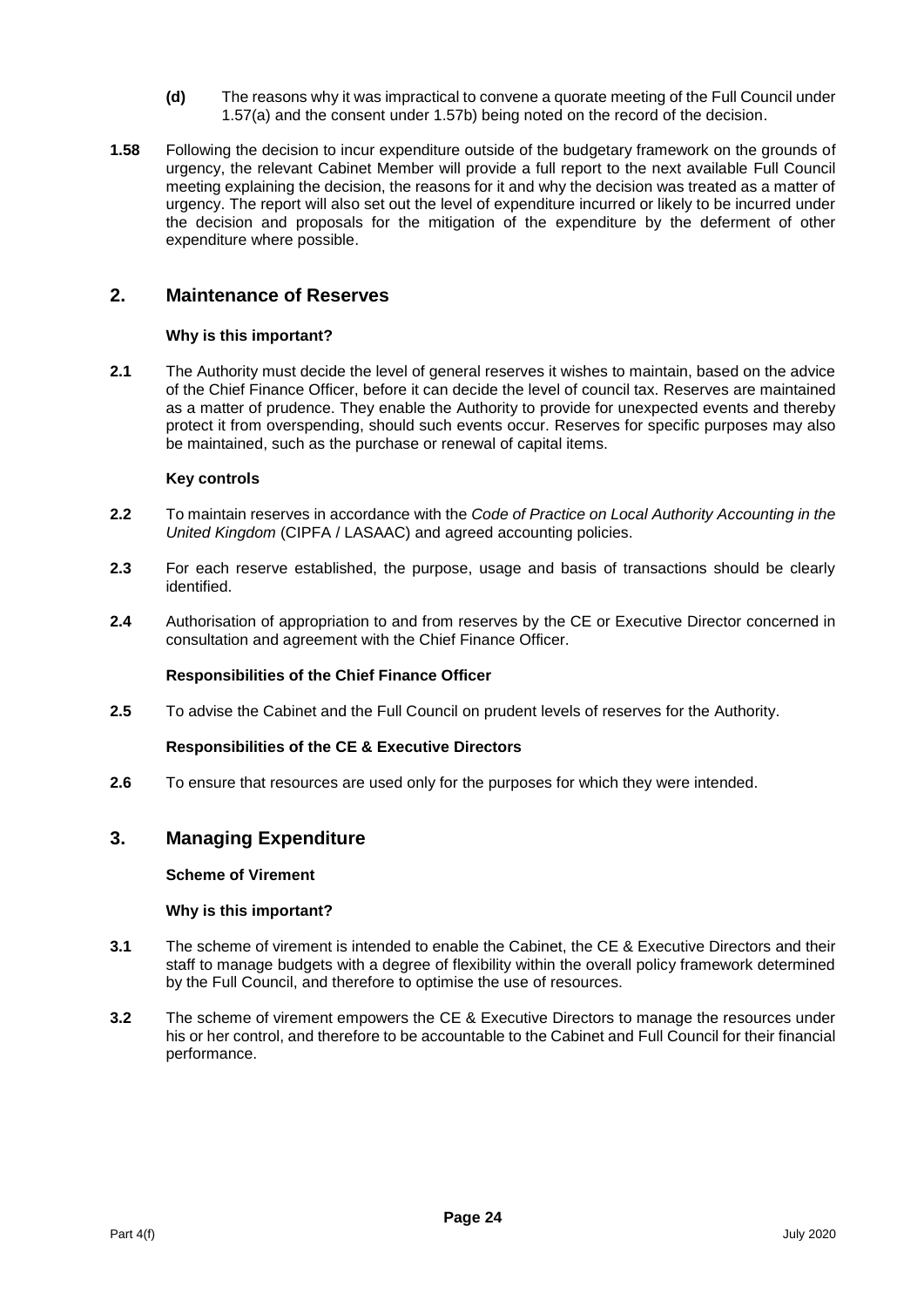**(d)** The reasons why it was impractical to convene a quorate meeting of the Full Council under 1.57(a) and the consent under 1.57b) being noted on the record of the decision.

**1.58** Following the decision to incur expenditure outside of the budgetary framework on the grounds of urgency, the relevant Cabinet Member will provide a full report to the next available Full Council meeting explaining the decision, the reasons for it and why the decision was treated as a matter of urgency. The report will also set out the level of expenditure incurred or likely to be incurred under the decision and proposals for the mitigation of the expenditure by the deferment of other expenditure where possible.

## 2. Maintenance of Reserves

**Why is this important?**

**2.1** The Authority must decide the level of general reserves it wishes to maintain, based on the advice of the Chief Finance Officer, before it can decide the level of council tax. Reserves are maintained as a matter of prudence. They enable the Authority to provide for unexpected events and thereby protect it from overspending, should such events occur. Reserves for specific purposes may also be maintained, such as the purchase or renewal of capital items.

**Key controls**

**2.2** To maintain reserves in accordance with the *Code of Practice on Local Authority Accounting in the United Kingdom* (CIPFA / LASAAC) and agreed accounting policies.

**2.3** For each reserve established, the purpose, usage and basis of transactions should be clearly identified.

**2.4** Authorisation of appropriation to and from reserves by the CE or Executive Director concerned in consultation and agreement with the Chief Finance Officer.

**Responsibilities of the Chief Finance Officer**

**2.5** To advise the Cabinet and the Full Council on prudent levels of reserves for the Authority.

**Responsibilities of the CE & Executive Directors**

**2.6** To ensure that resources are used only for the purposes for which they were intended.

## 3. Managing Expenditure

**Scheme of Virement**

**Why is this important?**

**3.1** The scheme of virement is intended to enable the Cabinet, the CE & Executive Directors and their staff to manage budgets with a degree of flexibility within the overall policy framework determined by the Full Council, and therefore to optimise the use of resources.

**3.2** The scheme of virement empowers the CE & Executive Directors to manage the resources under his or her control, and therefore to be accountable to the Cabinet and Full Council for their financial performance.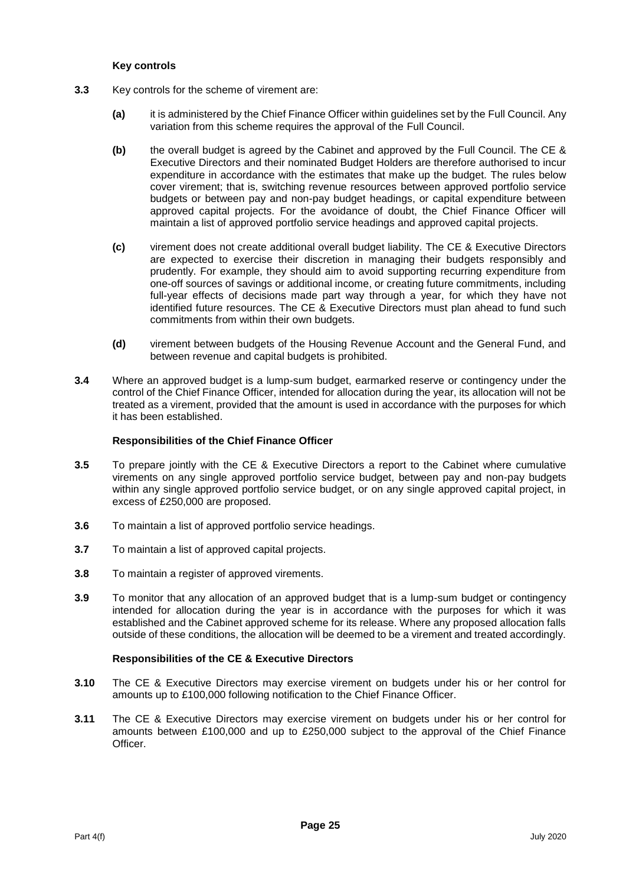**Key controls**

**3.3** Key controls for the scheme of virement are:

- **(a)** it is administered by the Chief Finance Officer within guidelines set by the Full Council. Any variation from this scheme requires the approval of the Full Council.

- **(b)** the overall budget is agreed by the Cabinet and approved by the Full Council. The CE & Executive Directors and their nominated Budget Holders are therefore authorised to incur expenditure in accordance with the estimates that make up the budget. The rules below cover virement; that is, switching revenue resources between approved portfolio service budgets or between pay and non-pay budget headings, or capital expenditure between approved capital projects. For the avoidance of doubt, the Chief Finance Officer will maintain a list of approved portfolio service headings and approved capital projects.

- **(c)** virement does not create additional overall budget liability. The CE & Executive Directors are expected to exercise their discretion in managing their budgets responsibly and prudently. For example, they should aim to avoid supporting recurring expenditure from one-off sources of savings or additional income, or creating future commitments, including full-year effects of decisions made part way through a year, for which they have not identified future resources. The CE & Executive Directors must plan ahead to fund such commitments from within their own budgets.

- **(d)** virement between budgets of the Housing Revenue Account and the General Fund, and between revenue and capital budgets is prohibited.

**3.4** Where an approved budget is a lump-sum budget, earmarked reserve or contingency under the control of the Chief Finance Officer, intended for allocation during the year, its allocation will not be treated as a virement, provided that the amount is used in accordance with the purposes for which it has been established.

**Responsibilities of the Chief Finance Officer**

**3.5** To prepare jointly with the CE & Executive Directors a report to the Cabinet where cumulative virements on any single approved portfolio service budget, between pay and non-pay budgets within any single approved portfolio service budget, or on any single approved capital project, in excess of £250,000 are proposed.

**3.6** To maintain a list of approved portfolio service headings.

**3.7** To maintain a list of approved capital projects.

**3.8** To maintain a register of approved virements.

**3.9** To monitor that any allocation of an approved budget that is a lump-sum budget or contingency intended for allocation during the year is in accordance with the purposes for which it was established and the Cabinet approved scheme for its release. Where any proposed allocation falls outside of these conditions, the allocation will be deemed to be a virement and treated accordingly.

**Responsibilities of the CE & Executive Directors**

**3.10** The CE & Executive Directors may exercise virement on budgets under his or her control for amounts up to £100,000 following notification to the Chief Finance Officer.

**3.11** The CE & Executive Directors may exercise virement on budgets under his or her control for amounts between £100,000 and up to £250,000 subject to the approval of the Chief Finance Officer.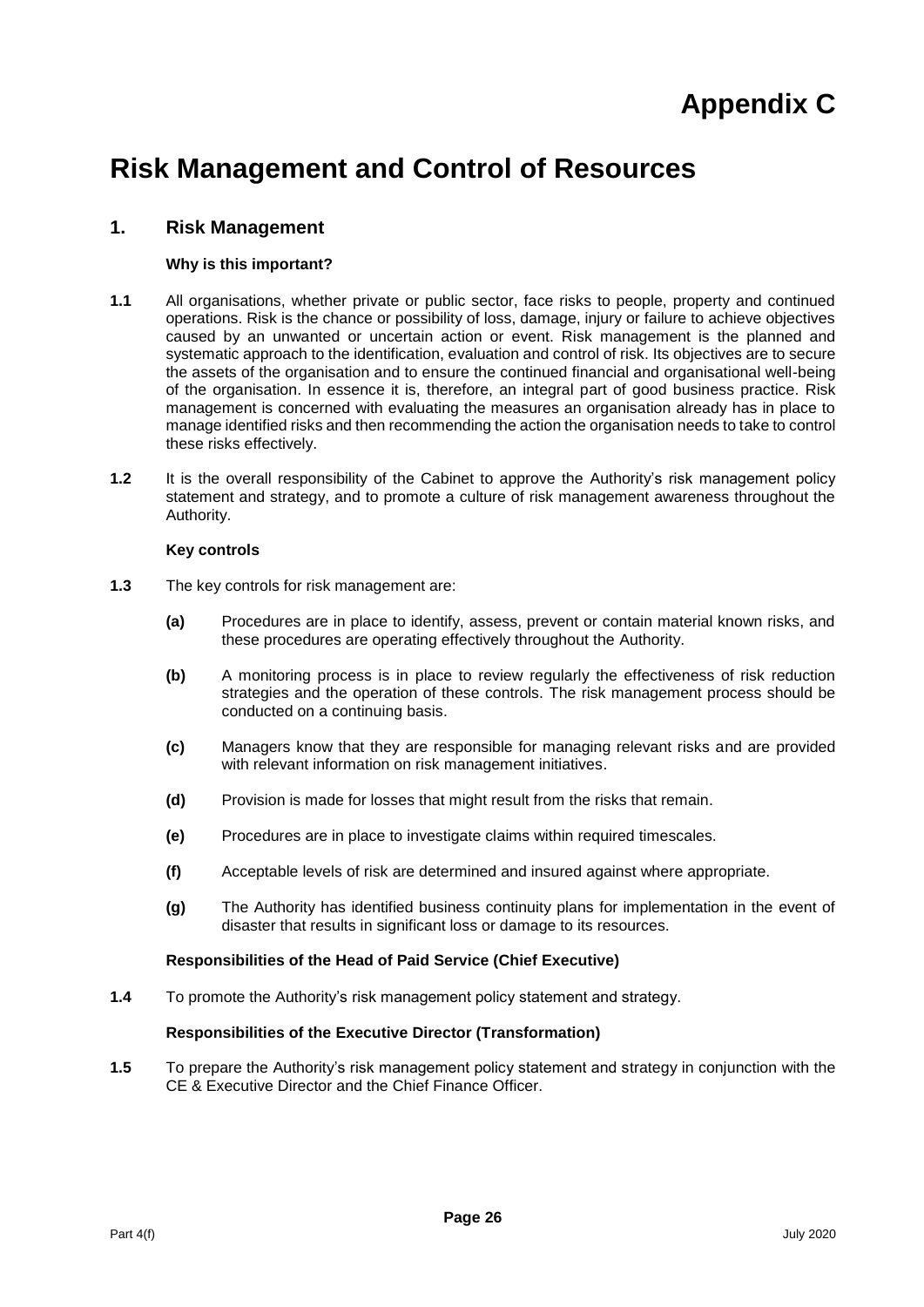# Appendix C

# Risk Management and Control of Resources

## 1. Risk Management

**Why is this important?**

**1.1** All organisations, whether private or public sector, face risks to people, property and continued operations. Risk is the chance or possibility of loss, damage, injury or failure to achieve objectives caused by an unwanted or uncertain action or event. Risk management is the planned and systematic approach to the identification, evaluation and control of risk. Its objectives are to secure the assets of the organisation and to ensure the continued financial and organisational well-being of the organisation. In essence it is, therefore, an integral part of good business practice. Risk management is concerned with evaluating the measures an organisation already has in place to manage identified risks and then recommending the action the organisation needs to take to control these risks effectively.

**1.2** It is the overall responsibility of the Cabinet to approve the Authority's risk management policy statement and strategy, and to promote a culture of risk management awareness throughout the Authority.

**Key controls**

**1.3** The key controls for risk management are:

**(a)** Procedures are in place to identify, assess, prevent or contain material known risks, and these procedures are operating effectively throughout the Authority.

**(b)** A monitoring process is in place to review regularly the effectiveness of risk reduction strategies and the operation of these controls. The risk management process should be conducted on a continuing basis.

**(c)** Managers know that they are responsible for managing relevant risks and are provided with relevant information on risk management initiatives.

**(d)** Provision is made for losses that might result from the risks that remain.

**(e)** Procedures are in place to investigate claims within required timescales.

**(f)** Acceptable levels of risk are determined and insured against where appropriate.

**(g)** The Authority has identified business continuity plans for implementation in the event of disaster that results in significant loss or damage to its resources.

**Responsibilities of the Head of Paid Service (Chief Executive)**

**1.4** To promote the Authority's risk management policy statement and strategy.

**Responsibilities of the Executive Director (Transformation)**

**1.5** To prepare the Authority's risk management policy statement and strategy in conjunction with the CE & Executive Director and the Chief Finance Officer.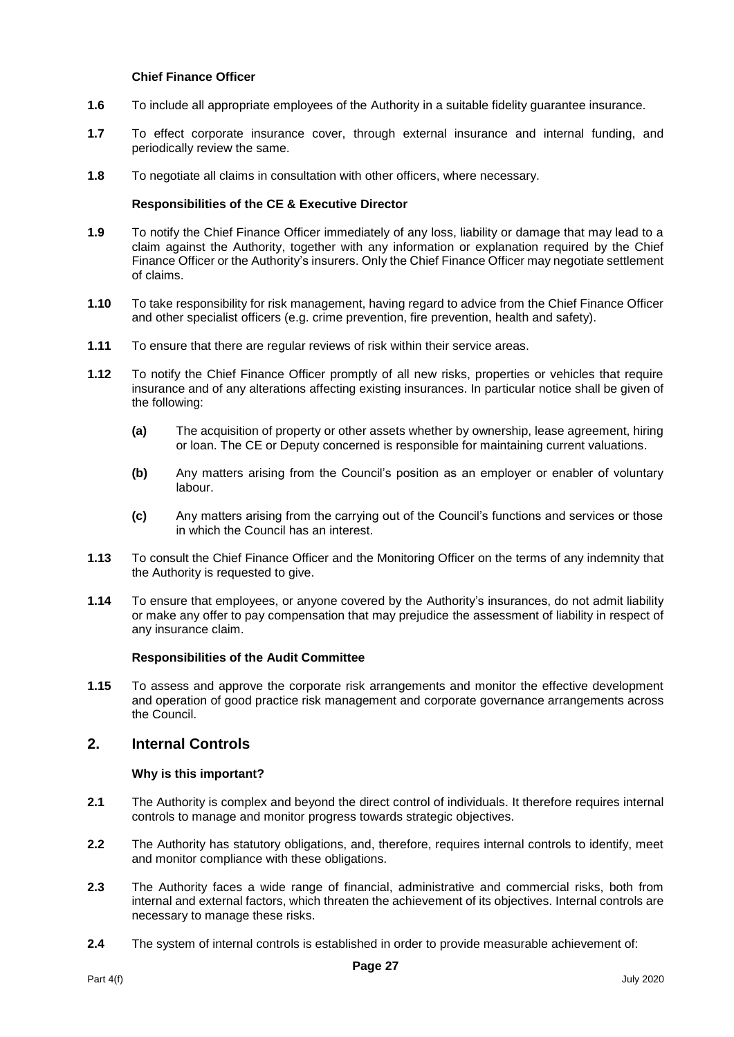**Chief Finance Officer**

**1.6** To include all appropriate employees of the Authority in a suitable fidelity guarantee insurance.

**1.7** To effect corporate insurance cover, through external insurance and internal funding, and periodically review the same.

**1.8** To negotiate all claims in consultation with other officers, where necessary.

**Responsibilities of the CE & Executive Director**

**1.9** To notify the Chief Finance Officer immediately of any loss, liability or damage that may lead to a claim against the Authority, together with any information or explanation required by the Chief Finance Officer or the Authority's insurers. Only the Chief Finance Officer may negotiate settlement of claims.

**1.10** To take responsibility for risk management, having regard to advice from the Chief Finance Officer and other specialist officers (e.g. crime prevention, fire prevention, health and safety).

**1.11** To ensure that there are regular reviews of risk within their service areas.

**1.12** To notify the Chief Finance Officer promptly of all new risks, properties or vehicles that require insurance and of any alterations affecting existing insurances. In particular notice shall be given of the following:

- **(a)** The acquisition of property or other assets whether by ownership, lease agreement, hiring or loan. The CE or Deputy concerned is responsible for maintaining current valuations.
- **(b)** Any matters arising from the Council's position as an employer or enabler of voluntary labour.
- **(c)** Any matters arising from the carrying out of the Council's functions and services or those in which the Council has an interest.

**1.13** To consult the Chief Finance Officer and the Monitoring Officer on the terms of any indemnity that the Authority is requested to give.

**1.14** To ensure that employees, or anyone covered by the Authority's insurances, do not admit liability or make any offer to pay compensation that may prejudice the assessment of liability in respect of any insurance claim.

**Responsibilities of the Audit Committee**

**1.15** To assess and approve the corporate risk arrangements and monitor the effective development and operation of good practice risk management and corporate governance arrangements across the Council.

## 2. Internal Controls

**Why is this important?**

**2.1** The Authority is complex and beyond the direct control of individuals. It therefore requires internal controls to manage and monitor progress towards strategic objectives.

**2.2** The Authority has statutory obligations, and, therefore, requires internal controls to identify, meet and monitor compliance with these obligations.

**2.3** The Authority faces a wide range of financial, administrative and commercial risks, both from internal and external factors, which threaten the achievement of its objectives. Internal controls are necessary to manage these risks.

**2.4** The system of internal controls is established in order to provide measurable achievement of: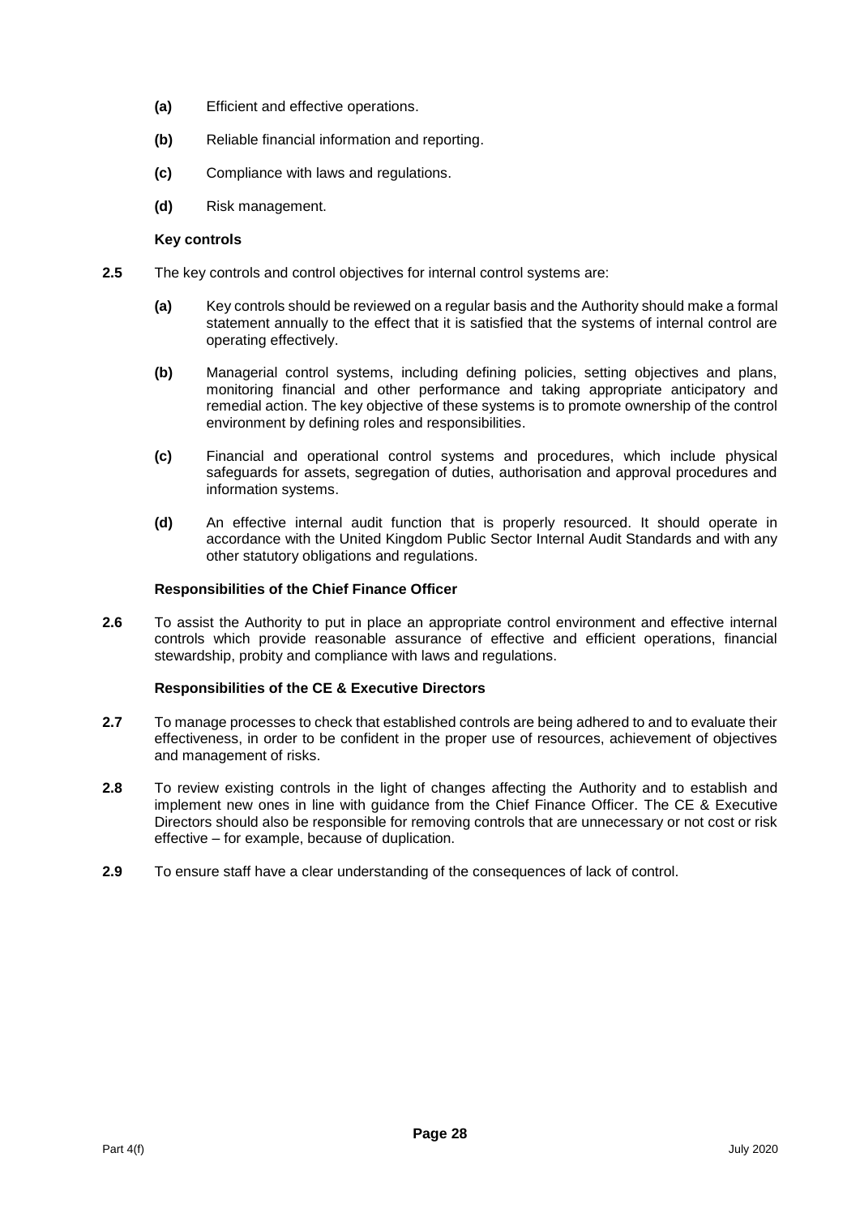- **(a)** Efficient and effective operations.
- **(b)** Reliable financial information and reporting.
- **(c)** Compliance with laws and regulations.
- **(d)** Risk management.

**Key controls**

**2.5** The key controls and control objectives for internal control systems are:

- **(a)** Key controls should be reviewed on a regular basis and the Authority should make a formal statement annually to the effect that it is satisfied that the systems of internal control are operating effectively.
- **(b)** Managerial control systems, including defining policies, setting objectives and plans, monitoring financial and other performance and taking appropriate anticipatory and remedial action. The key objective of these systems is to promote ownership of the control environment by defining roles and responsibilities.
- **(c)** Financial and operational control systems and procedures, which include physical safeguards for assets, segregation of duties, authorisation and approval procedures and information systems.
- **(d)** An effective internal audit function that is properly resourced. It should operate in accordance with the United Kingdom Public Sector Internal Audit Standards and with any other statutory obligations and regulations.

**Responsibilities of the Chief Finance Officer**

**2.6** To assist the Authority to put in place an appropriate control environment and effective internal controls which provide reasonable assurance of effective and efficient operations, financial stewardship, probity and compliance with laws and regulations.

**Responsibilities of the CE & Executive Directors**

**2.7** To manage processes to check that established controls are being adhered to and to evaluate their effectiveness, in order to be confident in the proper use of resources, achievement of objectives and management of risks.

**2.8** To review existing controls in the light of changes affecting the Authority and to establish and implement new ones in line with guidance from the Chief Finance Officer. The CE & Executive Directors should also be responsible for removing controls that are unnecessary or not cost or risk effective – for example, because of duplication.

**2.9** To ensure staff have a clear understanding of the consequences of lack of control.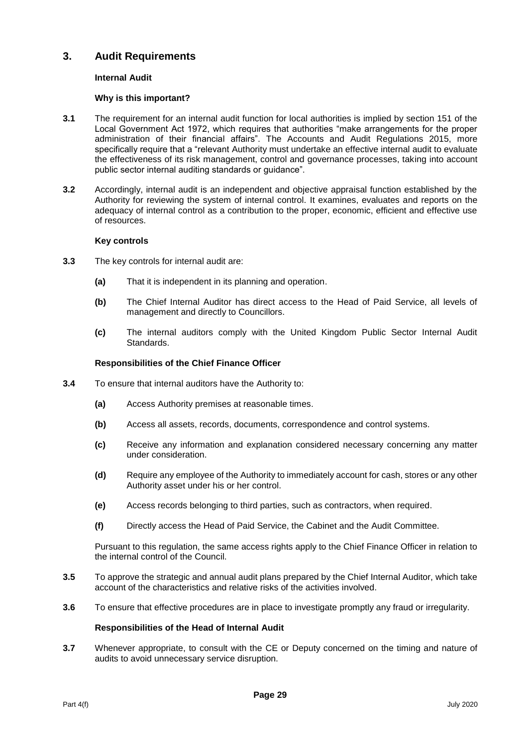## 3. Audit Requirements

### Internal Audit

#### Why is this important?

**3.1** The requirement for an internal audit function for local authorities is implied by section 151 of the Local Government Act 1972, which requires that authorities "make arrangements for the proper administration of their financial affairs". The Accounts and Audit Regulations 2015, more specifically require that a "relevant Authority must undertake an effective internal audit to evaluate the effectiveness of its risk management, control and governance processes, taking into account public sector internal auditing standards or guidance".

**3.2** Accordingly, internal audit is an independent and objective appraisal function established by the Authority for reviewing the system of internal control. It examines, evaluates and reports on the adequacy of internal control as a contribution to the proper, economic, efficient and effective use of resources.

#### Key controls

**3.3** The key controls for internal audit are:

- **(a)** That it is independent in its planning and operation.
- **(b)** The Chief Internal Auditor has direct access to the Head of Paid Service, all levels of management and directly to Councillors.
- **(c)** The internal auditors comply with the United Kingdom Public Sector Internal Audit Standards.

#### Responsibilities of the Chief Finance Officer

**3.4** To ensure that internal auditors have the Authority to:

- **(a)** Access Authority premises at reasonable times.
- **(b)** Access all assets, records, documents, correspondence and control systems.
- **(c)** Receive any information and explanation considered necessary concerning any matter under consideration.
- **(d)** Require any employee of the Authority to immediately account for cash, stores or any other Authority asset under his or her control.
- **(e)** Access records belonging to third parties, such as contractors, when required.
- **(f)** Directly access the Head of Paid Service, the Cabinet and the Audit Committee.

Pursuant to this regulation, the same access rights apply to the Chief Finance Officer in relation to the internal control of the Council.

**3.5** To approve the strategic and annual audit plans prepared by the Chief Internal Auditor, which take account of the characteristics and relative risks of the activities involved.

**3.6** To ensure that effective procedures are in place to investigate promptly any fraud or irregularity.

#### Responsibilities of the Head of Internal Audit

**3.7** Whenever appropriate, to consult with the CE or Deputy concerned on the timing and nature of audits to avoid unnecessary service disruption.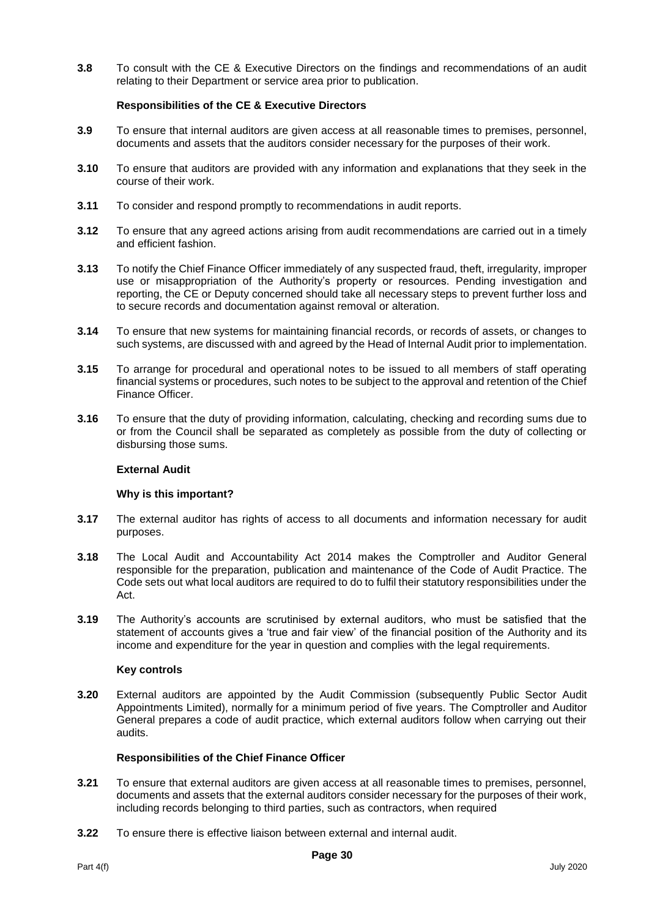**3.8** To consult with the CE & Executive Directors on the findings and recommendations of an audit relating to their Department or service area prior to publication.

**Responsibilities of the CE & Executive Directors**

**3.9** To ensure that internal auditors are given access at all reasonable times to premises, personnel, documents and assets that the auditors consider necessary for the purposes of their work.

**3.10** To ensure that auditors are provided with any information and explanations that they seek in the course of their work.

**3.11** To consider and respond promptly to recommendations in audit reports.

**3.12** To ensure that any agreed actions arising from audit recommendations are carried out in a timely and efficient fashion.

**3.13** To notify the Chief Finance Officer immediately of any suspected fraud, theft, irregularity, improper use or misappropriation of the Authority's property or resources. Pending investigation and reporting, the CE or Deputy concerned should take all necessary steps to prevent further loss and to secure records and documentation against removal or alteration.

**3.14** To ensure that new systems for maintaining financial records, or records of assets, or changes to such systems, are discussed with and agreed by the Head of Internal Audit prior to implementation.

**3.15** To arrange for procedural and operational notes to be issued to all members of staff operating financial systems or procedures, such notes to be subject to the approval and retention of the Chief Finance Officer.

**3.16** To ensure that the duty of providing information, calculating, checking and recording sums due to or from the Council shall be separated as completely as possible from the duty of collecting or disbursing those sums.

**External Audit**

**Why is this important?**

**3.17** The external auditor has rights of access to all documents and information necessary for audit purposes.

**3.18** The Local Audit and Accountability Act 2014 makes the Comptroller and Auditor General responsible for the preparation, publication and maintenance of the Code of Audit Practice. The Code sets out what local auditors are required to do to fulfil their statutory responsibilities under the Act.

**3.19** The Authority's accounts are scrutinised by external auditors, who must be satisfied that the statement of accounts gives a 'true and fair view' of the financial position of the Authority and its income and expenditure for the year in question and complies with the legal requirements.

**Key controls**

**3.20** External auditors are appointed by the Audit Commission (subsequently Public Sector Audit Appointments Limited), normally for a minimum period of five years. The Comptroller and Auditor General prepares a code of audit practice, which external auditors follow when carrying out their audits.

**Responsibilities of the Chief Finance Officer**

**3.21** To ensure that external auditors are given access at all reasonable times to premises, personnel, documents and assets that the external auditors consider necessary for the purposes of their work, including records belonging to third parties, such as contractors, when required

**3.22** To ensure there is effective liaison between external and internal audit.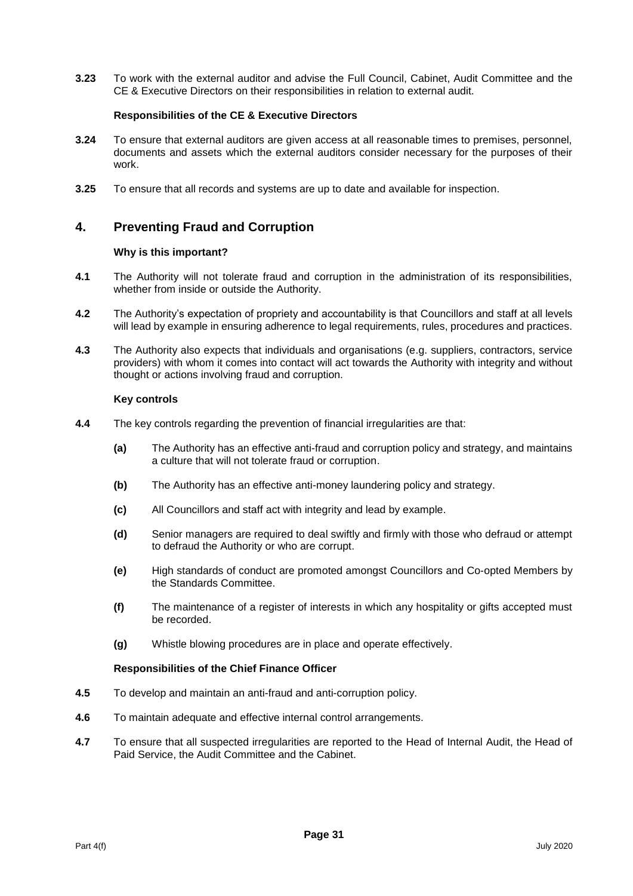**3.23** To work with the external auditor and advise the Full Council, Cabinet, Audit Committee and the CE & Executive Directors on their responsibilities in relation to external audit.

**Responsibilities of the CE & Executive Directors**

**3.24** To ensure that external auditors are given access at all reasonable times to premises, personnel, documents and assets which the external auditors consider necessary for the purposes of their work.

**3.25** To ensure that all records and systems are up to date and available for inspection.

## 4. Preventing Fraud and Corruption

**Why is this important?**

**4.1** The Authority will not tolerate fraud and corruption in the administration of its responsibilities, whether from inside or outside the Authority.

**4.2** The Authority's expectation of propriety and accountability is that Councillors and staff at all levels will lead by example in ensuring adherence to legal requirements, rules, procedures and practices.

**4.3** The Authority also expects that individuals and organisations (e.g. suppliers, contractors, service providers) with whom it comes into contact will act towards the Authority with integrity and without thought or actions involving fraud and corruption.

**Key controls**

**4.4** The key controls regarding the prevention of financial irregularities are that:

- **(a)** The Authority has an effective anti-fraud and corruption policy and strategy, and maintains a culture that will not tolerate fraud or corruption.
- **(b)** The Authority has an effective anti-money laundering policy and strategy.
- **(c)** All Councillors and staff act with integrity and lead by example.
- **(d)** Senior managers are required to deal swiftly and firmly with those who defraud or attempt to defraud the Authority or who are corrupt.
- **(e)** High standards of conduct are promoted amongst Councillors and Co-opted Members by the Standards Committee.
- **(f)** The maintenance of a register of interests in which any hospitality or gifts accepted must be recorded.
- **(g)** Whistle blowing procedures are in place and operate effectively.

**Responsibilities of the Chief Finance Officer**

**4.5** To develop and maintain an anti-fraud and anti-corruption policy.

**4.6** To maintain adequate and effective internal control arrangements.

**4.7** To ensure that all suspected irregularities are reported to the Head of Internal Audit, the Head of Paid Service, the Audit Committee and the Cabinet.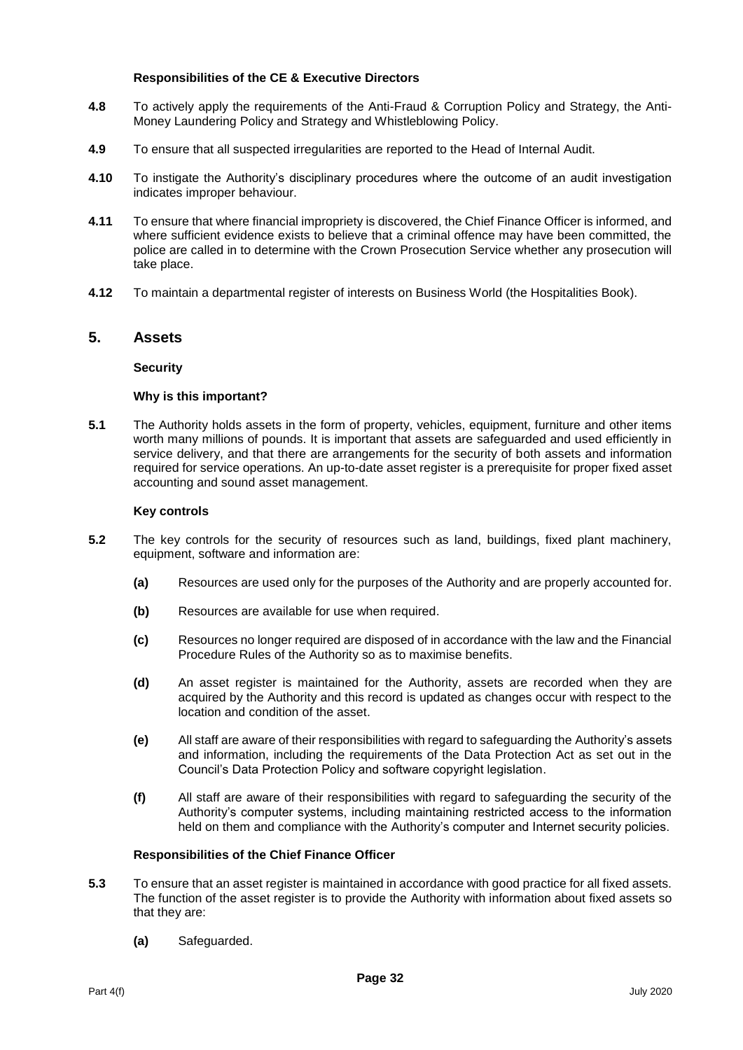**Responsibilities of the CE & Executive Directors**

**4.8** To actively apply the requirements of the Anti-Fraud & Corruption Policy and Strategy, the Anti-Money Laundering Policy and Strategy and Whistleblowing Policy.

**4.9** To ensure that all suspected irregularities are reported to the Head of Internal Audit.

**4.10** To instigate the Authority's disciplinary procedures where the outcome of an audit investigation indicates improper behaviour.

**4.11** To ensure that where financial impropriety is discovered, the Chief Finance Officer is informed, and where sufficient evidence exists to believe that a criminal offence may have been committed, the police are called in to determine with the Crown Prosecution Service whether any prosecution will take place.

**4.12** To maintain a departmental register of interests on Business World (the Hospitalities Book).

## 5. Assets

**Security**

**Why is this important?**

**5.1** The Authority holds assets in the form of property, vehicles, equipment, furniture and other items worth many millions of pounds. It is important that assets are safeguarded and used efficiently in service delivery, and that there are arrangements for the security of both assets and information required for service operations. An up-to-date asset register is a prerequisite for proper fixed asset accounting and sound asset management.

**Key controls**

**5.2** The key controls for the security of resources such as land, buildings, fixed plant machinery, equipment, software and information are:

**(a)** Resources are used only for the purposes of the Authority and are properly accounted for.

**(b)** Resources are available for use when required.

**(c)** Resources no longer required are disposed of in accordance with the law and the Financial Procedure Rules of the Authority so as to maximise benefits.

**(d)** An asset register is maintained for the Authority, assets are recorded when they are acquired by the Authority and this record is updated as changes occur with respect to the location and condition of the asset.

**(e)** All staff are aware of their responsibilities with regard to safeguarding the Authority's assets and information, including the requirements of the Data Protection Act as set out in the Council's Data Protection Policy and software copyright legislation.

**(f)** All staff are aware of their responsibilities with regard to safeguarding the security of the Authority's computer systems, including maintaining restricted access to the information held on them and compliance with the Authority's computer and Internet security policies.

**Responsibilities of the Chief Finance Officer**

**5.3** To ensure that an asset register is maintained in accordance with good practice for all fixed assets. The function of the asset register is to provide the Authority with information about fixed assets so that they are:

**(a)** Safeguarded.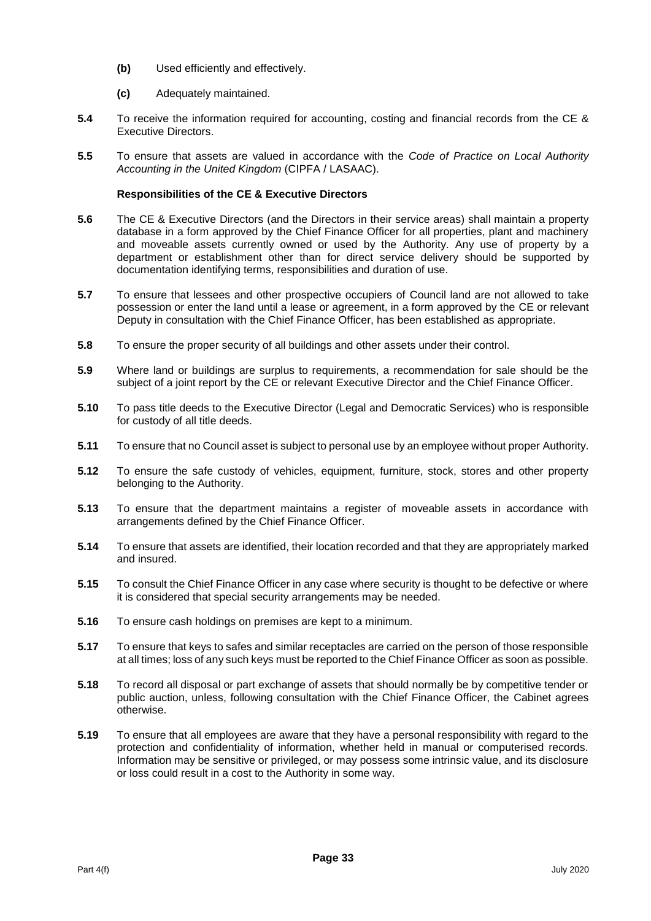**(b)** Used efficiently and effectively.

**(c)** Adequately maintained.

**5.4** To receive the information required for accounting, costing and financial records from the CE & Executive Directors.

**5.5** To ensure that assets are valued in accordance with the *Code of Practice on Local Authority Accounting in the United Kingdom* (CIPFA / LASAAC).

**Responsibilities of the CE & Executive Directors**

**5.6** The CE & Executive Directors (and the Directors in their service areas) shall maintain a property database in a form approved by the Chief Finance Officer for all properties, plant and machinery and moveable assets currently owned or used by the Authority. Any use of property by a department or establishment other than for direct service delivery should be supported by documentation identifying terms, responsibilities and duration of use.

**5.7** To ensure that lessees and other prospective occupiers of Council land are not allowed to take possession or enter the land until a lease or agreement, in a form approved by the CE or relevant Deputy in consultation with the Chief Finance Officer, has been established as appropriate.

**5.8** To ensure the proper security of all buildings and other assets under their control.

**5.9** Where land or buildings are surplus to requirements, a recommendation for sale should be the subject of a joint report by the CE or relevant Executive Director and the Chief Finance Officer.

**5.10** To pass title deeds to the Executive Director (Legal and Democratic Services) who is responsible for custody of all title deeds.

**5.11** To ensure that no Council asset is subject to personal use by an employee without proper Authority.

**5.12** To ensure the safe custody of vehicles, equipment, furniture, stock, stores and other property belonging to the Authority.

**5.13** To ensure that the department maintains a register of moveable assets in accordance with arrangements defined by the Chief Finance Officer.

**5.14** To ensure that assets are identified, their location recorded and that they are appropriately marked and insured.

**5.15** To consult the Chief Finance Officer in any case where security is thought to be defective or where it is considered that special security arrangements may be needed.

**5.16** To ensure cash holdings on premises are kept to a minimum.

**5.17** To ensure that keys to safes and similar receptacles are carried on the person of those responsible at all times; loss of any such keys must be reported to the Chief Finance Officer as soon as possible.

**5.18** To record all disposal or part exchange of assets that should normally be by competitive tender or public auction, unless, following consultation with the Chief Finance Officer, the Cabinet agrees otherwise.

**5.19** To ensure that all employees are aware that they have a personal responsibility with regard to the protection and confidentiality of information, whether held in manual or computerised records. Information may be sensitive or privileged, or may possess some intrinsic value, and its disclosure or loss could result in a cost to the Authority in some way.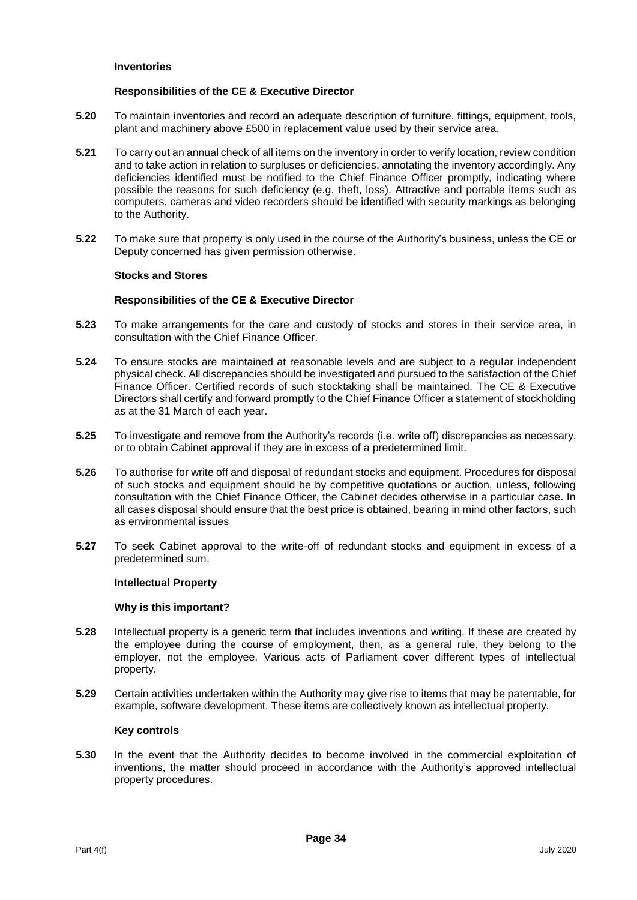**Inventories**

**Responsibilities of the CE & Executive Director**

**5.20** To maintain inventories and record an adequate description of furniture, fittings, equipment, tools, plant and machinery above £500 in replacement value used by their service area.

**5.21** To carry out an annual check of all items on the inventory in order to verify location, review condition and to take action in relation to surpluses or deficiencies, annotating the inventory accordingly. Any deficiencies identified must be notified to the Chief Finance Officer promptly, indicating where possible the reasons for such deficiency (e.g. theft, loss). Attractive and portable items such as computers, cameras and video recorders should be identified with security markings as belonging to the Authority.

**5.22** To make sure that property is only used in the course of the Authority's business, unless the CE or Deputy concerned has given permission otherwise.

**Stocks and Stores**

**Responsibilities of the CE & Executive Director**

**5.23** To make arrangements for the care and custody of stocks and stores in their service area, in consultation with the Chief Finance Officer.

**5.24** To ensure stocks are maintained at reasonable levels and are subject to a regular independent physical check. All discrepancies should be investigated and pursued to the satisfaction of the Chief Finance Officer. Certified records of such stocktaking shall be maintained. The CE & Executive Directors shall certify and forward promptly to the Chief Finance Officer a statement of stockholding as at the 31 March of each year.

**5.25** To investigate and remove from the Authority's records (i.e. write off) discrepancies as necessary, or to obtain Cabinet approval if they are in excess of a predetermined limit.

**5.26** To authorise for write off and disposal of redundant stocks and equipment. Procedures for disposal of such stocks and equipment should be by competitive quotations or auction, unless, following consultation with the Chief Finance Officer, the Cabinet decides otherwise in a particular case. In all cases disposal should ensure that the best price is obtained, bearing in mind other factors, such as environmental issues

**5.27** To seek Cabinet approval to the write-off of redundant stocks and equipment in excess of a predetermined sum.

**Intellectual Property**

**Why is this important?**

**5.28** Intellectual property is a generic term that includes inventions and writing. If these are created by the employee during the course of employment, then, as a general rule, they belong to the employer, not the employee. Various acts of Parliament cover different types of intellectual property.

**5.29** Certain activities undertaken within the Authority may give rise to items that may be patentable, for example, software development. These items are collectively known as intellectual property.

**Key controls**

**5.30** In the event that the Authority decides to become involved in the commercial exploitation of inventions, the matter should proceed in accordance with the Authority's approved intellectual property procedures.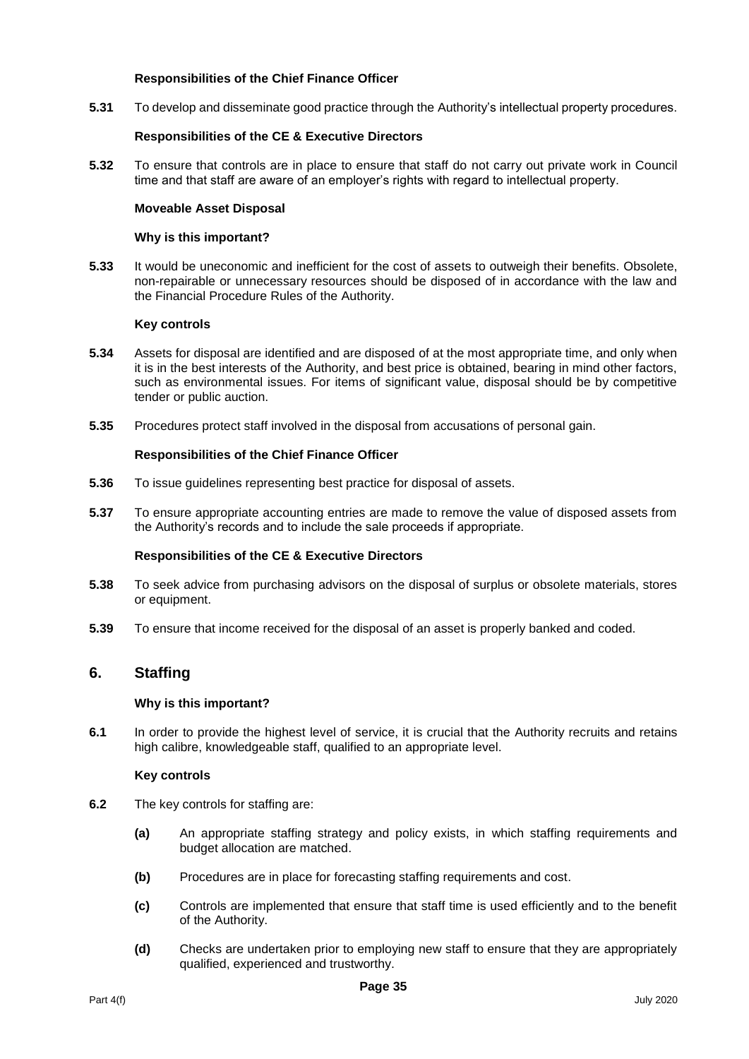**Responsibilities of the Chief Finance Officer**

**5.31** To develop and disseminate good practice through the Authority's intellectual property procedures.

**Responsibilities of the CE & Executive Directors**

**5.32** To ensure that controls are in place to ensure that staff do not carry out private work in Council time and that staff are aware of an employer's rights with regard to intellectual property.

**Moveable Asset Disposal**

**Why is this important?**

**5.33** It would be uneconomic and inefficient for the cost of assets to outweigh their benefits. Obsolete, non-repairable or unnecessary resources should be disposed of in accordance with the law and the Financial Procedure Rules of the Authority.

**Key controls**

**5.34** Assets for disposal are identified and are disposed of at the most appropriate time, and only when it is in the best interests of the Authority, and best price is obtained, bearing in mind other factors, such as environmental issues. For items of significant value, disposal should be by competitive tender or public auction.

**5.35** Procedures protect staff involved in the disposal from accusations of personal gain.

**Responsibilities of the Chief Finance Officer**

**5.36** To issue guidelines representing best practice for disposal of assets.

**5.37** To ensure appropriate accounting entries are made to remove the value of disposed assets from the Authority's records and to include the sale proceeds if appropriate.

**Responsibilities of the CE & Executive Directors**

**5.38** To seek advice from purchasing advisors on the disposal of surplus or obsolete materials, stores or equipment.

**5.39** To ensure that income received for the disposal of an asset is properly banked and coded.

## 6. Staffing

**Why is this important?**

**6.1** In order to provide the highest level of service, it is crucial that the Authority recruits and retains high calibre, knowledgeable staff, qualified to an appropriate level.

**Key controls**

**6.2** The key controls for staffing are:

- **(a)** An appropriate staffing strategy and policy exists, in which staffing requirements and budget allocation are matched.
- **(b)** Procedures are in place for forecasting staffing requirements and cost.
- **(c)** Controls are implemented that ensure that staff time is used efficiently and to the benefit of the Authority.
- **(d)** Checks are undertaken prior to employing new staff to ensure that they are appropriately qualified, experienced and trustworthy.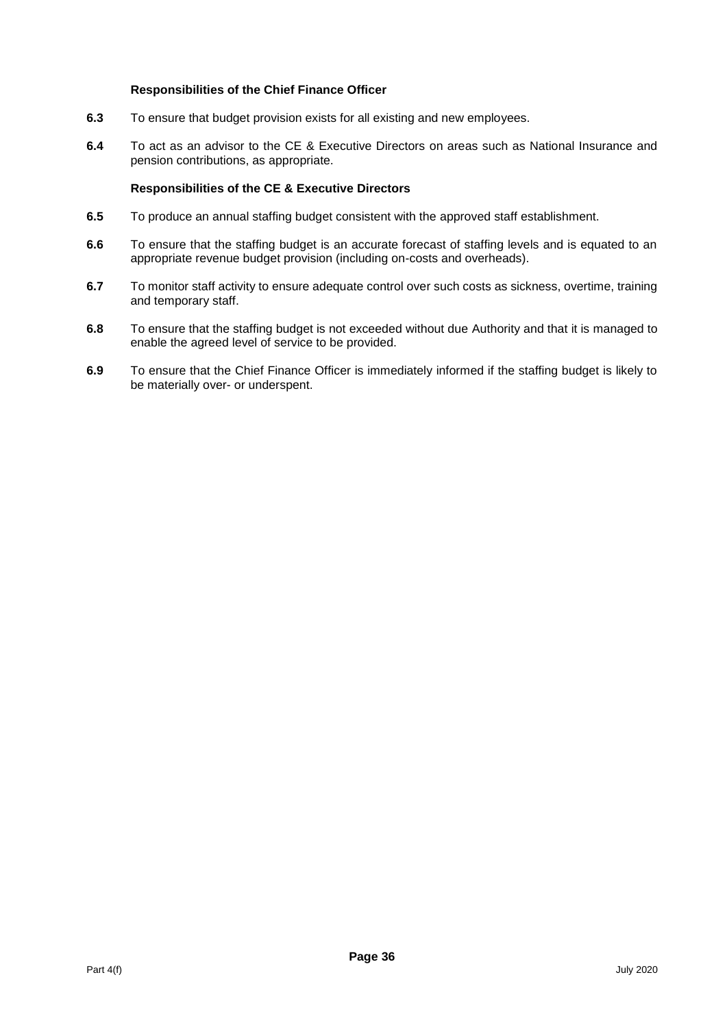### Responsibilities of the Chief Finance Officer

**6.3** To ensure that budget provision exists for all existing and new employees.

**6.4** To act as an advisor to the CE & Executive Directors on areas such as National Insurance and pension contributions, as appropriate.

### Responsibilities of the CE & Executive Directors

**6.5** To produce an annual staffing budget consistent with the approved staff establishment.

**6.6** To ensure that the staffing budget is an accurate forecast of staffing levels and is equated to an appropriate revenue budget provision (including on-costs and overheads).

**6.7** To monitor staff activity to ensure adequate control over such costs as sickness, overtime, training and temporary staff.

**6.8** To ensure that the staffing budget is not exceeded without due Authority and that it is managed to enable the agreed level of service to be provided.

**6.9** To ensure that the Chief Finance Officer is immediately informed if the staffing budget is likely to be materially over- or underspent.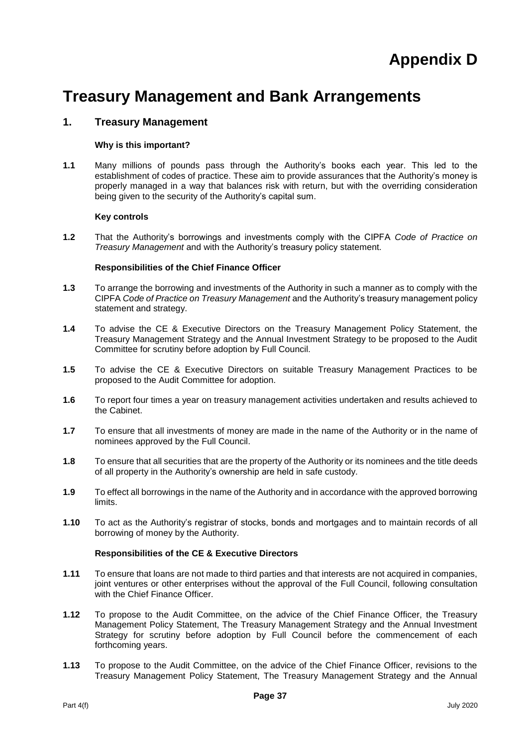# Appendix D

# Treasury Management and Bank Arrangements

## 1. Treasury Management

**Why is this important?**

**1.1** Many millions of pounds pass through the Authority's books each year. This led to the establishment of codes of practice. These aim to provide assurances that the Authority's money is properly managed in a way that balances risk with return, but with the overriding consideration being given to the security of the Authority's capital sum.

**Key controls**

**1.2** That the Authority's borrowings and investments comply with the CIPFA *Code of Practice on Treasury Management* and with the Authority's treasury policy statement.

**Responsibilities of the Chief Finance Officer**

**1.3** To arrange the borrowing and investments of the Authority in such a manner as to comply with the CIPFA *Code of Practice on Treasury Management* and the Authority's treasury management policy statement and strategy.

**1.4** To advise the CE & Executive Directors on the Treasury Management Policy Statement, the Treasury Management Strategy and the Annual Investment Strategy to be proposed to the Audit Committee for scrutiny before adoption by Full Council.

**1.5** To advise the CE & Executive Directors on suitable Treasury Management Practices to be proposed to the Audit Committee for adoption.

**1.6** To report four times a year on treasury management activities undertaken and results achieved to the Cabinet.

**1.7** To ensure that all investments of money are made in the name of the Authority or in the name of nominees approved by the Full Council.

**1.8** To ensure that all securities that are the property of the Authority or its nominees and the title deeds of all property in the Authority's ownership are held in safe custody.

**1.9** To effect all borrowings in the name of the Authority and in accordance with the approved borrowing limits.

**1.10** To act as the Authority's registrar of stocks, bonds and mortgages and to maintain records of all borrowing of money by the Authority.

**Responsibilities of the CE & Executive Directors**

**1.11** To ensure that loans are not made to third parties and that interests are not acquired in companies, joint ventures or other enterprises without the approval of the Full Council, following consultation with the Chief Finance Officer.

**1.12** To propose to the Audit Committee, on the advice of the Chief Finance Officer, the Treasury Management Policy Statement, The Treasury Management Strategy and the Annual Investment Strategy for scrutiny before adoption by Full Council before the commencement of each forthcoming years.

**1.13** To propose to the Audit Committee, on the advice of the Chief Finance Officer, revisions to the Treasury Management Policy Statement, The Treasury Management Strategy and the Annual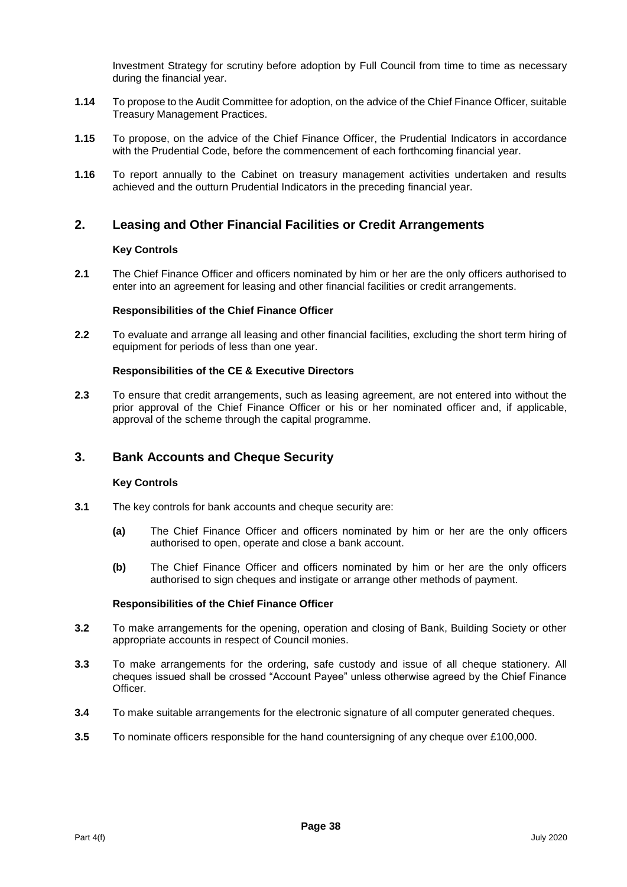Investment Strategy for scrutiny before adoption by Full Council from time to time as necessary during the financial year.

**1.14** To propose to the Audit Committee for adoption, on the advice of the Chief Finance Officer, suitable Treasury Management Practices.

**1.15** To propose, on the advice of the Chief Finance Officer, the Prudential Indicators in accordance with the Prudential Code, before the commencement of each forthcoming financial year.

**1.16** To report annually to the Cabinet on treasury management activities undertaken and results achieved and the outturn Prudential Indicators in the preceding financial year.

## 2. Leasing and Other Financial Facilities or Credit Arrangements

**Key Controls**

**2.1** The Chief Finance Officer and officers nominated by him or her are the only officers authorised to enter into an agreement for leasing and other financial facilities or credit arrangements.

**Responsibilities of the Chief Finance Officer**

**2.2** To evaluate and arrange all leasing and other financial facilities, excluding the short term hiring of equipment for periods of less than one year.

**Responsibilities of the CE & Executive Directors**

**2.3** To ensure that credit arrangements, such as leasing agreement, are not entered into without the prior approval of the Chief Finance Officer or his or her nominated officer and, if applicable, approval of the scheme through the capital programme.

## 3. Bank Accounts and Cheque Security

**Key Controls**

**3.1** The key controls for bank accounts and cheque security are:

**(a)** The Chief Finance Officer and officers nominated by him or her are the only officers authorised to open, operate and close a bank account.

**(b)** The Chief Finance Officer and officers nominated by him or her are the only officers authorised to sign cheques and instigate or arrange other methods of payment.

**Responsibilities of the Chief Finance Officer**

**3.2** To make arrangements for the opening, operation and closing of Bank, Building Society or other appropriate accounts in respect of Council monies.

**3.3** To make arrangements for the ordering, safe custody and issue of all cheque stationery. All cheques issued shall be crossed "Account Payee" unless otherwise agreed by the Chief Finance Officer.

**3.4** To make suitable arrangements for the electronic signature of all computer generated cheques.

**3.5** To nominate officers responsible for the hand countersigning of any cheque over £100,000.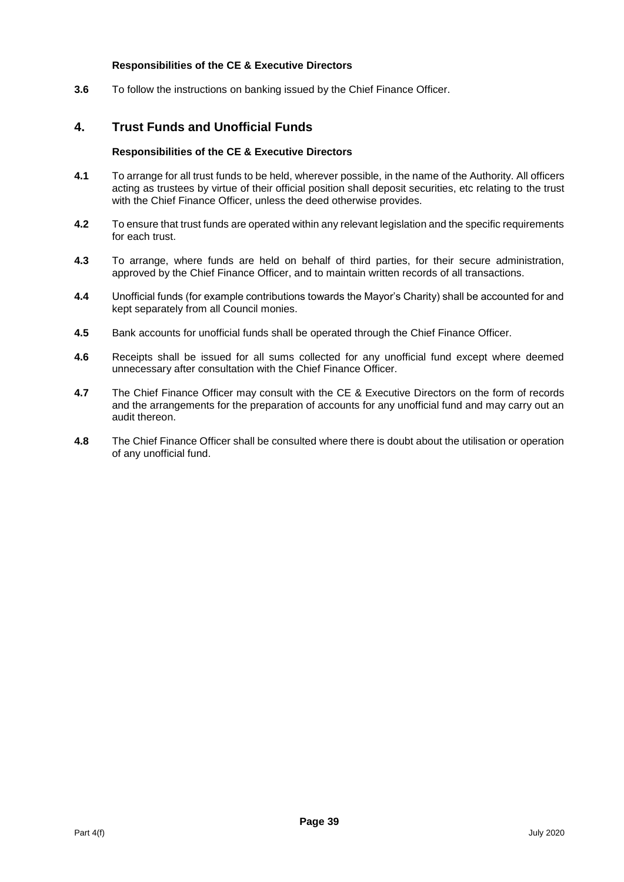**Responsibilities of the CE & Executive Directors**

**3.6** To follow the instructions on banking issued by the Chief Finance Officer.

## 4. Trust Funds and Unofficial Funds

**Responsibilities of the CE & Executive Directors**

**4.1** To arrange for all trust funds to be held, wherever possible, in the name of the Authority. All officers acting as trustees by virtue of their official position shall deposit securities, etc relating to the trust with the Chief Finance Officer, unless the deed otherwise provides.

**4.2** To ensure that trust funds are operated within any relevant legislation and the specific requirements for each trust.

**4.3** To arrange, where funds are held on behalf of third parties, for their secure administration, approved by the Chief Finance Officer, and to maintain written records of all transactions.

**4.4** Unofficial funds (for example contributions towards the Mayor's Charity) shall be accounted for and kept separately from all Council monies.

**4.5** Bank accounts for unofficial funds shall be operated through the Chief Finance Officer.

**4.6** Receipts shall be issued for all sums collected for any unofficial fund except where deemed unnecessary after consultation with the Chief Finance Officer.

**4.7** The Chief Finance Officer may consult with the CE & Executive Directors on the form of records and the arrangements for the preparation of accounts for any unofficial fund and may carry out an audit thereon.

**4.8** The Chief Finance Officer shall be consulted where there is doubt about the utilisation or operation of any unofficial fund.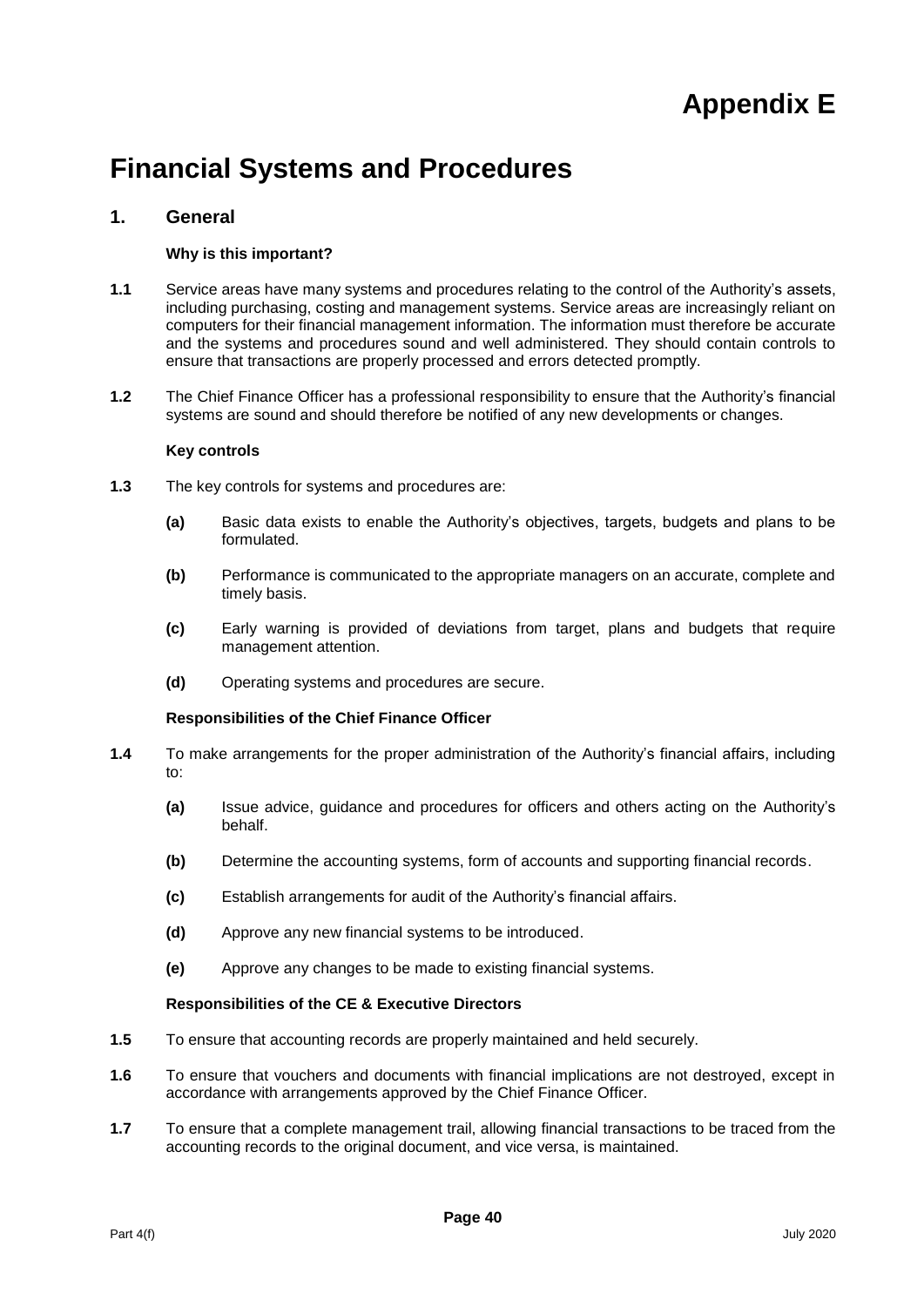# Appendix E

# Financial Systems and Procedures

## 1. General

#### Why is this important?

**1.1** Service areas have many systems and procedures relating to the control of the Authority's assets, including purchasing, costing and management systems. Service areas are increasingly reliant on computers for their financial management information. The information must therefore be accurate and the systems and procedures sound and well administered. They should contain controls to ensure that transactions are properly processed and errors detected promptly.

**1.2** The Chief Finance Officer has a professional responsibility to ensure that the Authority's financial systems are sound and should therefore be notified of any new developments or changes.

#### Key controls

**1.3** The key controls for systems and procedures are:

- **(a)** Basic data exists to enable the Authority's objectives, targets, budgets and plans to be formulated.
- **(b)** Performance is communicated to the appropriate managers on an accurate, complete and timely basis.
- **(c)** Early warning is provided of deviations from target, plans and budgets that require management attention.
- **(d)** Operating systems and procedures are secure.

#### Responsibilities of the Chief Finance Officer

**1.4** To make arrangements for the proper administration of the Authority's financial affairs, including to:

- **(a)** Issue advice, guidance and procedures for officers and others acting on the Authority's behalf.
- **(b)** Determine the accounting systems, form of accounts and supporting financial records.
- **(c)** Establish arrangements for audit of the Authority's financial affairs.
- **(d)** Approve any new financial systems to be introduced.
- **(e)** Approve any changes to be made to existing financial systems.

#### Responsibilities of the CE & Executive Directors

**1.5** To ensure that accounting records are properly maintained and held securely.

**1.6** To ensure that vouchers and documents with financial implications are not destroyed, except in accordance with arrangements approved by the Chief Finance Officer.

**1.7** To ensure that a complete management trail, allowing financial transactions to be traced from the accounting records to the original document, and vice versa, is maintained.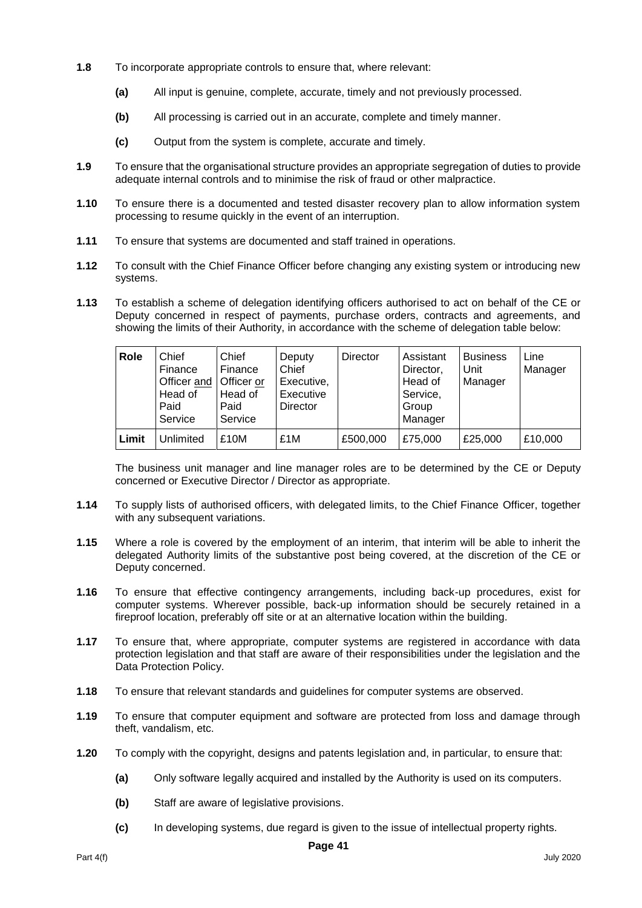**1.8** To incorporate appropriate controls to ensure that, where relevant:

**(a)** All input is genuine, complete, accurate, timely and not previously processed.

**(b)** All processing is carried out in an accurate, complete and timely manner.

**(c)** Output from the system is complete, accurate and timely.

**1.9** To ensure that the organisational structure provides an appropriate segregation of duties to provide adequate internal controls and to minimise the risk of fraud or other malpractice.

**1.10** To ensure there is a documented and tested disaster recovery plan to allow information system processing to resume quickly in the event of an interruption.

**1.11** To ensure that systems are documented and staff trained in operations.

**1.12** To consult with the Chief Finance Officer before changing any existing system or introducing new systems.

**1.13** To establish a scheme of delegation identifying officers authorised to act on behalf of the CE or Deputy concerned in respect of payments, purchase orders, contracts and agreements, and showing the limits of their Authority, in accordance with the scheme of delegation table below:

| **Role** | Chief Finance Officer <u>and</u> Head of Paid Service | Chief Finance Officer <u>or</u> Head of Paid Service | Deputy Chief Executive, Executive Director | Director | Assistant Director, Head of Service, Group Manager | Business Unit Manager | Line Manager |
|---|---|---|---|---|---|---|---|
| **Limit** | Unlimited | £10M | £1M | £500,000 | £75,000 | £25,000 | £10,000 |

The business unit manager and line manager roles are to be determined by the CE or Deputy concerned or Executive Director / Director as appropriate.

**1.14** To supply lists of authorised officers, with delegated limits, to the Chief Finance Officer, together with any subsequent variations.

**1.15** Where a role is covered by the employment of an interim, that interim will be able to inherit the delegated Authority limits of the substantive post being covered, at the discretion of the CE or Deputy concerned.

**1.16** To ensure that effective contingency arrangements, including back-up procedures, exist for computer systems. Wherever possible, back-up information should be securely retained in a fireproof location, preferably off site or at an alternative location within the building.

**1.17** To ensure that, where appropriate, computer systems are registered in accordance with data protection legislation and that staff are aware of their responsibilities under the legislation and the Data Protection Policy.

**1.18** To ensure that relevant standards and guidelines for computer systems are observed.

**1.19** To ensure that computer equipment and software are protected from loss and damage through theft, vandalism, etc.

**1.20** To comply with the copyright, designs and patents legislation and, in particular, to ensure that:

**(a)** Only software legally acquired and installed by the Authority is used on its computers.

**(b)** Staff are aware of legislative provisions.

**(c)** In developing systems, due regard is given to the issue of intellectual property rights.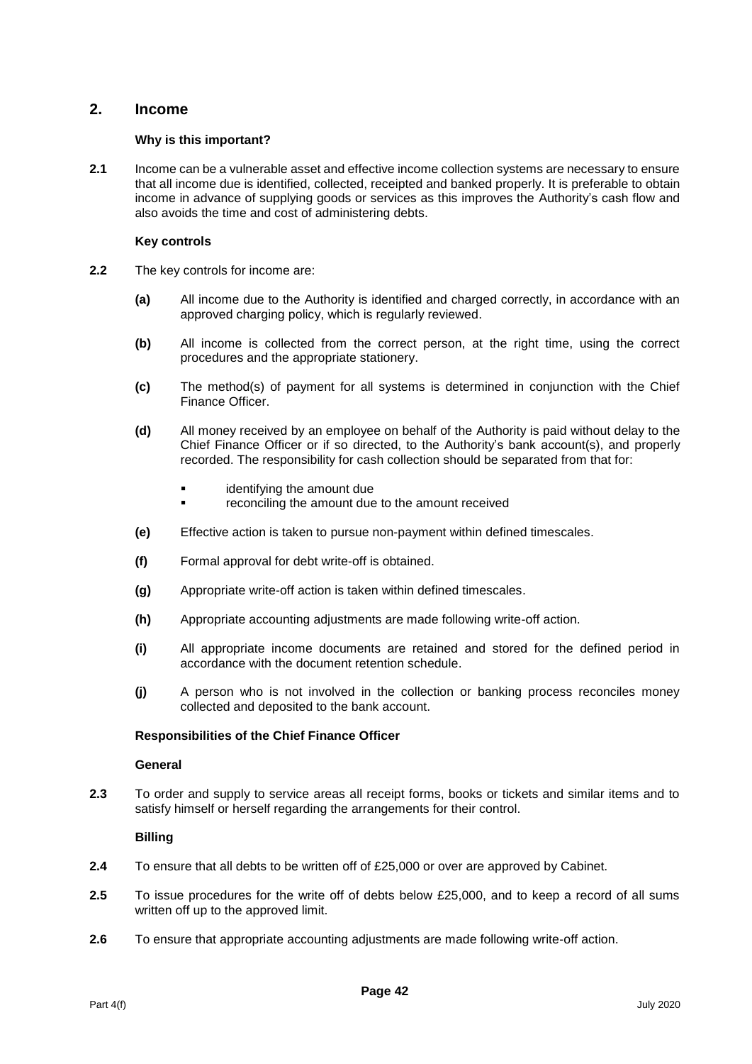## 2. Income

**Why is this important?**

**2.1** Income can be a vulnerable asset and effective income collection systems are necessary to ensure that all income due is identified, collected, receipted and banked properly. It is preferable to obtain income in advance of supplying goods or services as this improves the Authority's cash flow and also avoids the time and cost of administering debts.

**Key controls**

**2.2** The key controls for income are:

**(a)** All income due to the Authority is identified and charged correctly, in accordance with an approved charging policy, which is regularly reviewed.

**(b)** All income is collected from the correct person, at the right time, using the correct procedures and the appropriate stationery.

**(c)** The method(s) of payment for all systems is determined in conjunction with the Chief Finance Officer.

**(d)** All money received by an employee on behalf of the Authority is paid without delay to the Chief Finance Officer or if so directed, to the Authority's bank account(s), and properly recorded. The responsibility for cash collection should be separated from that for:

- identifying the amount due
- reconciling the amount due to the amount received

**(e)** Effective action is taken to pursue non-payment within defined timescales.

**(f)** Formal approval for debt write-off is obtained.

**(g)** Appropriate write-off action is taken within defined timescales.

**(h)** Appropriate accounting adjustments are made following write-off action.

**(i)** All appropriate income documents are retained and stored for the defined period in accordance with the document retention schedule.

**(j)** A person who is not involved in the collection or banking process reconciles money collected and deposited to the bank account.

**Responsibilities of the Chief Finance Officer**

**General**

**2.3** To order and supply to service areas all receipt forms, books or tickets and similar items and to satisfy himself or herself regarding the arrangements for their control.

**Billing**

**2.4** To ensure that all debts to be written off of £25,000 or over are approved by Cabinet.

**2.5** To issue procedures for the write off of debts below £25,000, and to keep a record of all sums written off up to the approved limit.

**2.6** To ensure that appropriate accounting adjustments are made following write-off action.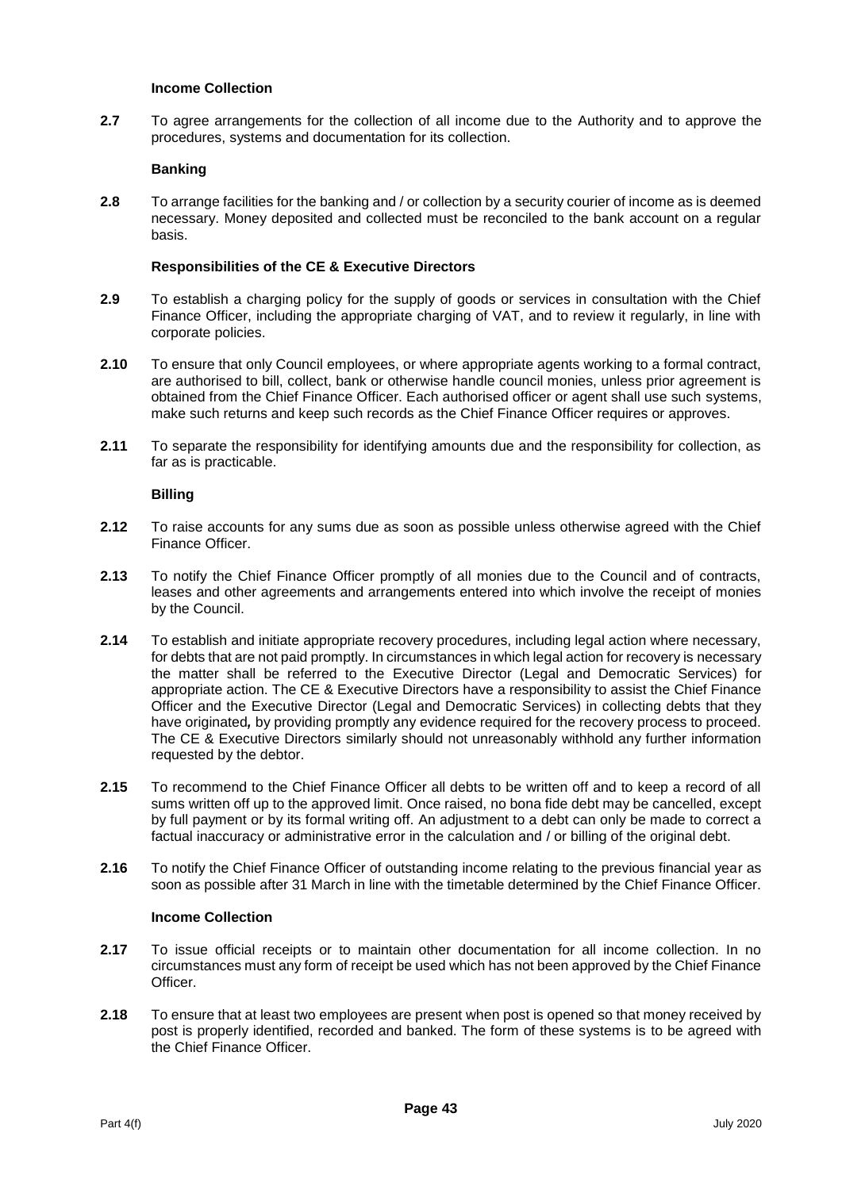**Income Collection**

**2.7** To agree arrangements for the collection of all income due to the Authority and to approve the procedures, systems and documentation for its collection.

**Banking**

**2.8** To arrange facilities for the banking and / or collection by a security courier of income as is deemed necessary. Money deposited and collected must be reconciled to the bank account on a regular basis.

**Responsibilities of the CE & Executive Directors**

**2.9** To establish a charging policy for the supply of goods or services in consultation with the Chief Finance Officer, including the appropriate charging of VAT, and to review it regularly, in line with corporate policies.

**2.10** To ensure that only Council employees, or where appropriate agents working to a formal contract, are authorised to bill, collect, bank or otherwise handle council monies, unless prior agreement is obtained from the Chief Finance Officer. Each authorised officer or agent shall use such systems, make such returns and keep such records as the Chief Finance Officer requires or approves.

**2.11** To separate the responsibility for identifying amounts due and the responsibility for collection, as far as is practicable.

**Billing**

**2.12** To raise accounts for any sums due as soon as possible unless otherwise agreed with the Chief Finance Officer.

**2.13** To notify the Chief Finance Officer promptly of all monies due to the Council and of contracts, leases and other agreements and arrangements entered into which involve the receipt of monies by the Council.

**2.14** To establish and initiate appropriate recovery procedures, including legal action where necessary, for debts that are not paid promptly. In circumstances in which legal action for recovery is necessary the matter shall be referred to the Executive Director (Legal and Democratic Services) for appropriate action. The CE & Executive Directors have a responsibility to assist the Chief Finance Officer and the Executive Director (Legal and Democratic Services) in collecting debts that they have originated*,* by providing promptly any evidence required for the recovery process to proceed. The CE & Executive Directors similarly should not unreasonably withhold any further information requested by the debtor.

**2.15** To recommend to the Chief Finance Officer all debts to be written off and to keep a record of all sums written off up to the approved limit. Once raised, no bona fide debt may be cancelled, except by full payment or by its formal writing off. An adjustment to a debt can only be made to correct a factual inaccuracy or administrative error in the calculation and / or billing of the original debt.

**2.16** To notify the Chief Finance Officer of outstanding income relating to the previous financial year as soon as possible after 31 March in line with the timetable determined by the Chief Finance Officer.

**Income Collection**

**2.17** To issue official receipts or to maintain other documentation for all income collection. In no circumstances must any form of receipt be used which has not been approved by the Chief Finance Officer.

**2.18** To ensure that at least two employees are present when post is opened so that money received by post is properly identified, recorded and banked. The form of these systems is to be agreed with the Chief Finance Officer.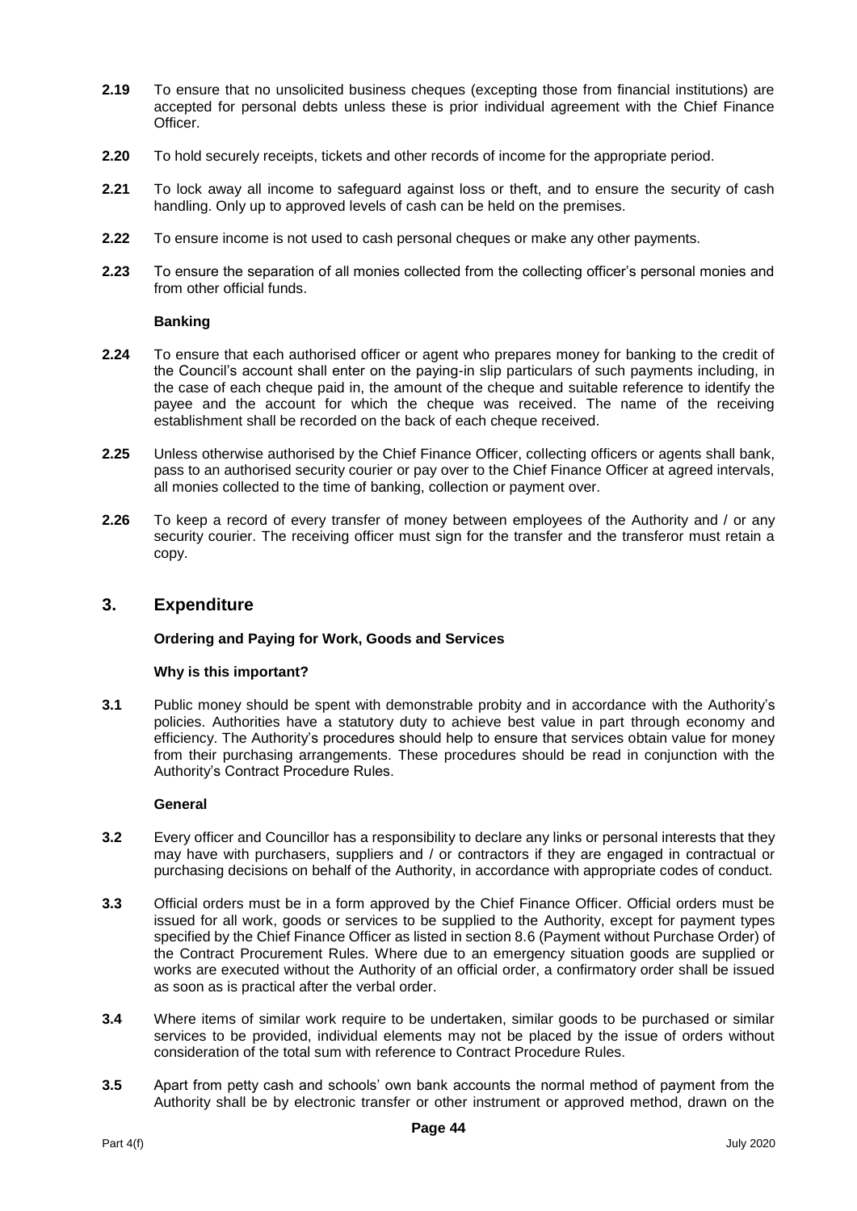**2.19** To ensure that no unsolicited business cheques (excepting those from financial institutions) are accepted for personal debts unless these is prior individual agreement with the Chief Finance Officer.

**2.20** To hold securely receipts, tickets and other records of income for the appropriate period.

**2.21** To lock away all income to safeguard against loss or theft, and to ensure the security of cash handling. Only up to approved levels of cash can be held on the premises.

**2.22** To ensure income is not used to cash personal cheques or make any other payments.

**2.23** To ensure the separation of all monies collected from the collecting officer's personal monies and from other official funds.

**Banking**

**2.24** To ensure that each authorised officer or agent who prepares money for banking to the credit of the Council's account shall enter on the paying-in slip particulars of such payments including, in the case of each cheque paid in, the amount of the cheque and suitable reference to identify the payee and the account for which the cheque was received. The name of the receiving establishment shall be recorded on the back of each cheque received.

**2.25** Unless otherwise authorised by the Chief Finance Officer, collecting officers or agents shall bank, pass to an authorised security courier or pay over to the Chief Finance Officer at agreed intervals, all monies collected to the time of banking, collection or payment over.

**2.26** To keep a record of every transfer of money between employees of the Authority and / or any security courier. The receiving officer must sign for the transfer and the transferor must retain a copy.

## 3. Expenditure

**Ordering and Paying for Work, Goods and Services**

**Why is this important?**

**3.1** Public money should be spent with demonstrable probity and in accordance with the Authority's policies. Authorities have a statutory duty to achieve best value in part through economy and efficiency. The Authority's procedures should help to ensure that services obtain value for money from their purchasing arrangements. These procedures should be read in conjunction with the Authority's Contract Procedure Rules.

**General**

**3.2** Every officer and Councillor has a responsibility to declare any links or personal interests that they may have with purchasers, suppliers and / or contractors if they are engaged in contractual or purchasing decisions on behalf of the Authority, in accordance with appropriate codes of conduct.

**3.3** Official orders must be in a form approved by the Chief Finance Officer. Official orders must be issued for all work, goods or services to be supplied to the Authority, except for payment types specified by the Chief Finance Officer as listed in section 8.6 (Payment without Purchase Order) of the Contract Procurement Rules. Where due to an emergency situation goods are supplied or works are executed without the Authority of an official order, a confirmatory order shall be issued as soon as is practical after the verbal order.

**3.4** Where items of similar work require to be undertaken, similar goods to be purchased or similar services to be provided, individual elements may not be placed by the issue of orders without consideration of the total sum with reference to Contract Procedure Rules.

**3.5** Apart from petty cash and schools' own bank accounts the normal method of payment from the Authority shall be by electronic transfer or other instrument or approved method, drawn on the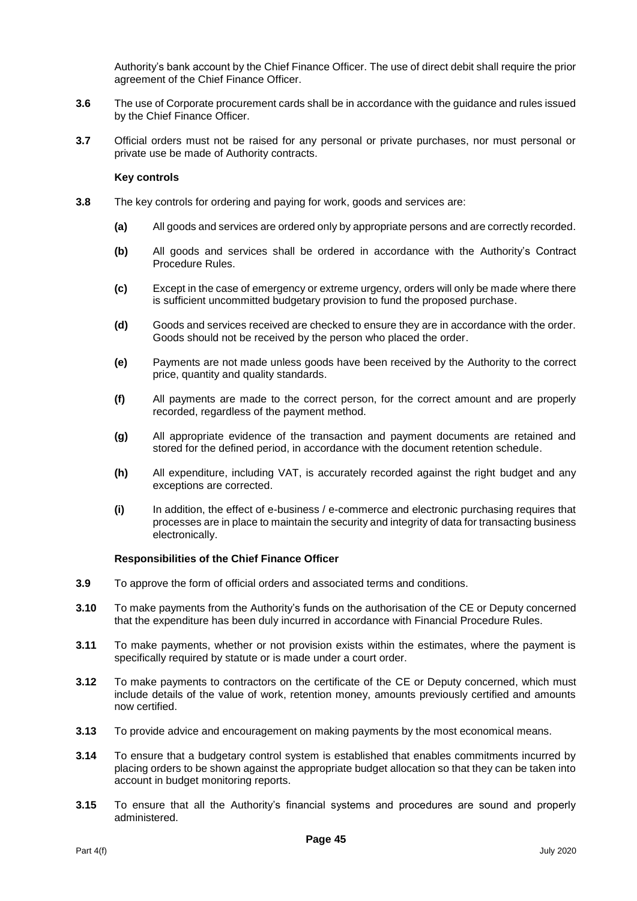Authority's bank account by the Chief Finance Officer. The use of direct debit shall require the prior agreement of the Chief Finance Officer.

**3.6** The use of Corporate procurement cards shall be in accordance with the guidance and rules issued by the Chief Finance Officer.

**3.7** Official orders must not be raised for any personal or private purchases, nor must personal or private use be made of Authority contracts.

**Key controls**

**3.8** The key controls for ordering and paying for work, goods and services are:

**(a)** All goods and services are ordered only by appropriate persons and are correctly recorded.

**(b)** All goods and services shall be ordered in accordance with the Authority's Contract Procedure Rules.

**(c)** Except in the case of emergency or extreme urgency, orders will only be made where there is sufficient uncommitted budgetary provision to fund the proposed purchase.

**(d)** Goods and services received are checked to ensure they are in accordance with the order. Goods should not be received by the person who placed the order.

**(e)** Payments are not made unless goods have been received by the Authority to the correct price, quantity and quality standards.

**(f)** All payments are made to the correct person, for the correct amount and are properly recorded, regardless of the payment method.

**(g)** All appropriate evidence of the transaction and payment documents are retained and stored for the defined period, in accordance with the document retention schedule.

**(h)** All expenditure, including VAT, is accurately recorded against the right budget and any exceptions are corrected.

**(i)** In addition, the effect of e-business / e-commerce and electronic purchasing requires that processes are in place to maintain the security and integrity of data for transacting business electronically.

**Responsibilities of the Chief Finance Officer**

**3.9** To approve the form of official orders and associated terms and conditions.

**3.10** To make payments from the Authority's funds on the authorisation of the CE or Deputy concerned that the expenditure has been duly incurred in accordance with Financial Procedure Rules.

**3.11** To make payments, whether or not provision exists within the estimates, where the payment is specifically required by statute or is made under a court order.

**3.12** To make payments to contractors on the certificate of the CE or Deputy concerned, which must include details of the value of work, retention money, amounts previously certified and amounts now certified.

**3.13** To provide advice and encouragement on making payments by the most economical means.

**3.14** To ensure that a budgetary control system is established that enables commitments incurred by placing orders to be shown against the appropriate budget allocation so that they can be taken into account in budget monitoring reports.

**3.15** To ensure that all the Authority's financial systems and procedures are sound and properly administered.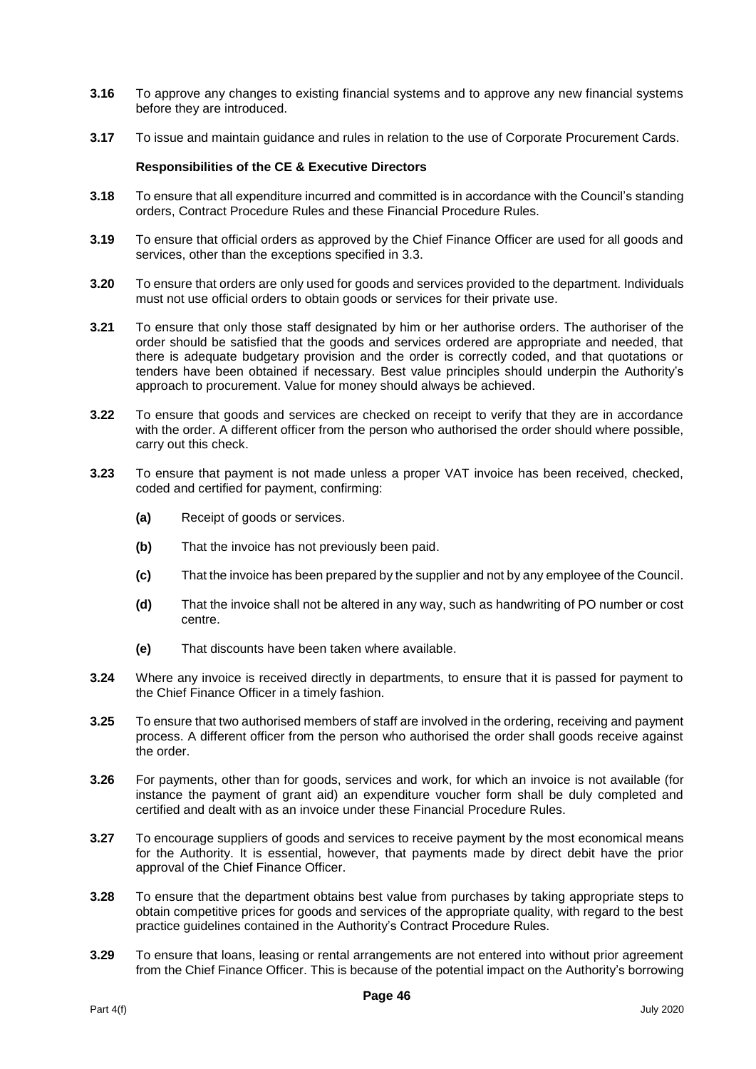**3.16** To approve any changes to existing financial systems and to approve any new financial systems before they are introduced.

**3.17** To issue and maintain guidance and rules in relation to the use of Corporate Procurement Cards.

**Responsibilities of the CE & Executive Directors**

**3.18** To ensure that all expenditure incurred and committed is in accordance with the Council's standing orders, Contract Procedure Rules and these Financial Procedure Rules.

**3.19** To ensure that official orders as approved by the Chief Finance Officer are used for all goods and services, other than the exceptions specified in 3.3.

**3.20** To ensure that orders are only used for goods and services provided to the department. Individuals must not use official orders to obtain goods or services for their private use.

**3.21** To ensure that only those staff designated by him or her authorise orders. The authoriser of the order should be satisfied that the goods and services ordered are appropriate and needed, that there is adequate budgetary provision and the order is correctly coded, and that quotations or tenders have been obtained if necessary. Best value principles should underpin the Authority's approach to procurement. Value for money should always be achieved.

**3.22** To ensure that goods and services are checked on receipt to verify that they are in accordance with the order. A different officer from the person who authorised the order should where possible, carry out this check.

**3.23** To ensure that payment is not made unless a proper VAT invoice has been received, checked, coded and certified for payment, confirming:

- **(a)** Receipt of goods or services.
- **(b)** That the invoice has not previously been paid.
- **(c)** That the invoice has been prepared by the supplier and not by any employee of the Council.
- **(d)** That the invoice shall not be altered in any way, such as handwriting of PO number or cost centre.
- **(e)** That discounts have been taken where available.

**3.24** Where any invoice is received directly in departments, to ensure that it is passed for payment to the Chief Finance Officer in a timely fashion.

**3.25** To ensure that two authorised members of staff are involved in the ordering, receiving and payment process. A different officer from the person who authorised the order shall goods receive against the order.

**3.26** For payments, other than for goods, services and work, for which an invoice is not available (for instance the payment of grant aid) an expenditure voucher form shall be duly completed and certified and dealt with as an invoice under these Financial Procedure Rules.

**3.27** To encourage suppliers of goods and services to receive payment by the most economical means for the Authority. It is essential, however, that payments made by direct debit have the prior approval of the Chief Finance Officer.

**3.28** To ensure that the department obtains best value from purchases by taking appropriate steps to obtain competitive prices for goods and services of the appropriate quality, with regard to the best practice guidelines contained in the Authority's Contract Procedure Rules.

**3.29** To ensure that loans, leasing or rental arrangements are not entered into without prior agreement from the Chief Finance Officer. This is because of the potential impact on the Authority's borrowing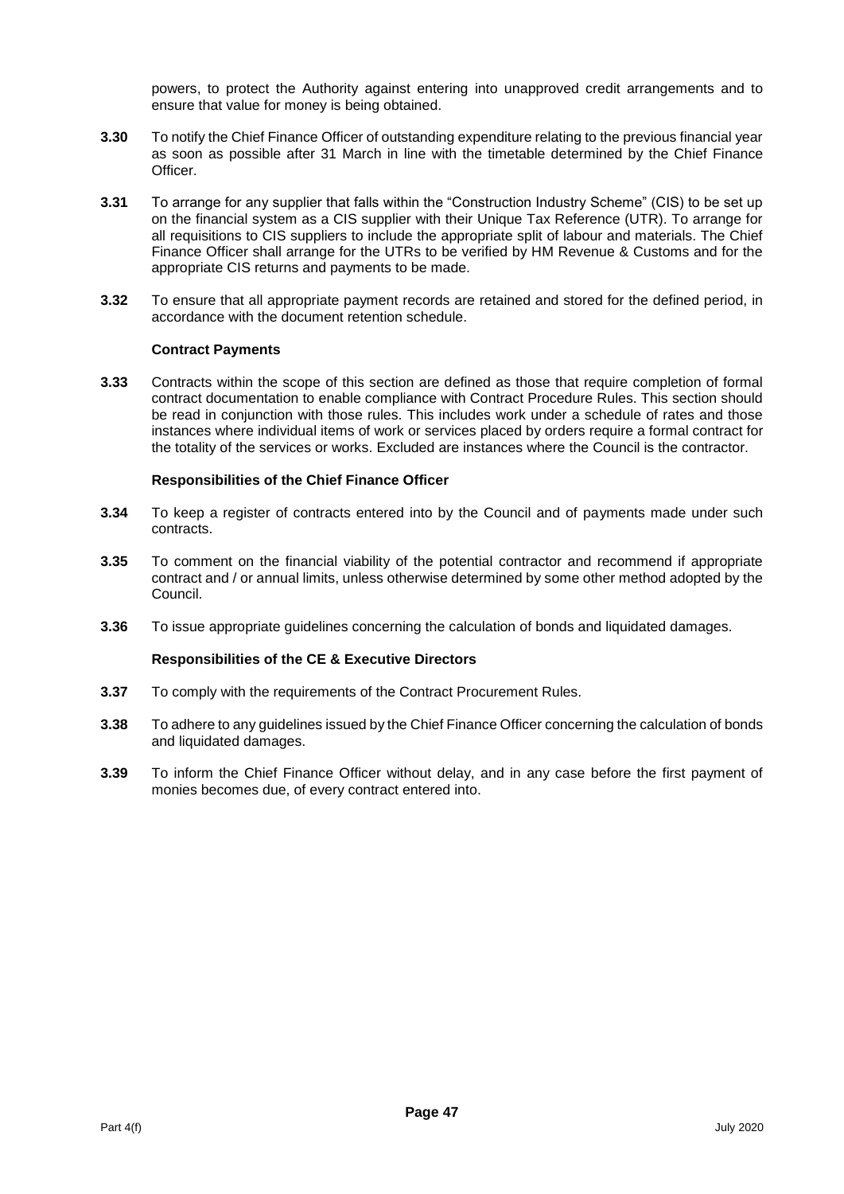powers, to protect the Authority against entering into unapproved credit arrangements and to ensure that value for money is being obtained.

**3.30** To notify the Chief Finance Officer of outstanding expenditure relating to the previous financial year as soon as possible after 31 March in line with the timetable determined by the Chief Finance Officer.

**3.31** To arrange for any supplier that falls within the "Construction Industry Scheme" (CIS) to be set up on the financial system as a CIS supplier with their Unique Tax Reference (UTR). To arrange for all requisitions to CIS suppliers to include the appropriate split of labour and materials. The Chief Finance Officer shall arrange for the UTRs to be verified by HM Revenue & Customs and for the appropriate CIS returns and payments to be made.

**3.32** To ensure that all appropriate payment records are retained and stored for the defined period, in accordance with the document retention schedule.

**Contract Payments**

**3.33** Contracts within the scope of this section are defined as those that require completion of formal contract documentation to enable compliance with Contract Procedure Rules. This section should be read in conjunction with those rules. This includes work under a schedule of rates and those instances where individual items of work or services placed by orders require a formal contract for the totality of the services or works. Excluded are instances where the Council is the contractor.

**Responsibilities of the Chief Finance Officer**

**3.34** To keep a register of contracts entered into by the Council and of payments made under such contracts.

**3.35** To comment on the financial viability of the potential contractor and recommend if appropriate contract and / or annual limits, unless otherwise determined by some other method adopted by the Council.

**3.36** To issue appropriate guidelines concerning the calculation of bonds and liquidated damages.

**Responsibilities of the CE & Executive Directors**

**3.37** To comply with the requirements of the Contract Procurement Rules.

**3.38** To adhere to any guidelines issued by the Chief Finance Officer concerning the calculation of bonds and liquidated damages.

**3.39** To inform the Chief Finance Officer without delay, and in any case before the first payment of monies becomes due, of every contract entered into.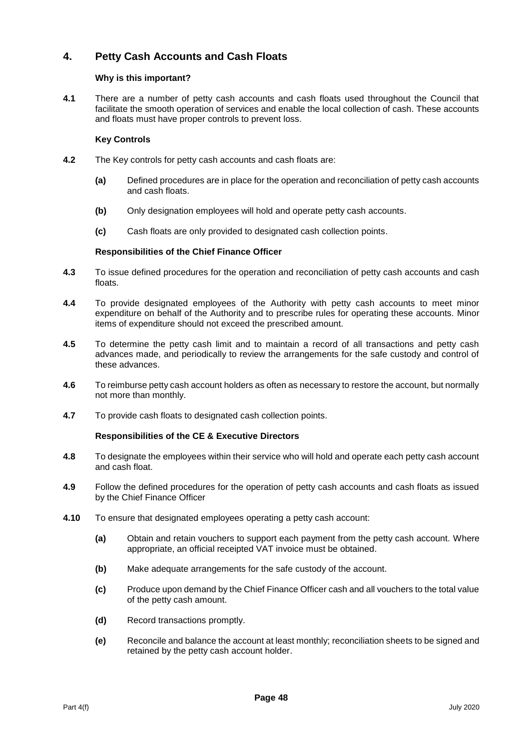## 4. Petty Cash Accounts and Cash Floats

**Why is this important?**

**4.1** There are a number of petty cash accounts and cash floats used throughout the Council that facilitate the smooth operation of services and enable the local collection of cash. These accounts and floats must have proper controls to prevent loss.

**Key Controls**

**4.2** The Key controls for petty cash accounts and cash floats are:

- **(a)** Defined procedures are in place for the operation and reconciliation of petty cash accounts and cash floats.
- **(b)** Only designation employees will hold and operate petty cash accounts.
- **(c)** Cash floats are only provided to designated cash collection points.

**Responsibilities of the Chief Finance Officer**

**4.3** To issue defined procedures for the operation and reconciliation of petty cash accounts and cash floats.

**4.4** To provide designated employees of the Authority with petty cash accounts to meet minor expenditure on behalf of the Authority and to prescribe rules for operating these accounts. Minor items of expenditure should not exceed the prescribed amount.

**4.5** To determine the petty cash limit and to maintain a record of all transactions and petty cash advances made, and periodically to review the arrangements for the safe custody and control of these advances.

**4.6** To reimburse petty cash account holders as often as necessary to restore the account, but normally not more than monthly.

**4.7** To provide cash floats to designated cash collection points.

**Responsibilities of the CE & Executive Directors**

**4.8** To designate the employees within their service who will hold and operate each petty cash account and cash float.

**4.9** Follow the defined procedures for the operation of petty cash accounts and cash floats as issued by the Chief Finance Officer

**4.10** To ensure that designated employees operating a petty cash account:

- **(a)** Obtain and retain vouchers to support each payment from the petty cash account. Where appropriate, an official receipted VAT invoice must be obtained.
- **(b)** Make adequate arrangements for the safe custody of the account.
- **(c)** Produce upon demand by the Chief Finance Officer cash and all vouchers to the total value of the petty cash amount.
- **(d)** Record transactions promptly.
- **(e)** Reconcile and balance the account at least monthly; reconciliation sheets to be signed and retained by the petty cash account holder.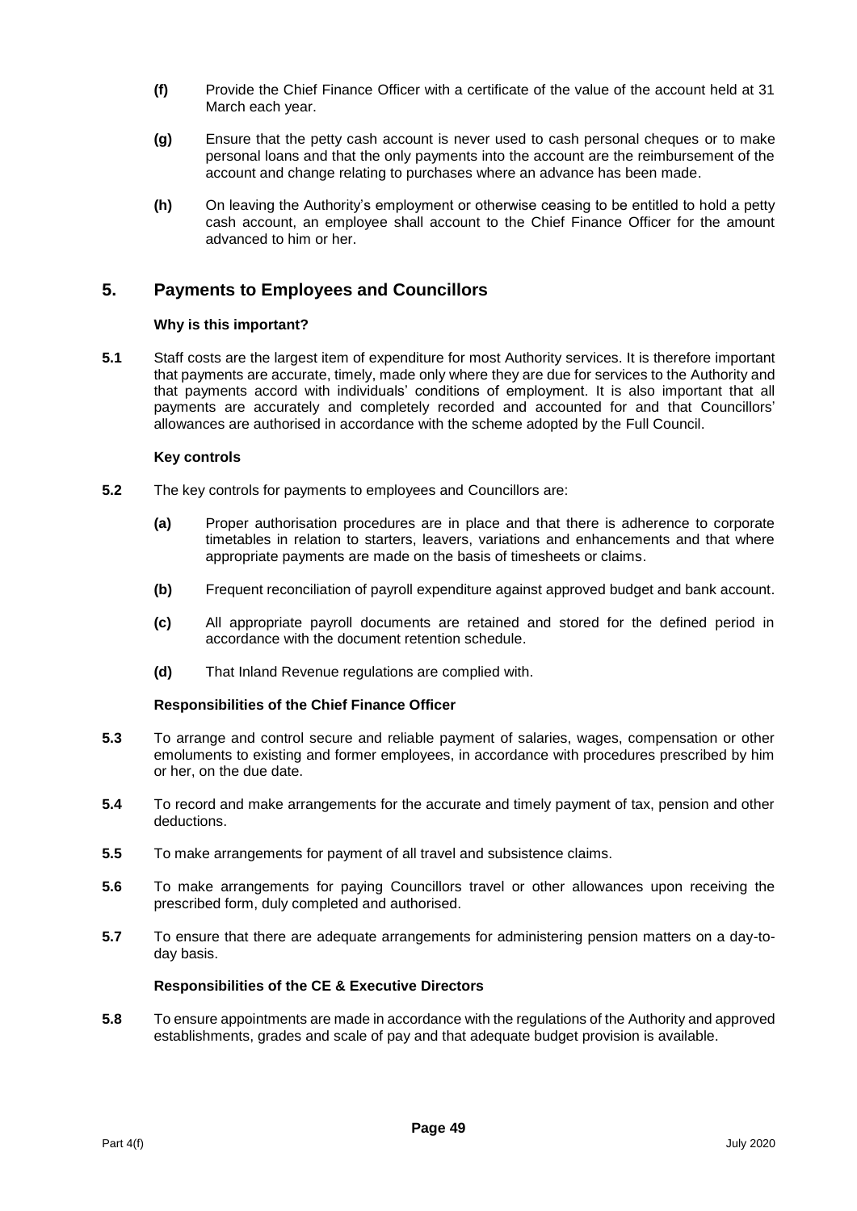**(f)** Provide the Chief Finance Officer with a certificate of the value of the account held at 31 March each year.

**(g)** Ensure that the petty cash account is never used to cash personal cheques or to make personal loans and that the only payments into the account are the reimbursement of the account and change relating to purchases where an advance has been made.

**(h)** On leaving the Authority's employment or otherwise ceasing to be entitled to hold a petty cash account, an employee shall account to the Chief Finance Officer for the amount advanced to him or her.

## 5. Payments to Employees and Councillors

#### Why is this important?

**5.1** Staff costs are the largest item of expenditure for most Authority services. It is therefore important that payments are accurate, timely, made only where they are due for services to the Authority and that payments accord with individuals' conditions of employment. It is also important that all payments are accurately and completely recorded and accounted for and that Councillors' allowances are authorised in accordance with the scheme adopted by the Full Council.

#### Key controls

**5.2** The key controls for payments to employees and Councillors are:

**(a)** Proper authorisation procedures are in place and that there is adherence to corporate timetables in relation to starters, leavers, variations and enhancements and that where appropriate payments are made on the basis of timesheets or claims.

**(b)** Frequent reconciliation of payroll expenditure against approved budget and bank account.

**(c)** All appropriate payroll documents are retained and stored for the defined period in accordance with the document retention schedule.

**(d)** That Inland Revenue regulations are complied with.

#### Responsibilities of the Chief Finance Officer

**5.3** To arrange and control secure and reliable payment of salaries, wages, compensation or other emoluments to existing and former employees, in accordance with procedures prescribed by him or her, on the due date.

**5.4** To record and make arrangements for the accurate and timely payment of tax, pension and other deductions.

**5.5** To make arrangements for payment of all travel and subsistence claims.

**5.6** To make arrangements for paying Councillors travel or other allowances upon receiving the prescribed form, duly completed and authorised.

**5.7** To ensure that there are adequate arrangements for administering pension matters on a day-to-day basis.

#### Responsibilities of the CE & Executive Directors

**5.8** To ensure appointments are made in accordance with the regulations of the Authority and approved establishments, grades and scale of pay and that adequate budget provision is available.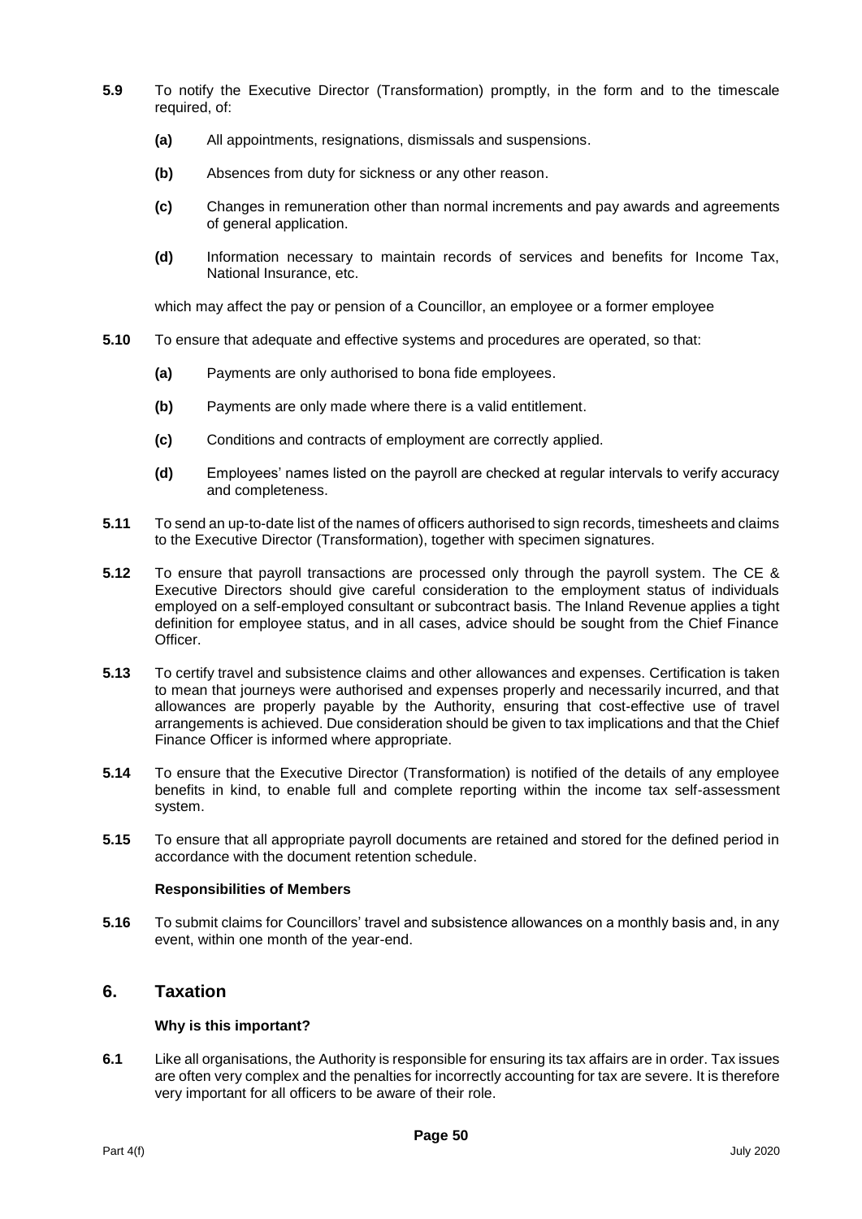**5.9** To notify the Executive Director (Transformation) promptly, in the form and to the timescale required, of:

- **(a)** All appointments, resignations, dismissals and suspensions.
- **(b)** Absences from duty for sickness or any other reason.
- **(c)** Changes in remuneration other than normal increments and pay awards and agreements of general application.
- **(d)** Information necessary to maintain records of services and benefits for Income Tax, National Insurance, etc.

which may affect the pay or pension of a Councillor, an employee or a former employee

**5.10** To ensure that adequate and effective systems and procedures are operated, so that:

- **(a)** Payments are only authorised to bona fide employees.
- **(b)** Payments are only made where there is a valid entitlement.
- **(c)** Conditions and contracts of employment are correctly applied.
- **(d)** Employees' names listed on the payroll are checked at regular intervals to verify accuracy and completeness.

**5.11** To send an up-to-date list of the names of officers authorised to sign records, timesheets and claims to the Executive Director (Transformation), together with specimen signatures.

**5.12** To ensure that payroll transactions are processed only through the payroll system. The CE & Executive Directors should give careful consideration to the employment status of individuals employed on a self-employed consultant or subcontract basis. The Inland Revenue applies a tight definition for employee status, and in all cases, advice should be sought from the Chief Finance Officer.

**5.13** To certify travel and subsistence claims and other allowances and expenses. Certification is taken to mean that journeys were authorised and expenses properly and necessarily incurred, and that allowances are properly payable by the Authority, ensuring that cost-effective use of travel arrangements is achieved. Due consideration should be given to tax implications and that the Chief Finance Officer is informed where appropriate.

**5.14** To ensure that the Executive Director (Transformation) is notified of the details of any employee benefits in kind, to enable full and complete reporting within the income tax self-assessment system.

**5.15** To ensure that all appropriate payroll documents are retained and stored for the defined period in accordance with the document retention schedule.

**Responsibilities of Members**

**5.16** To submit claims for Councillors' travel and subsistence allowances on a monthly basis and, in any event, within one month of the year-end.

## 6. Taxation

**Why is this important?**

**6.1** Like all organisations, the Authority is responsible for ensuring its tax affairs are in order. Tax issues are often very complex and the penalties for incorrectly accounting for tax are severe. It is therefore very important for all officers to be aware of their role.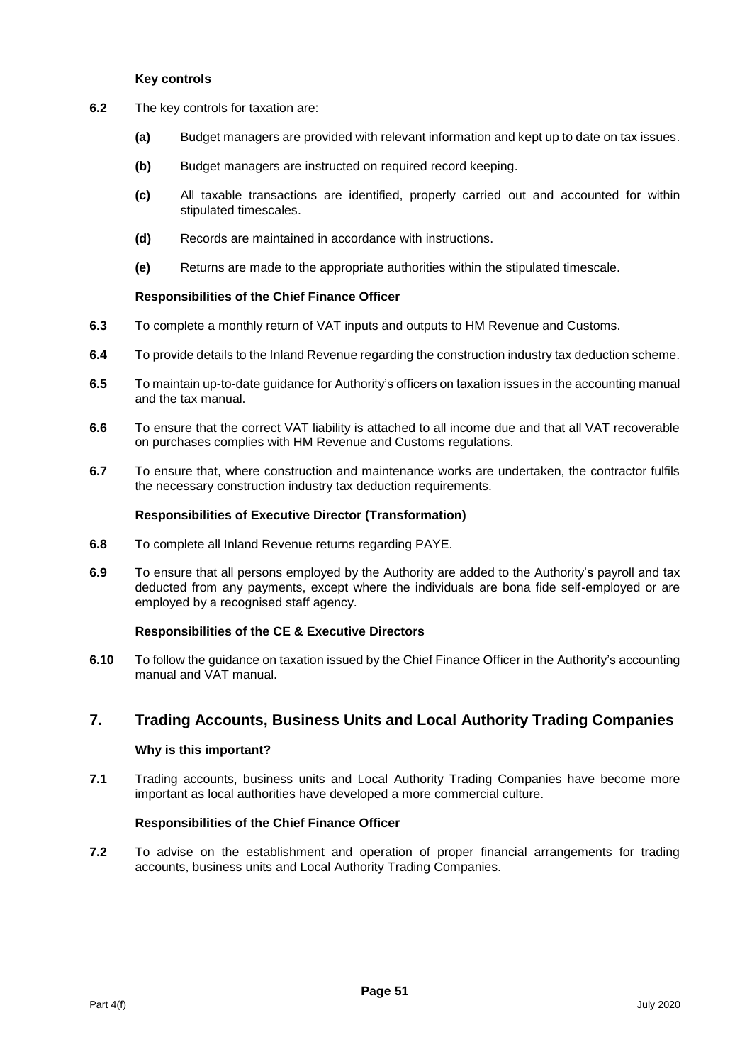**Key controls**

**6.2** The key controls for taxation are:

- **(a)** Budget managers are provided with relevant information and kept up to date on tax issues.
- **(b)** Budget managers are instructed on required record keeping.
- **(c)** All taxable transactions are identified, properly carried out and accounted for within stipulated timescales.
- **(d)** Records are maintained in accordance with instructions.
- **(e)** Returns are made to the appropriate authorities within the stipulated timescale.

**Responsibilities of the Chief Finance Officer**

**6.3** To complete a monthly return of VAT inputs and outputs to HM Revenue and Customs.

**6.4** To provide details to the Inland Revenue regarding the construction industry tax deduction scheme.

**6.5** To maintain up-to-date guidance for Authority's officers on taxation issues in the accounting manual and the tax manual.

**6.6** To ensure that the correct VAT liability is attached to all income due and that all VAT recoverable on purchases complies with HM Revenue and Customs regulations.

**6.7** To ensure that, where construction and maintenance works are undertaken, the contractor fulfils the necessary construction industry tax deduction requirements.

**Responsibilities of Executive Director (Transformation)**

**6.8** To complete all Inland Revenue returns regarding PAYE.

**6.9** To ensure that all persons employed by the Authority are added to the Authority's payroll and tax deducted from any payments, except where the individuals are bona fide self-employed or are employed by a recognised staff agency.

**Responsibilities of the CE & Executive Directors**

**6.10** To follow the guidance on taxation issued by the Chief Finance Officer in the Authority's accounting manual and VAT manual.

## 7. Trading Accounts, Business Units and Local Authority Trading Companies

**Why is this important?**

**7.1** Trading accounts, business units and Local Authority Trading Companies have become more important as local authorities have developed a more commercial culture.

**Responsibilities of the Chief Finance Officer**

**7.2** To advise on the establishment and operation of proper financial arrangements for trading accounts, business units and Local Authority Trading Companies.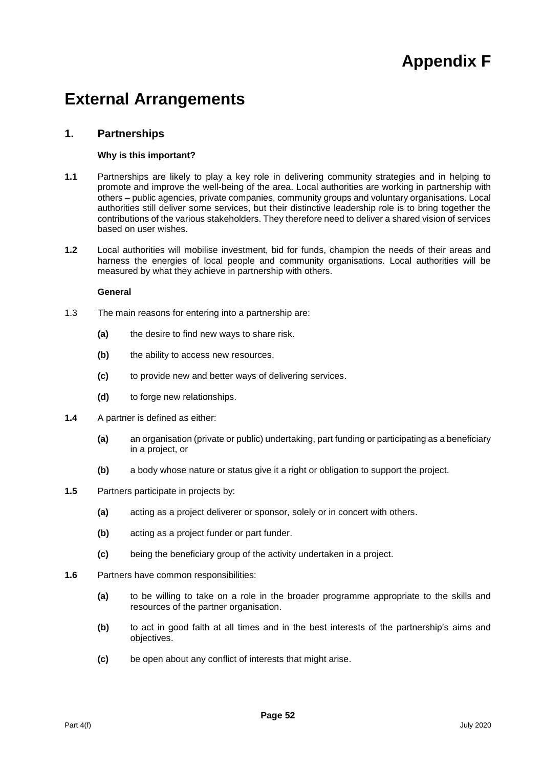# Appendix F

# External Arrangements

## 1. Partnerships

**Why is this important?**

**1.1** Partnerships are likely to play a key role in delivering community strategies and in helping to promote and improve the well-being of the area. Local authorities are working in partnership with others – public agencies, private companies, community groups and voluntary organisations. Local authorities still deliver some services, but their distinctive leadership role is to bring together the contributions of the various stakeholders. They therefore need to deliver a shared vision of services based on user wishes.

**1.2** Local authorities will mobilise investment, bid for funds, champion the needs of their areas and harness the energies of local people and community organisations. Local authorities will be measured by what they achieve in partnership with others.

**General**

1.3 The main reasons for entering into a partnership are:

- **(a)** the desire to find new ways to share risk.
- **(b)** the ability to access new resources.
- **(c)** to provide new and better ways of delivering services.
- **(d)** to forge new relationships.

**1.4** A partner is defined as either:

- **(a)** an organisation (private or public) undertaking, part funding or participating as a beneficiary in a project, or
- **(b)** a body whose nature or status give it a right or obligation to support the project.

**1.5** Partners participate in projects by:

- **(a)** acting as a project deliverer or sponsor, solely or in concert with others.
- **(b)** acting as a project funder or part funder.
- **(c)** being the beneficiary group of the activity undertaken in a project.

**1.6** Partners have common responsibilities:

- **(a)** to be willing to take on a role in the broader programme appropriate to the skills and resources of the partner organisation.
- **(b)** to act in good faith at all times and in the best interests of the partnership's aims and objectives.
- **(c)** be open about any conflict of interests that might arise.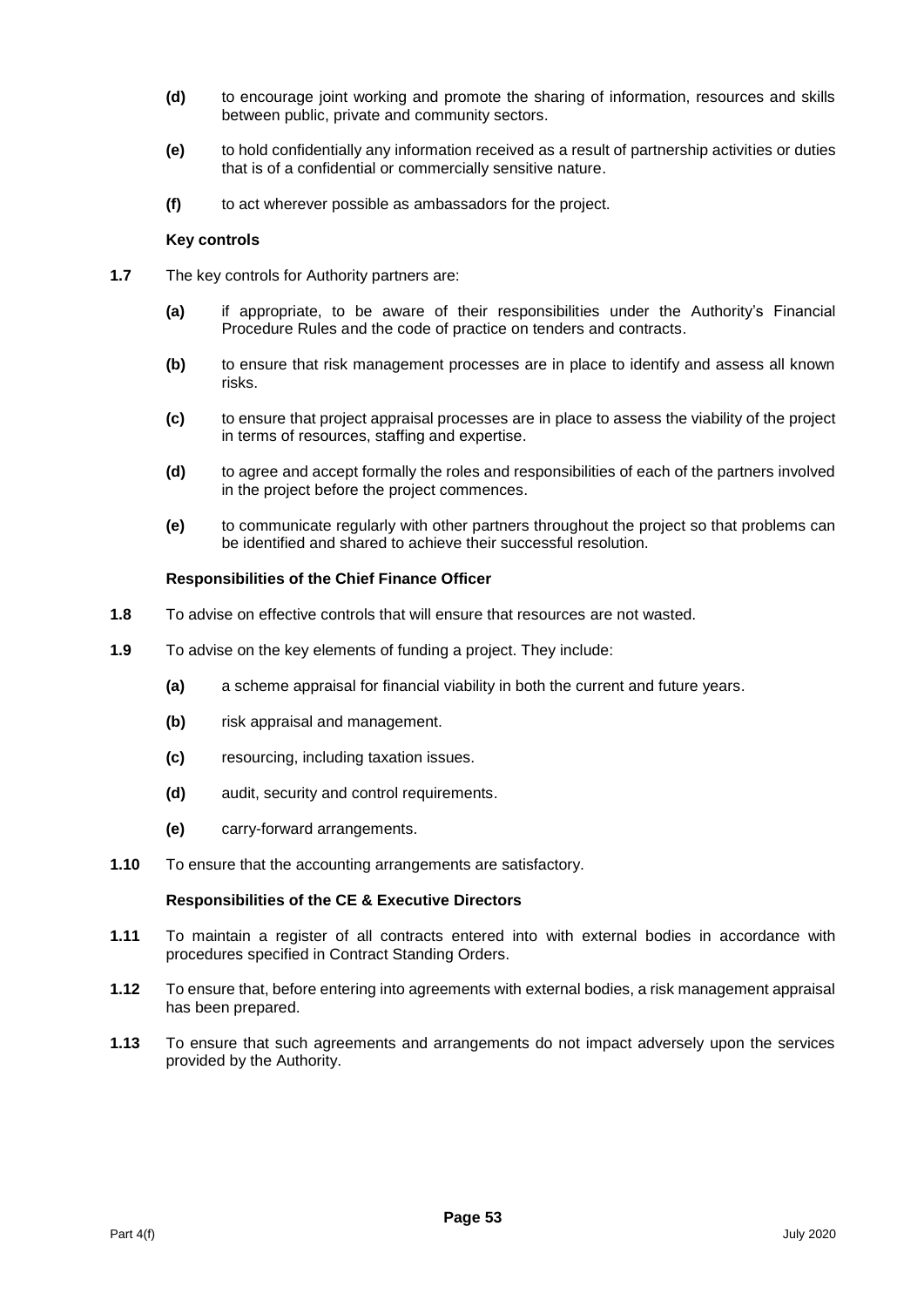**(d)** to encourage joint working and promote the sharing of information, resources and skills between public, private and community sectors.

**(e)** to hold confidentially any information received as a result of partnership activities or duties that is of a confidential or commercially sensitive nature.

**(f)** to act wherever possible as ambassadors for the project.

**Key controls**

**1.7** The key controls for Authority partners are:

**(a)** if appropriate, to be aware of their responsibilities under the Authority's Financial Procedure Rules and the code of practice on tenders and contracts.

**(b)** to ensure that risk management processes are in place to identify and assess all known risks.

**(c)** to ensure that project appraisal processes are in place to assess the viability of the project in terms of resources, staffing and expertise.

**(d)** to agree and accept formally the roles and responsibilities of each of the partners involved in the project before the project commences.

**(e)** to communicate regularly with other partners throughout the project so that problems can be identified and shared to achieve their successful resolution.

**Responsibilities of the Chief Finance Officer**

**1.8** To advise on effective controls that will ensure that resources are not wasted.

**1.9** To advise on the key elements of funding a project. They include:

**(a)** a scheme appraisal for financial viability in both the current and future years.

**(b)** risk appraisal and management.

**(c)** resourcing, including taxation issues.

**(d)** audit, security and control requirements.

**(e)** carry-forward arrangements.

**1.10** To ensure that the accounting arrangements are satisfactory.

**Responsibilities of the CE & Executive Directors**

**1.11** To maintain a register of all contracts entered into with external bodies in accordance with procedures specified in Contract Standing Orders.

**1.12** To ensure that, before entering into agreements with external bodies, a risk management appraisal has been prepared.

**1.13** To ensure that such agreements and arrangements do not impact adversely upon the services provided by the Authority.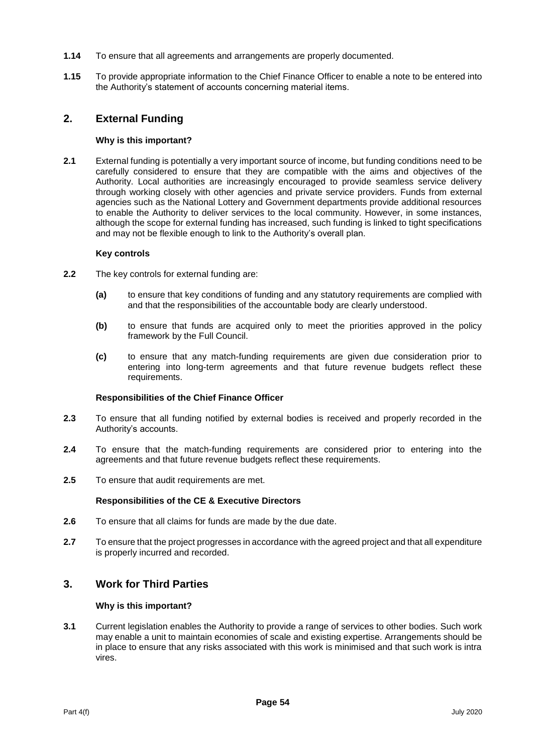**1.14** To ensure that all agreements and arrangements are properly documented.

**1.15** To provide appropriate information to the Chief Finance Officer to enable a note to be entered into the Authority's statement of accounts concerning material items.

## 2. External Funding

**Why is this important?**

**2.1** External funding is potentially a very important source of income, but funding conditions need to be carefully considered to ensure that they are compatible with the aims and objectives of the Authority. Local authorities are increasingly encouraged to provide seamless service delivery through working closely with other agencies and private service providers. Funds from external agencies such as the National Lottery and Government departments provide additional resources to enable the Authority to deliver services to the local community. However, in some instances, although the scope for external funding has increased, such funding is linked to tight specifications and may not be flexible enough to link to the Authority's overall plan.

**Key controls**

**2.2** The key controls for external funding are:

- **(a)** to ensure that key conditions of funding and any statutory requirements are complied with and that the responsibilities of the accountable body are clearly understood.
- **(b)** to ensure that funds are acquired only to meet the priorities approved in the policy framework by the Full Council.
- **(c)** to ensure that any match-funding requirements are given due consideration prior to entering into long-term agreements and that future revenue budgets reflect these requirements.

**Responsibilities of the Chief Finance Officer**

**2.3** To ensure that all funding notified by external bodies is received and properly recorded in the Authority's accounts.

**2.4** To ensure that the match-funding requirements are considered prior to entering into the agreements and that future revenue budgets reflect these requirements.

**2.5** To ensure that audit requirements are met.

**Responsibilities of the CE & Executive Directors**

**2.6** To ensure that all claims for funds are made by the due date.

**2.7** To ensure that the project progresses in accordance with the agreed project and that all expenditure is properly incurred and recorded.

## 3. Work for Third Parties

**Why is this important?**

**3.1** Current legislation enables the Authority to provide a range of services to other bodies. Such work may enable a unit to maintain economies of scale and existing expertise. Arrangements should be in place to ensure that any risks associated with this work is minimised and that such work is intra vires.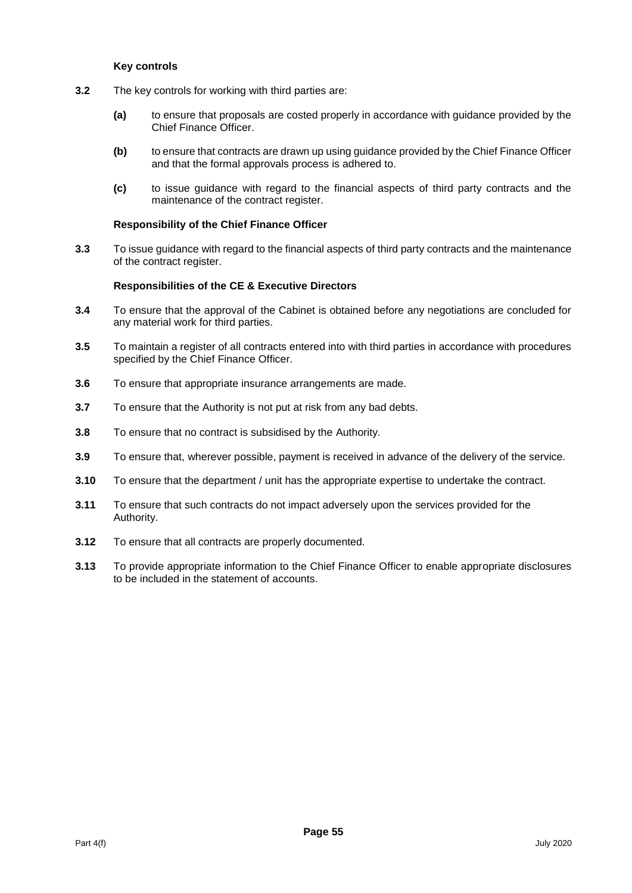### Key controls

**3.2** The key controls for working with third parties are:

- **(a)** to ensure that proposals are costed properly in accordance with guidance provided by the Chief Finance Officer.
- **(b)** to ensure that contracts are drawn up using guidance provided by the Chief Finance Officer and that the formal approvals process is adhered to.
- **(c)** to issue guidance with regard to the financial aspects of third party contracts and the maintenance of the contract register.

### Responsibility of the Chief Finance Officer

**3.3** To issue guidance with regard to the financial aspects of third party contracts and the maintenance of the contract register.

### Responsibilities of the CE & Executive Directors

**3.4** To ensure that the approval of the Cabinet is obtained before any negotiations are concluded for any material work for third parties.

**3.5** To maintain a register of all contracts entered into with third parties in accordance with procedures specified by the Chief Finance Officer.

**3.6** To ensure that appropriate insurance arrangements are made.

**3.7** To ensure that the Authority is not put at risk from any bad debts.

**3.8** To ensure that no contract is subsidised by the Authority.

**3.9** To ensure that, wherever possible, payment is received in advance of the delivery of the service.

**3.10** To ensure that the department / unit has the appropriate expertise to undertake the contract.

**3.11** To ensure that such contracts do not impact adversely upon the services provided for the Authority.

**3.12** To ensure that all contracts are properly documented.

**3.13** To provide appropriate information to the Chief Finance Officer to enable appropriate disclosures to be included in the statement of accounts.